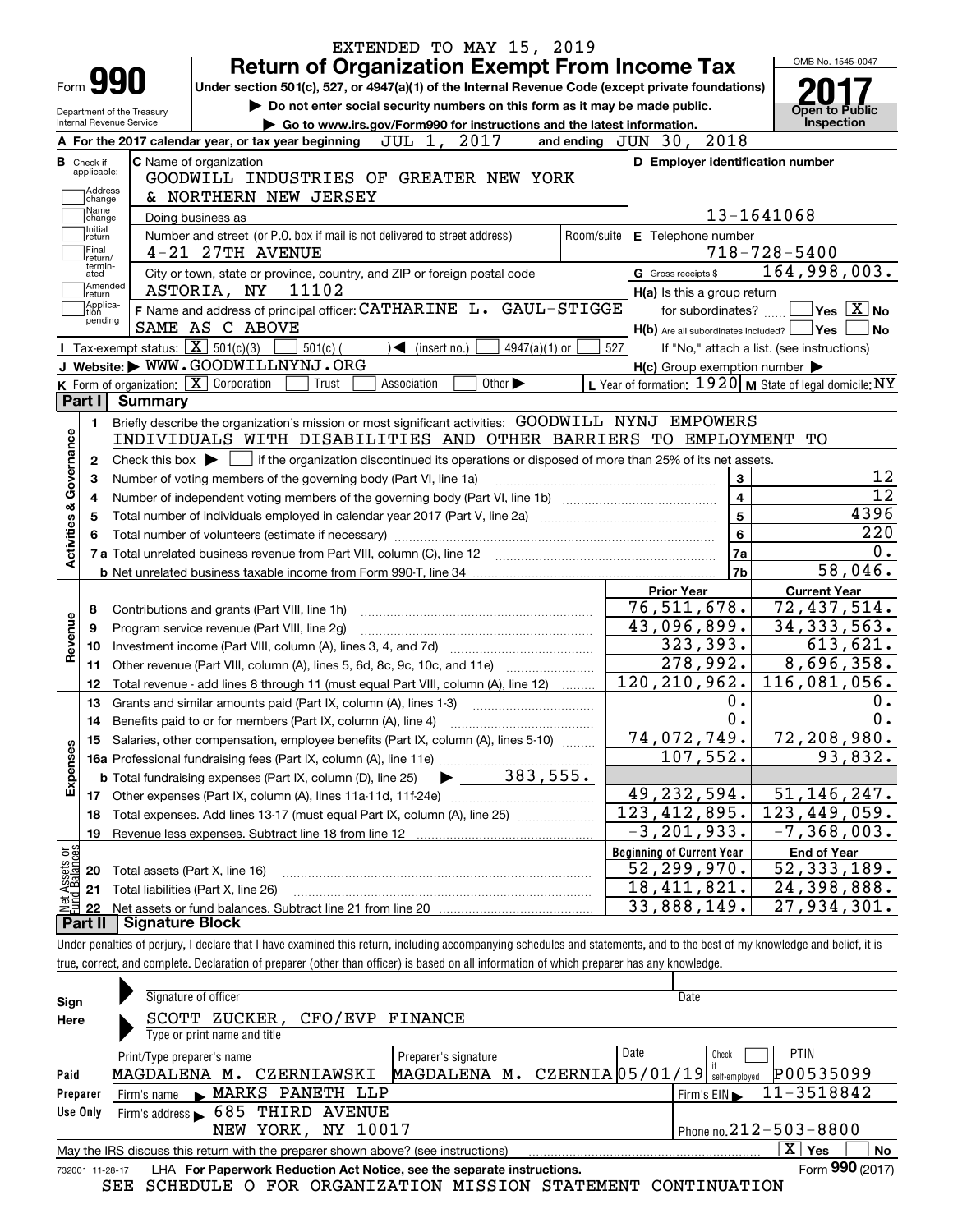EXTENDED TO MAY 15, 2019

# Form 990 — Return of Organization Exempt From Income Tax

Under section 501(c), 527, or 4947(a)(1) of the Internal Revenue Code (except private foundations)

▶ Do not enter social security numbers on this form as it may be made public.

▶ Go to www.irs.gov/Form990 for instructions and the latest information.

Department of the Treasury
Internal Revenue Service

OMB No. 1545-0047

**2017**

Open to Public Inspection

**A** For the 2017 calendar year, or tax year beginning JUL 1, 2017 and ending JUN 30, 2018

**B** Check if applicable: Address change, Name change, Initial return, Final return/terminated, Amended return, Application pending

**C** Name of organization: GOODWILL INDUSTRIES OF GREATER NEW YORK & NORTHERN NEW JERSEY

Doing business as

Number and street (or P.O. box if mail is not delivered to street address): 4-21 27TH AVENUE — Room/suite

City or town, state or province, country, and ZIP or foreign postal code: ASTORIA, NY 11102

**D** Employer identification number: 13-1641068

**E** Telephone number: 718-728-5400

**G** Gross receipts $ 164,998,003.

**F** Name and address of principal officer: CATHARINE L. GAUL-STIGGE SAME AS C ABOVE

**H(a)** Is this a group return for subordinates? ☐ Yes ☒ No

**H(b)** Are all subordinates included? ☐ Yes ☐ No — If "No," attach a list. (see instructions)

**H(c)** Group exemption number ▶

**I** Tax-exempt status: ☒ 501(c)(3) ☐ 501(c) ( ) ◀ (insert no.) ☐ 4947(a)(1) or ☐ 527

**J** Website: ▶ WWW.GOODWILLNYNJ.ORG

**K** Form of organization: ☒ Corporation ☐ Trust ☐ Association ☐ Other ▶

**L** Year of formation: 1920 **M** State of legal domicile: NY

## Part I Summary

**Activities & Governance**

1. Briefly describe the organization's mission or most significant activities: GOODWILL NYNJ EMPOWERS INDIVIDUALS WITH DISABILITIES AND OTHER BARRIERS TO EMPLOYMENT TO
2. Check this box ▶ ☐ if the organization discontinued its operations or disposed of more than 25% of its net assets.

| Line | Description | No. | Value |
|---|---|---|---|
| 3 | Number of voting members of the governing body (Part VI, line 1a) | 3 | 12 |
| 4 | Number of independent voting members of the governing body (Part VI, line 1b) | 4 | 12 |
| 5 | Total number of individuals employed in calendar year 2017 (Part V, line 2a) | 5 | 4396 |
| 6 | Total number of volunteers (estimate if necessary) | 6 | 220 |
| 7a | Total unrelated business revenue from Part VIII, column (C), line 12 | 7a | 0. |
| 7b | Net unrelated business taxable income from Form 990-T, line 34 | 7b | 58,046. |

| Line | Description | Prior Year | Current Year |
|---|---|---|---|
| **Revenue** | | | |
| 8 | Contributions and grants (Part VIII, line 1h) | 76,511,678. | 72,437,514. |
| 9 | Program service revenue (Part VIII, line 2g) | 43,096,899. | 34,333,563. |
| 10 | Investment income (Part VIII, column (A), lines 3, 4, and 7d) | 323,393. | 613,621. |
| 11 | Other revenue (Part VIII, column (A), lines 5, 6d, 8c, 9c, 10c, and 11e) | 278,992. | 8,696,358. |
| 12 | Total revenue - add lines 8 through 11 (must equal Part VIII, column (A), line 12) | 120,210,962. | 116,081,056. |
| **Expenses** | | | |
| 13 | Grants and similar amounts paid (Part IX, column (A), lines 1-3) | 0. | 0. |
| 14 | Benefits paid to or for members (Part IX, column (A), line 4) | 0. | 0. |
| 15 | Salaries, other compensation, employee benefits (Part IX, column (A), lines 5-10) | 74,072,749. | 72,208,980. |
| 16a | Professional fundraising fees (Part IX, column (A), line 11e) | 107,552. | 93,832. |
| b | Total fundraising expenses (Part IX, column (D), line 25) ▶ 383,555. | | |
| 17 | Other expenses (Part IX, column (A), lines 11a-11d, 11f-24e) | 49,232,594. | 51,146,247. |
| 18 | Total expenses. Add lines 13-17 (must equal Part IX, column (A), line 25) | 123,412,895. | 123,449,059. |
| 19 | Revenue less expenses. Subtract line 18 from line 12 | -3,201,933. | -7,368,003. |

| Line | Net Assets or Fund Balances | Beginning of Current Year | End of Year |
|---|---|---|---|
| 20 | Total assets (Part X, line 16) | 52,299,970. | 52,333,189. |
| 21 | Total liabilities (Part X, line 26) | 18,411,821. | 24,398,888. |
| 22 | Net assets or fund balances. Subtract line 21 from line 20 | 33,888,149. | 27,934,301. |

## Part II Signature Block

Under penalties of perjury, I declare that I have examined this return, including accompanying schedules and statements, and to the best of my knowledge and belief, it is true, correct, and complete. Declaration of preparer (other than officer) is based on all information of which preparer has any knowledge.

**Sign Here**

Signature of officer — Date

SCOTT ZUCKER, CFO/EVP FINANCE
Type or print name and title

**Paid Preparer Use Only**

| Print/Type preparer's name | Preparer's signature | Date | Check if self-employed | PTIN |
|---|---|---|---|---|
| MAGDALENA M. CZERNIAWSKI | MAGDALENA M. CZERNIA | 05/01/19 | ☐ | P00535099 |

Firm's name ▶ MARKS PANETH LLP — Firm's EIN ▶ 11-3518842

Firm's address ▶ 685 THIRD AVENUE NEW YORK, NY 10017 — Phone no. 212-503-8800

May the IRS discuss this return with the preparer shown above? (see instructions) ☒ Yes ☐ No

732001 11-28-17 LHA For Paperwork Reduction Act Notice, see the separate instructions. Form **990** (2017)

SEE SCHEDULE O FOR ORGANIZATION MISSION STATEMENT CONTINUATION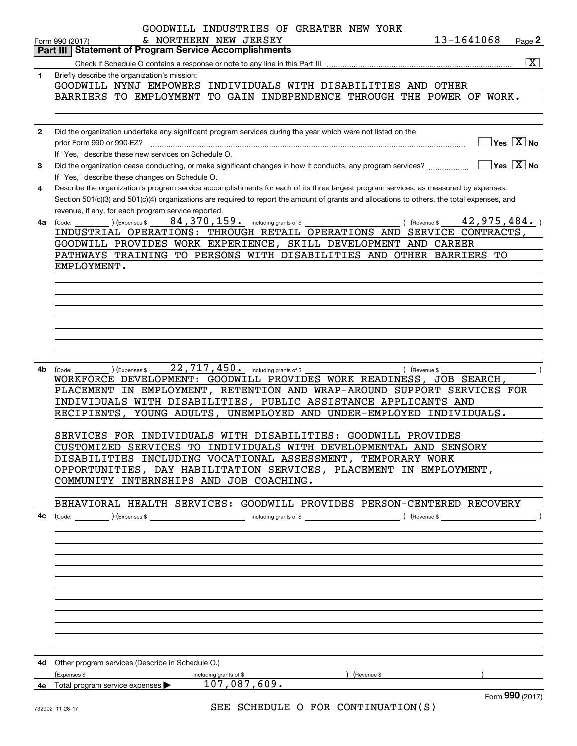GOODWILL INDUSTRIES OF GREATER NEW YORK & NORTHERN NEW JERSEY    13-1641068

Form 990 (2017)    Page 2

## Part III Statement of Program Service Accomplishments

Check if Schedule O contains a response or note to any line in this Part III .......... [X]

**1** Briefly describe the organization's mission:

GOODWILL NYNJ EMPOWERS INDIVIDUALS WITH DISABILITIES AND OTHER BARRIERS TO EMPLOYMENT TO GAIN INDEPENDENCE THROUGH THE POWER OF WORK.

**2** Did the organization undertake any significant program services during the year which were not listed on the prior Form 990 or 990-EZ? .......... [ ] Yes [X] No

If "Yes," describe these new services on Schedule O.

**3** Did the organization cease conducting, or make significant changes in how it conducts, any program services? .......... [ ] Yes [X] No

If "Yes," describe these changes on Schedule O.

**4** Describe the organization's program service accomplishments for each of its three largest program services, as measured by expenses. Section 501(c)(3) and 501(c)(4) organizations are required to report the amount of grants and allocations to others, the total expenses, and revenue, if any, for each program service reported.

**4a** (Code: ) (Expenses $ 84,370,159. including grants of $ ) (Revenue $ 42,975,484. )

INDUSTRIAL OPERATIONS: THROUGH RETAIL OPERATIONS AND SERVICE CONTRACTS, GOODWILL PROVIDES WORK EXPERIENCE, SKILL DEVELOPMENT AND CAREER PATHWAYS TRAINING TO PERSONS WITH DISABILITIES AND OTHER BARRIERS TO EMPLOYMENT.

**4b** (Code: ) (Expenses $ 22,717,450. including grants of $ ) (Revenue $ )

WORKFORCE DEVELOPMENT: GOODWILL PROVIDES WORK READINESS, JOB SEARCH, PLACEMENT IN EMPLOYMENT, RETENTION AND WRAP-AROUND SUPPORT SERVICES FOR INDIVIDUALS WITH DISABILITIES, PUBLIC ASSISTANCE APPLICANTS AND RECIPIENTS, YOUNG ADULTS, UNEMPLOYED AND UNDER-EMPLOYED INDIVIDUALS.

SERVICES FOR INDIVIDUALS WITH DISABILITIES: GOODWILL PROVIDES CUSTOMIZED SERVICES TO INDIVIDUALS WITH DEVELOPMENTAL AND SENSORY DISABILITIES INCLUDING VOCATIONAL ASSESSMENT, TEMPORARY WORK OPPORTUNITIES, DAY HABILITATION SERVICES, PLACEMENT IN EMPLOYMENT, COMMUNITY INTERNSHIPS AND JOB COACHING.

BEHAVIORAL HEALTH SERVICES: GOODWILL PROVIDES PERSON-CENTERED RECOVERY

**4c** (Code: ) (Expenses $ including grants of $ ) (Revenue $ )

**4d** Other program services (Describe in Schedule O.)

(Expenses $ including grants of $ ) (Revenue $ )

**4e** Total program service expenses ▶ 107,087,609.

Form 990 (2017)

SEE SCHEDULE O FOR CONTINUATION(S)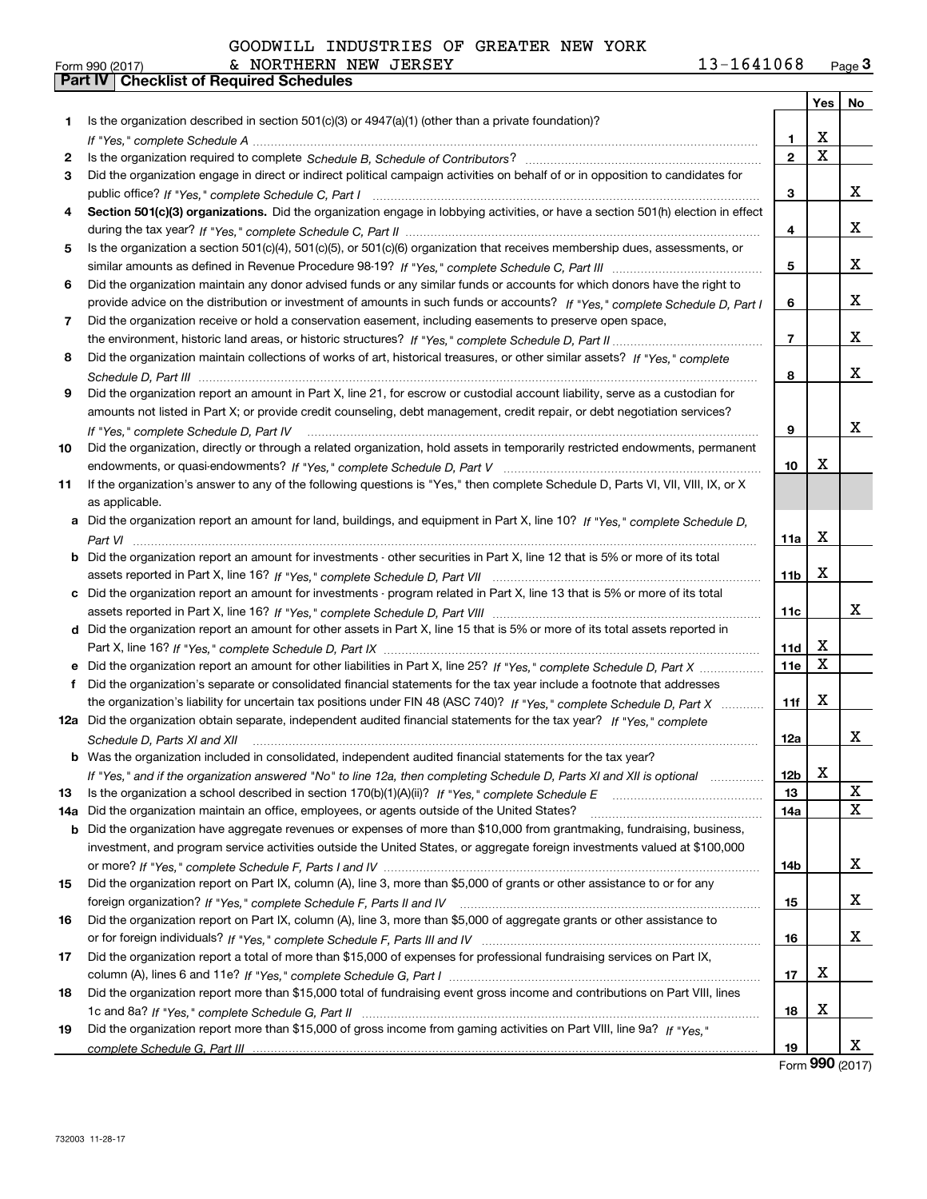GOODWILL INDUSTRIES OF GREATER NEW YORK & NORTHERN NEW JERSEY 13-1641068

Form 990 (2017) Page **3**

## Part IV Checklist of Required Schedules

| | | | Yes | No |
|---|---|---|---|---|
| 1 | Is the organization described in section 501(c)(3) or 4947(a)(1) (other than a private foundation)? *If "Yes," complete Schedule A* | 1 | X | |
| 2 | Is the organization required to complete *Schedule B, Schedule of Contributors*? | 2 | X | |
| 3 | Did the organization engage in direct or indirect political campaign activities on behalf of or in opposition to candidates for public office? *If "Yes," complete Schedule C, Part I* | 3 | | X |
| 4 | **Section 501(c)(3) organizations.** Did the organization engage in lobbying activities, or have a section 501(h) election in effect during the tax year? *If "Yes," complete Schedule C, Part II* | 4 | | X |
| 5 | Is the organization a section 501(c)(4), 501(c)(5), or 501(c)(6) organization that receives membership dues, assessments, or similar amounts as defined in Revenue Procedure 98-19? *If "Yes," complete Schedule C, Part III* | 5 | | X |
| 6 | Did the organization maintain any donor advised funds or any similar funds or accounts for which donors have the right to provide advice on the distribution or investment of amounts in such funds or accounts? *If "Yes," complete Schedule D, Part I* | 6 | | X |
| 7 | Did the organization receive or hold a conservation easement, including easements to preserve open space, the environment, historic land areas, or historic structures? *If "Yes," complete Schedule D, Part II* | 7 | | X |
| 8 | Did the organization maintain collections of works of art, historical treasures, or other similar assets? *If "Yes," complete Schedule D, Part III* | 8 | | X |
| 9 | Did the organization report an amount in Part X, line 21, for escrow or custodial account liability, serve as a custodian for amounts not listed in Part X; or provide credit counseling, debt management, credit repair, or debt negotiation services? *If "Yes," complete Schedule D, Part IV* | 9 | | X |
| 10 | Did the organization, directly or through a related organization, hold assets in temporarily restricted endowments, permanent endowments, or quasi-endowments? *If "Yes," complete Schedule D, Part V* | 10 | X | |
| 11 | If the organization's answer to any of the following questions is "Yes," then complete Schedule D, Parts VI, VII, VIII, IX, or X as applicable. | | | |
| a | Did the organization report an amount for land, buildings, and equipment in Part X, line 10? *If "Yes," complete Schedule D, Part VI* | 11a | X | |
| b | Did the organization report an amount for investments - other securities in Part X, line 12 that is 5% or more of its total assets reported in Part X, line 16? *If "Yes," complete Schedule D, Part VII* | 11b | X | |
| c | Did the organization report an amount for investments - program related in Part X, line 13 that is 5% or more of its total assets reported in Part X, line 16? *If "Yes," complete Schedule D, Part VIII* | 11c | | X |
| d | Did the organization report an amount for other assets in Part X, line 15 that is 5% or more of its total assets reported in Part X, line 16? *If "Yes," complete Schedule D, Part IX* | 11d | X | |
| e | Did the organization report an amount for other liabilities in Part X, line 25? *If "Yes," complete Schedule D, Part X* | 11e | X | |
| f | Did the organization's separate or consolidated financial statements for the tax year include a footnote that addresses the organization's liability for uncertain tax positions under FIN 48 (ASC 740)? *If "Yes," complete Schedule D, Part X* | 11f | X | |
| 12a | Did the organization obtain separate, independent audited financial statements for the tax year? *If "Yes," complete Schedule D, Parts XI and XII* | 12a | | X |
| b | Was the organization included in consolidated, independent audited financial statements for the tax year? *If "Yes," and if the organization answered "No" to line 12a, then completing Schedule D, Parts XI and XII is optional* | 12b | X | |
| 13 | Is the organization a school described in section 170(b)(1)(A)(ii)? *If "Yes," complete Schedule E* | 13 | | X |
| 14a | Did the organization maintain an office, employees, or agents outside of the United States? | 14a | | X |
| b | Did the organization have aggregate revenues or expenses of more than $10,000 from grantmaking, fundraising, business, investment, and program service activities outside the United States, or aggregate foreign investments valued at $100,000 or more? *If "Yes," complete Schedule F, Parts I and IV* | 14b | | X |
| 15 | Did the organization report on Part IX, column (A), line 3, more than $5,000 of grants or other assistance to or for any foreign organization? *If "Yes," complete Schedule F, Parts II and IV* | 15 | | X |
| 16 | Did the organization report on Part IX, column (A), line 3, more than $5,000 of aggregate grants or other assistance to or for foreign individuals? *If "Yes," complete Schedule F, Parts III and IV* | 16 | | X |
| 17 | Did the organization report a total of more than $15,000 of expenses for professional fundraising services on Part IX, column (A), lines 6 and 11e? *If "Yes," complete Schedule G, Part I* | 17 | X | |
| 18 | Did the organization report more than $15,000 total of fundraising event gross income and contributions on Part VIII, lines 1c and 8a? *If "Yes," complete Schedule G, Part II* | 18 | X | |
| 19 | Did the organization report more than $15,000 of gross income from gaming activities on Part VIII, line 9a? *If "Yes," complete Schedule G, Part III* | 19 | | X |

Form **990** (2017)

732003 11-28-17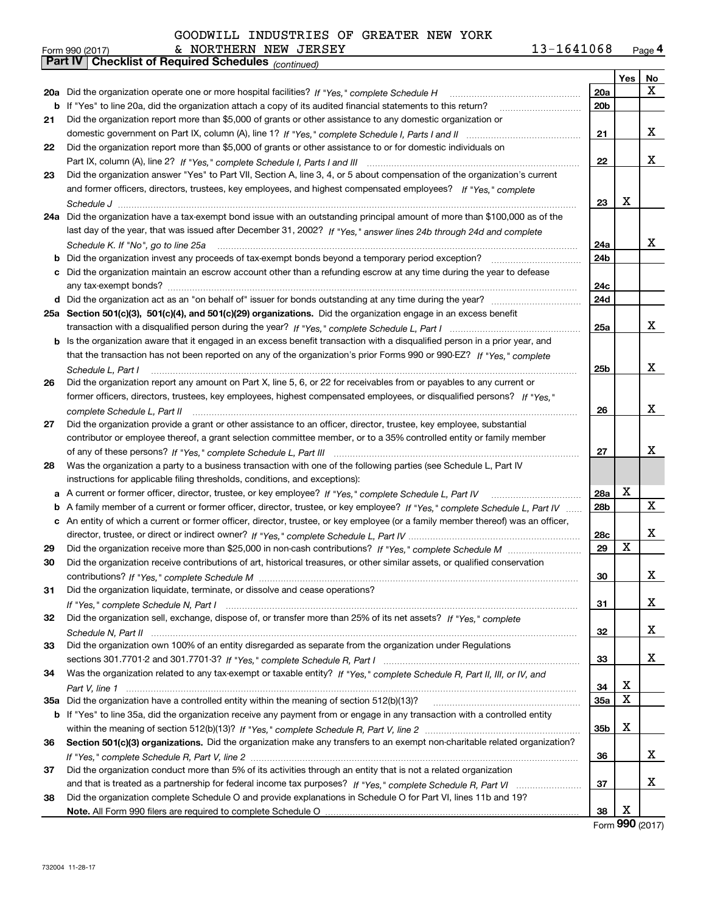GOODWILL INDUSTRIES OF GREATER NEW YORK & NORTHERN NEW JERSEY 13-1641068

Form 990 (2017) Page 4

**Part IV Checklist of Required Schedules** *(continued)*

| | | | Yes | No |
|---|---|---|---|---|
| 20a | Did the organization operate one or more hospital facilities? *If "Yes," complete Schedule H* | 20a | | X |
| b | If "Yes" to line 20a, did the organization attach a copy of its audited financial statements to this return? | 20b | | |
| 21 | Did the organization report more than $5,000 of grants or other assistance to any domestic organization or domestic government on Part IX, column (A), line 1? *If "Yes," complete Schedule I, Parts I and II* | 21 | | X |
| 22 | Did the organization report more than $5,000 of grants or other assistance to or for domestic individuals on Part IX, column (A), line 2? *If "Yes," complete Schedule I, Parts I and III* | 22 | | X |
| 23 | Did the organization answer "Yes" to Part VII, Section A, line 3, 4, or 5 about compensation of the organization's current and former officers, directors, trustees, key employees, and highest compensated employees? *If "Yes," complete Schedule J* | 23 | X | |
| 24a | Did the organization have a tax-exempt bond issue with an outstanding principal amount of more than $100,000 as of the last day of the year, that was issued after December 31, 2002? *If "Yes," answer lines 24b through 24d and complete Schedule K. If "No", go to line 25a* | 24a | | X |
| b | Did the organization invest any proceeds of tax-exempt bonds beyond a temporary period exception? | 24b | | |
| c | Did the organization maintain an escrow account other than a refunding escrow at any time during the year to defease any tax-exempt bonds? | 24c | | |
| d | Did the organization act as an "on behalf of" issuer for bonds outstanding at any time during the year? | 24d | | |
| 25a | **Section 501(c)(3), 501(c)(4), and 501(c)(29) organizations.** Did the organization engage in an excess benefit transaction with a disqualified person during the year? *If "Yes," complete Schedule L, Part I* | 25a | | X |
| b | Is the organization aware that it engaged in an excess benefit transaction with a disqualified person in a prior year, and that the transaction has not been reported on any of the organization's prior Forms 990 or 990-EZ? *If "Yes," complete Schedule L, Part I* | 25b | | X |
| 26 | Did the organization report any amount on Part X, line 5, 6, or 22 for receivables from or payables to any current or former officers, directors, trustees, key employees, highest compensated employees, or disqualified persons? *If "Yes," complete Schedule L, Part II* | 26 | | X |
| 27 | Did the organization provide a grant or other assistance to an officer, director, trustee, key employee, substantial contributor or employee thereof, a grant selection committee member, or to a 35% controlled entity or family member of any of these persons? *If "Yes," complete Schedule L, Part III* | 27 | | X |
| 28 | Was the organization a party to a business transaction with one of the following parties (see Schedule L, Part IV instructions for applicable filing thresholds, conditions, and exceptions): | | | |
| a | A current or former officer, director, trustee, or key employee? *If "Yes," complete Schedule L, Part IV* | 28a | X | |
| b | A family member of a current or former officer, director, trustee, or key employee? *If "Yes," complete Schedule L, Part IV* | 28b | | X |
| c | An entity of which a current or former officer, director, trustee, or key employee (or a family member thereof) was an officer, director, trustee, or direct or indirect owner? *If "Yes," complete Schedule L, Part IV* | 28c | | X |
| 29 | Did the organization receive more than $25,000 in non-cash contributions? *If "Yes," complete Schedule M* | 29 | X | |
| 30 | Did the organization receive contributions of art, historical treasures, or other similar assets, or qualified conservation contributions? *If "Yes," complete Schedule M* | 30 | | X |
| 31 | Did the organization liquidate, terminate, or dissolve and cease operations? *If "Yes," complete Schedule N, Part I* | 31 | | X |
| 32 | Did the organization sell, exchange, dispose of, or transfer more than 25% of its net assets? *If "Yes," complete Schedule N, Part II* | 32 | | X |
| 33 | Did the organization own 100% of an entity disregarded as separate from the organization under Regulations sections 301.7701-2 and 301.7701-3? *If "Yes," complete Schedule R, Part I* | 33 | | X |
| 34 | Was the organization related to any tax-exempt or taxable entity? *If "Yes," complete Schedule R, Part II, III, or IV, and Part V, line 1* | 34 | X | |
| 35a | Did the organization have a controlled entity within the meaning of section 512(b)(13)? | 35a | X | |
| b | If "Yes" to line 35a, did the organization receive any payment from or engage in any transaction with a controlled entity within the meaning of section 512(b)(13)? *If "Yes," complete Schedule R, Part V, line 2* | 35b | X | |
| 36 | **Section 501(c)(3) organizations.** Did the organization make any transfers to an exempt non-charitable related organization? *If "Yes," complete Schedule R, Part V, line 2* | 36 | | X |
| 37 | Did the organization conduct more than 5% of its activities through an entity that is not a related organization and that is treated as a partnership for federal income tax purposes? *If "Yes," complete Schedule R, Part VI* | 37 | | X |
| 38 | Did the organization complete Schedule O and provide explanations in Schedule O for Part VI, lines 11b and 19? **Note.** All Form 990 filers are required to complete Schedule O | 38 | X | |

Form **990** (2017)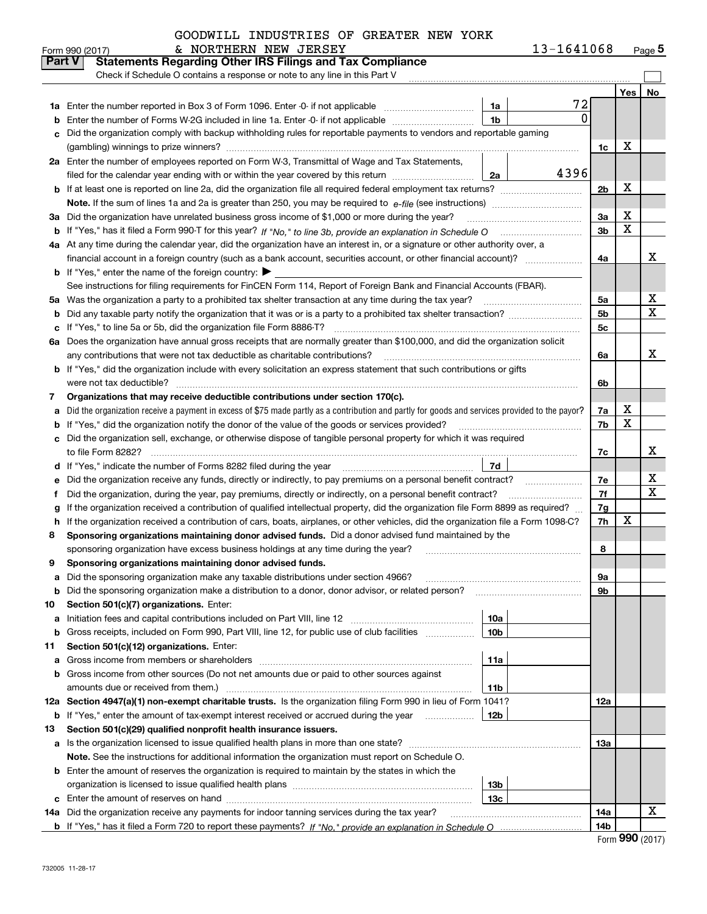GOODWILL INDUSTRIES OF GREATER NEW YORK & NORTHERN NEW JERSEY 13-1641068

Form 990 (2017) Page 5

## Part V Statements Regarding Other IRS Filings and Tax Compliance

Check if Schedule O contains a response or note to any line in this Part V

| | | | | | Yes | No |
|---|---|---|---|---|---|---|
| 1a | Enter the number reported in Box 3 of Form 1096. Enter -0- if not applicable | 1a | 72 | | | |
| b | Enter the number of Forms W-2G included in line 1a. Enter -0- if not applicable | 1b | 0 | | | |
| c | Did the organization comply with backup withholding rules for reportable payments to vendors and reportable gaming (gambling) winnings to prize winners? | | | 1c | X | |
| 2a | Enter the number of employees reported on Form W-3, Transmittal of Wage and Tax Statements, filed for the calendar year ending with or within the year covered by this return | 2a | 4396 | | | |
| b | If at least one is reported on line 2a, did the organization file all required federal employment tax returns? | | | 2b | X | |
| | **Note.** If the sum of lines 1a and 2a is greater than 250, you may be required to *e-file* (see instructions) | | | | | |
| 3a | Did the organization have unrelated business gross income of $1,000 or more during the year? | | | 3a | X | |
| b | If "Yes," has it filed a Form 990-T for this year? *If "No," to line 3b, provide an explanation in Schedule O* | | | 3b | X | |
| 4a | At any time during the calendar year, did the organization have an interest in, or a signature or other authority over, a financial account in a foreign country (such as a bank account, securities account, or other financial account)? | | | 4a | | X |
| b | If "Yes," enter the name of the foreign country: ▶ | | | | | |
| | See instructions for filing requirements for FinCEN Form 114, Report of Foreign Bank and Financial Accounts (FBAR). | | | | | |
| 5a | Was the organization a party to a prohibited tax shelter transaction at any time during the tax year? | | | 5a | | X |
| b | Did any taxable party notify the organization that it was or is a party to a prohibited tax shelter transaction? | | | 5b | | X |
| c | If "Yes," to line 5a or 5b, did the organization file Form 8886-T? | | | 5c | | |
| 6a | Does the organization have annual gross receipts that are normally greater than $100,000, and did the organization solicit any contributions that were not tax deductible as charitable contributions? | | | 6a | | X |
| b | If "Yes," did the organization include with every solicitation an express statement that such contributions or gifts were not tax deductible? | | | 6b | | |
| 7 | **Organizations that may receive deductible contributions under section 170(c).** | | | | | |
| a | Did the organization receive a payment in excess of $75 made partly as a contribution and partly for goods and services provided to the payor? | | | 7a | X | |
| b | If "Yes," did the organization notify the donor of the value of the goods or services provided? | | | 7b | X | |
| c | Did the organization sell, exchange, or otherwise dispose of tangible personal property for which it was required to file Form 8282? | | | 7c | | X |
| d | If "Yes," indicate the number of Forms 8282 filed during the year | 7d | | | | |
| e | Did the organization receive any funds, directly or indirectly, to pay premiums on a personal benefit contract? | | | 7e | | X |
| f | Did the organization, during the year, pay premiums, directly or indirectly, on a personal benefit contract? | | | 7f | | X |
| g | If the organization received a contribution of qualified intellectual property, did the organization file Form 8899 as required? | | | 7g | | |
| h | If the organization received a contribution of cars, boats, airplanes, or other vehicles, did the organization file a Form 1098-C? | | | 7h | X | |
| 8 | **Sponsoring organizations maintaining donor advised funds.** Did a donor advised fund maintained by the sponsoring organization have excess business holdings at any time during the year? | | | 8 | | |
| 9 | **Sponsoring organizations maintaining donor advised funds.** | | | | | |
| a | Did the sponsoring organization make any taxable distributions under section 4966? | | | 9a | | |
| b | Did the sponsoring organization make a distribution to a donor, donor advisor, or related person? | | | 9b | | |
| 10 | **Section 501(c)(7) organizations.** Enter: | | | | | |
| a | Initiation fees and capital contributions included on Part VIII, line 12 | 10a | | | | |
| b | Gross receipts, included on Form 990, Part VIII, line 12, for public use of club facilities | 10b | | | | |
| 11 | **Section 501(c)(12) organizations.** Enter: | | | | | |
| a | Gross income from members or shareholders | 11a | | | | |
| b | Gross income from other sources (Do not net amounts due or paid to other sources against amounts due or received from them.) | 11b | | | | |
| 12a | **Section 4947(a)(1) non-exempt charitable trusts.** Is the organization filing Form 990 in lieu of Form 1041? | | | 12a | | |
| b | If "Yes," enter the amount of tax-exempt interest received or accrued during the year | 12b | | | | |
| 13 | **Section 501(c)(29) qualified nonprofit health insurance issuers.** | | | | | |
| a | Is the organization licensed to issue qualified health plans in more than one state? | | | 13a | | |
| | **Note.** See the instructions for additional information the organization must report on Schedule O. | | | | | |
| b | Enter the amount of reserves the organization is required to maintain by the states in which the organization is licensed to issue qualified health plans | 13b | | | | |
| c | Enter the amount of reserves on hand | 13c | | | | |
| 14a | Did the organization receive any payments for indoor tanning services during the tax year? | | | 14a | | X |
| b | If "Yes," has it filed a Form 720 to report these payments? *If "No," provide an explanation in Schedule O* | | | 14b | | |

Form **990** (2017)

732005 11-28-17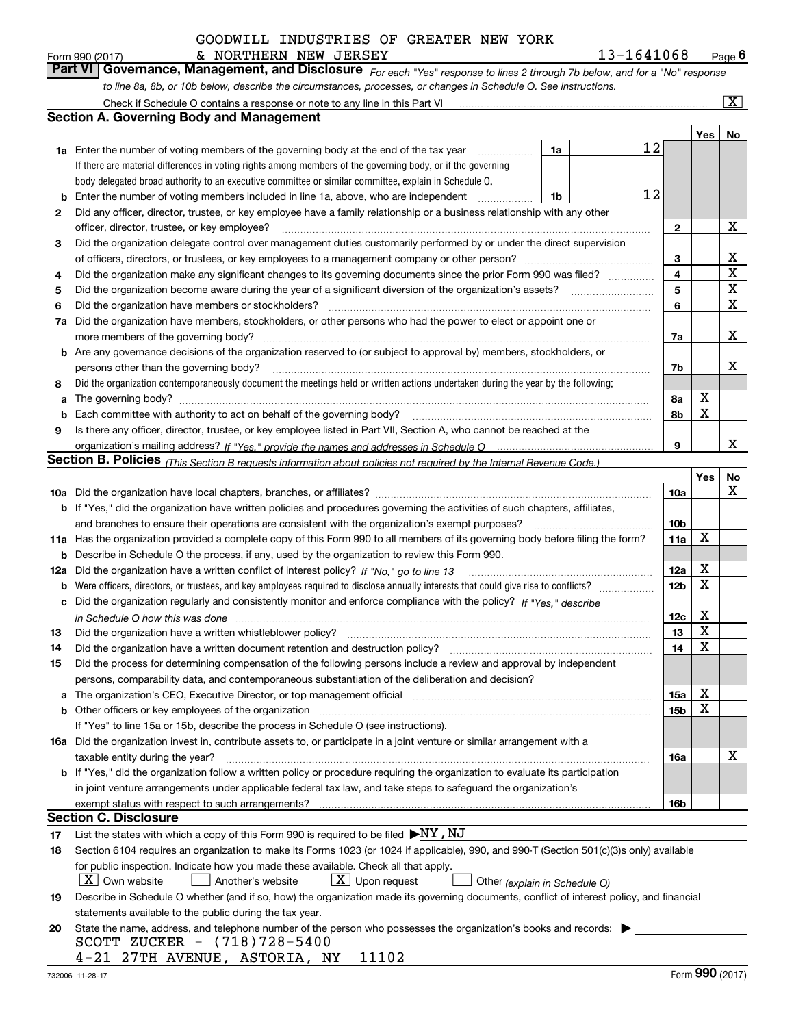GOODWILL INDUSTRIES OF GREATER NEW YORK & NORTHERN NEW JERSEY

Form 990 (2017) 13-1641068 Page 6

**Part VI Governance, Management, and Disclosure** *For each "Yes" response to lines 2 through 7b below, and for a "No" response to line 8a, 8b, or 10b below, describe the circumstances, processes, or changes in Schedule O. See instructions.*

Check if Schedule O contains a response or note to any line in this Part VI [X]

## Section A. Governing Body and Management

| | | | | Yes | No |
|---|---|---|---|---|---|
| 1a | Enter the number of voting members of the governing body at the end of the tax year. If there are material differences in voting rights among members of the governing body, or if the governing body delegated broad authority to an executive committee or similar committee, explain in Schedule O. | 1a | 12 | | |
| b | Enter the number of voting members included in line 1a, above, who are independent | 1b | 12 | | |
| 2 | Did any officer, director, trustee, or key employee have a family relationship or a business relationship with any other officer, director, trustee, or key employee? | | 2 | | X |
| 3 | Did the organization delegate control over management duties customarily performed by or under the direct supervision of officers, directors, or trustees, or key employees to a management company or other person? | | 3 | | X |
| 4 | Did the organization make any significant changes to its governing documents since the prior Form 990 was filed? | | 4 | | X |
| 5 | Did the organization become aware during the year of a significant diversion of the organization's assets? | | 5 | | X |
| 6 | Did the organization have members or stockholders? | | 6 | | X |
| 7a | Did the organization have members, stockholders, or other persons who had the power to elect or appoint one or more members of the governing body? | | 7a | | X |
| b | Are any governance decisions of the organization reserved to (or subject to approval by) members, stockholders, or persons other than the governing body? | | 7b | | X |
| 8 | Did the organization contemporaneously document the meetings held or written actions undertaken during the year by the following: | | | | |
| a | The governing body? | | 8a | X | |
| b | Each committee with authority to act on behalf of the governing body? | | 8b | X | |
| 9 | Is there any officer, director, trustee, or key employee listed in Part VII, Section A, who cannot be reached at the organization's mailing address? *If "Yes," provide the names and addresses in Schedule O* | | 9 | | X |

## Section B. Policies *(This Section B requests information about policies not required by the Internal Revenue Code.)*

| | | | Yes | No |
|---|---|---|---|---|
| 10a | Did the organization have local chapters, branches, or affiliates? | 10a | | X |
| b | If "Yes," did the organization have written policies and procedures governing the activities of such chapters, affiliates, and branches to ensure their operations are consistent with the organization's exempt purposes? | 10b | | |
| 11a | Has the organization provided a complete copy of this Form 990 to all members of its governing body before filing the form? | 11a | X | |
| b | Describe in Schedule O the process, if any, used by the organization to review this Form 990. | | | |
| 12a | Did the organization have a written conflict of interest policy? *If "No," go to line 13* | 12a | X | |
| b | Were officers, directors, or trustees, and key employees required to disclose annually interests that could give rise to conflicts? | 12b | X | |
| c | Did the organization regularly and consistently monitor and enforce compliance with the policy? *If "Yes," describe in Schedule O how this was done* | 12c | X | |
| 13 | Did the organization have a written whistleblower policy? | 13 | X | |
| 14 | Did the organization have a written document retention and destruction policy? | 14 | X | |
| 15 | Did the process for determining compensation of the following persons include a review and approval by independent persons, comparability data, and contemporaneous substantiation of the deliberation and decision? | | | |
| a | The organization's CEO, Executive Director, or top management official | 15a | X | |
| b | Other officers or key employees of the organization | 15b | X | |
| | If "Yes" to line 15a or 15b, describe the process in Schedule O (see instructions). | | | |
| 16a | Did the organization invest in, contribute assets to, or participate in a joint venture or similar arrangement with a taxable entity during the year? | 16a | | X |
| b | If "Yes," did the organization follow a written policy or procedure requiring the organization to evaluate its participation in joint venture arrangements under applicable federal tax law, and take steps to safeguard the organization's exempt status with respect to such arrangements? | 16b | | |

## Section C. Disclosure

17 List the states with which a copy of this Form 990 is required to be filed ▶NY,NJ

18 Section 6104 requires an organization to make its Forms 1023 (or 1024 if applicable), 990, and 990-T (Section 501(c)(3)s only) available for public inspection. Indicate how you made these available. Check all that apply.

[X] Own website [ ] Another's website [X] Upon request [ ] Other *(explain in Schedule O)*

19 Describe in Schedule O whether (and if so, how) the organization made its governing documents, conflict of interest policy, and financial statements available to the public during the tax year.

20 State the name, address, and telephone number of the person who possesses the organization's books and records: ▶

SCOTT ZUCKER - (718)728-5400
4-21 27TH AVENUE, ASTORIA, NY 11102

732006 11-28-17 Form 990 (2017)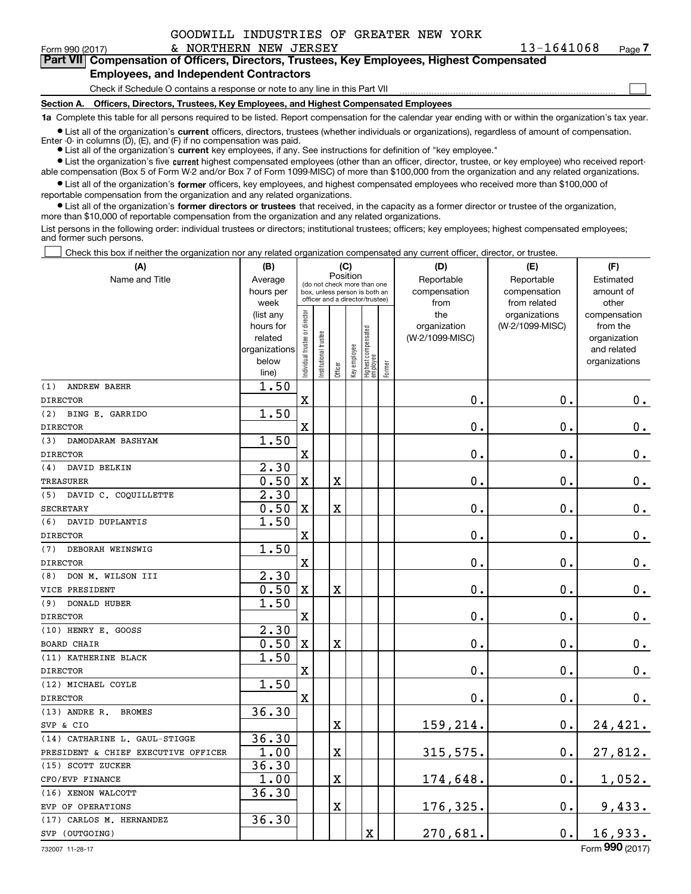GOODWILL INDUSTRIES OF GREATER NEW YORK & NORTHERN NEW JERSEY 13-1641068

Form 990 (2017)

## Part VII Compensation of Officers, Directors, Trustees, Key Employees, Highest Compensated Employees, and Independent Contractors

Check if Schedule O contains a response or note to any line in this Part VII ☐

**Section A. Officers, Directors, Trustees, Key Employees, and Highest Compensated Employees**

**1a** Complete this table for all persons required to be listed. Report compensation for the calendar year ending with or within the organization's tax year.

- List all of the organization's **current** officers, directors, trustees (whether individuals or organizations), regardless of amount of compensation. Enter -0- in columns (D), (E), and (F) if no compensation was paid.
- List all of the organization's **current** key employees, if any. See instructions for definition of "key employee."
- List the organization's five **current** highest compensated employees (other than an officer, director, trustee, or key employee) who received reportable compensation (Box 5 of Form W-2 and/or Box 7 of Form 1099-MISC) of more than $100,000 from the organization and any related organizations.
- List all of the organization's **former** officers, key employees, and highest compensated employees who received more than $100,000 of reportable compensation from the organization and any related organizations.
- List all of the organization's **former directors or trustees** that received, in the capacity as a former director or trustee of the organization, more than $10,000 of reportable compensation from the organization and any related organizations.

List persons in the following order: individual trustees or directors; institutional trustees; officers; key employees; highest compensated employees; and former such persons.

☐ Check this box if neither the organization nor any related organization compensated any current officer, director, or trustee.

| (A) Name and Title | (B) Average hours per week (list any hours for related organizations below line) | (C) Position: Individual trustee or director | Institutional trustee | Officer | Key employee | Highest compensated employee | Former | (D) Reportable compensation from the organization (W-2/1099-MISC) | (E) Reportable compensation from related organizations (W-2/1099-MISC) | (F) Estimated amount of other compensation from the organization and related organizations |
|---|---|---|---|---|---|---|---|---|---|---|
| (1) ANDREW BAEHR<br>DIRECTOR | 1.50 | X | | | | | | 0. | 0. | 0. |
| (2) BING E. GARRIDO<br>DIRECTOR | 1.50 | X | | | | | | 0. | 0. | 0. |
| (3) DAMODARAM BASHYAM<br>DIRECTOR | 1.50 | X | | | | | | 0. | 0. | 0. |
| (4) DAVID BELKIN<br>TREASURER | 2.30<br>0.50 | X | | X | | | | 0. | 0. | 0. |
| (5) DAVID C. COQUILLETTE<br>SECRETARY | 2.30<br>0.50 | X | | X | | | | 0. | 0. | 0. |
| (6) DAVID DUPLANTIS<br>DIRECTOR | 1.50 | X | | | | | | 0. | 0. | 0. |
| (7) DEBORAH WEINSWIG<br>DIRECTOR | 1.50 | X | | | | | | 0. | 0. | 0. |
| (8) DON M. WILSON III<br>VICE PRESIDENT | 2.30<br>0.50 | X | | X | | | | 0. | 0. | 0. |
| (9) DONALD HUBER<br>DIRECTOR | 1.50 | X | | | | | | 0. | 0. | 0. |
| (10) HENRY E. GOOSS<br>BOARD CHAIR | 2.30<br>0.50 | X | | X | | | | 0. | 0. | 0. |
| (11) KATHERINE BLACK<br>DIRECTOR | 1.50 | X | | | | | | 0. | 0. | 0. |
| (12) MICHAEL COYLE<br>DIRECTOR | 1.50 | X | | | | | | 0. | 0. | 0. |
| (13) ANDRE R. BROMES<br>SVP & CIO | 36.30 | | | X | | | | 159,214. | 0. | 24,421. |
| (14) CATHARINE L. GAUL-STIGGE<br>PRESIDENT & CHIEF EXECUTIVE OFFICER | 36.30<br>1.00 | | | X | | | | 315,575. | 0. | 27,812. |
| (15) SCOTT ZUCKER<br>CFO/EVP FINANCE | 36.30<br>1.00 | | | X | | | | 174,648. | 0. | 1,052. |
| (16) XENON WALCOTT<br>EVP OF OPERATIONS | 36.30 | | | X | | | | 176,325. | 0. | 9,433. |
| (17) CARLOS M. HERNANDEZ<br>SVP (OUTGOING) | 36.30 | | | | | X | | 270,681. | 0. | 16,933. |

732007 11-28-17 Form 990 (2017)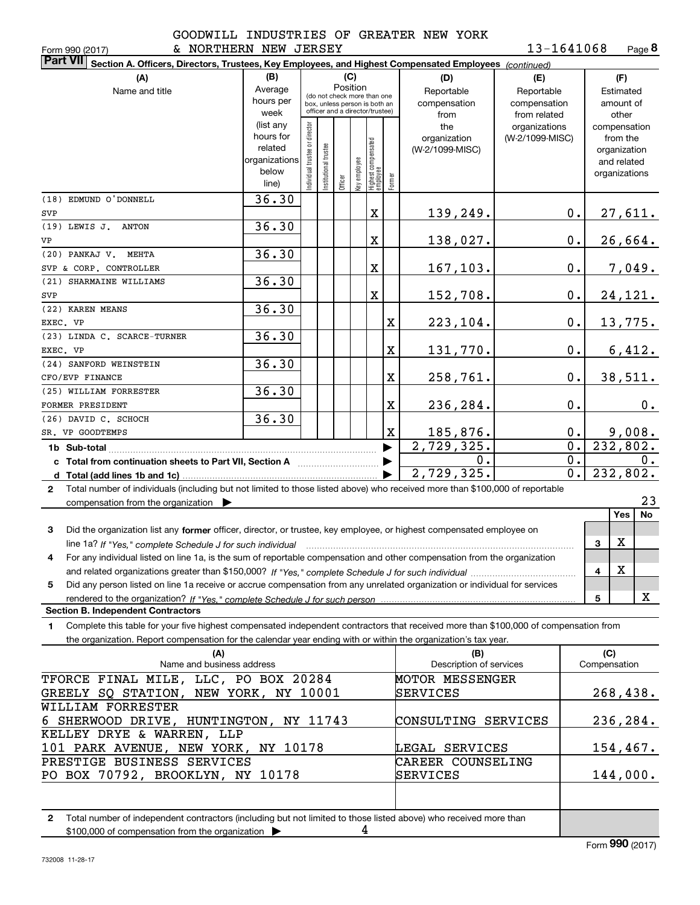GOODWILL INDUSTRIES OF GREATER NEW YORK & NORTHERN NEW JERSEY 13-1641068

Form 990 (2017)

**Part VII Section A. Officers, Directors, Trustees, Key Employees, and Highest Compensated Employees** *(continued)*

| (A) Name and title | (B) Average hours per week (list any hours for related organizations below line) | (C) Individual trustee or director | Institutional trustee | Officer | Key employee | Highest compensated employee | Former | (D) Reportable compensation from the organization (W-2/1099-MISC) | (E) Reportable compensation from related organizations (W-2/1099-MISC) | (F) Estimated amount of other compensation from the organization and related organizations |
|---|---|---|---|---|---|---|---|---|---|---|
| (18) EDMUND O'DONNELL SVP | 36.30 | | | | | X | | 139,249. | 0. | 27,611. |
| (19) LEWIS J. ANTON VP | 36.30 | | | | | X | | 138,027. | 0. | 26,664. |
| (20) PANKAJ V. MEHTA SVP & CORP. CONTROLLER | 36.30 | | | | | X | | 167,103. | 0. | 7,049. |
| (21) SHARMAINE WILLIAMS SVP | 36.30 | | | | | X | | 152,708. | 0. | 24,121. |
| (22) KAREN MEANS EXEC. VP | 36.30 | | | | | | X | 223,104. | 0. | 13,775. |
| (23) LINDA C. SCARCE-TURNER EXEC. VP | 36.30 | | | | | | X | 131,770. | 0. | 6,412. |
| (24) SANFORD WEINSTEIN CFO/EVP FINANCE | 36.30 | | | | | | X | 258,761. | 0. | 38,511. |
| (25) WILLIAM FORRESTER FORMER PRESIDENT | 36.30 | | | | | | X | 236,284. | 0. | 0. |
| (26) DAVID C. SCHOCH SR. VP GOODTEMPS | 36.30 | | | | | | X | 185,876. | 0. | 9,008. |
| **1b Sub-total** | | | | | | | | 2,729,325. | 0. | 232,802. |
| **c Total from continuation sheets to Part VII, Section A** | | | | | | | | 0. | 0. | 0. |
| **d Total (add lines 1b and 1c)** | | | | | | | | 2,729,325. | 0. | 232,802. |

**2** Total number of individuals (including but not limited to those listed above) who received more than $100,000 of reportable compensation from the organization ▶ 23

| | | Yes | No |
|---|---|---|---|
| **3** Did the organization list any **former** officer, director, or trustee, key employee, or highest compensated employee on line 1a? *If "Yes," complete Schedule J for such individual* | 3 | X | |
| **4** For any individual listed on line 1a, is the sum of reportable compensation and other compensation from the organization and related organizations greater than $150,000? *If "Yes," complete Schedule J for such individual* | 4 | X | |
| **5** Did any person listed on line 1a receive or accrue compensation from any unrelated organization or individual for services rendered to the organization? *If "Yes," complete Schedule J for such person* | 5 | | X |

**Section B. Independent Contractors**

**1** Complete this table for your five highest compensated independent contractors that received more than $100,000 of compensation from the organization. Report compensation for the calendar year ending with or within the organization's tax year.

| (A) Name and business address | (B) Description of services | (C) Compensation |
|---|---|---|
| TFORCE FINAL MILE, LLC, PO BOX 20284 GREELY SQ STATION, NEW YORK, NY 10001 | MOTOR MESSENGER SERVICES | 268,438. |
| WILLIAM FORRESTER 6 SHERWOOD DRIVE, HUNTINGTON, NY 11743 | CONSULTING SERVICES | 236,284. |
| KELLEY DRYE & WARREN, LLP 101 PARK AVENUE, NEW YORK, NY 10178 | LEGAL SERVICES | 154,467. |
| PRESTIGE BUSINESS SERVICES PO BOX 70792, BROOKLYN, NY 10178 | CAREER COUNSELING SERVICES | 144,000. |
| | | |

**2** Total number of independent contractors (including but not limited to those listed above) who received more than $100,000 of compensation from the organization ▶ 4

Form **990** (2017)

732008 11-28-17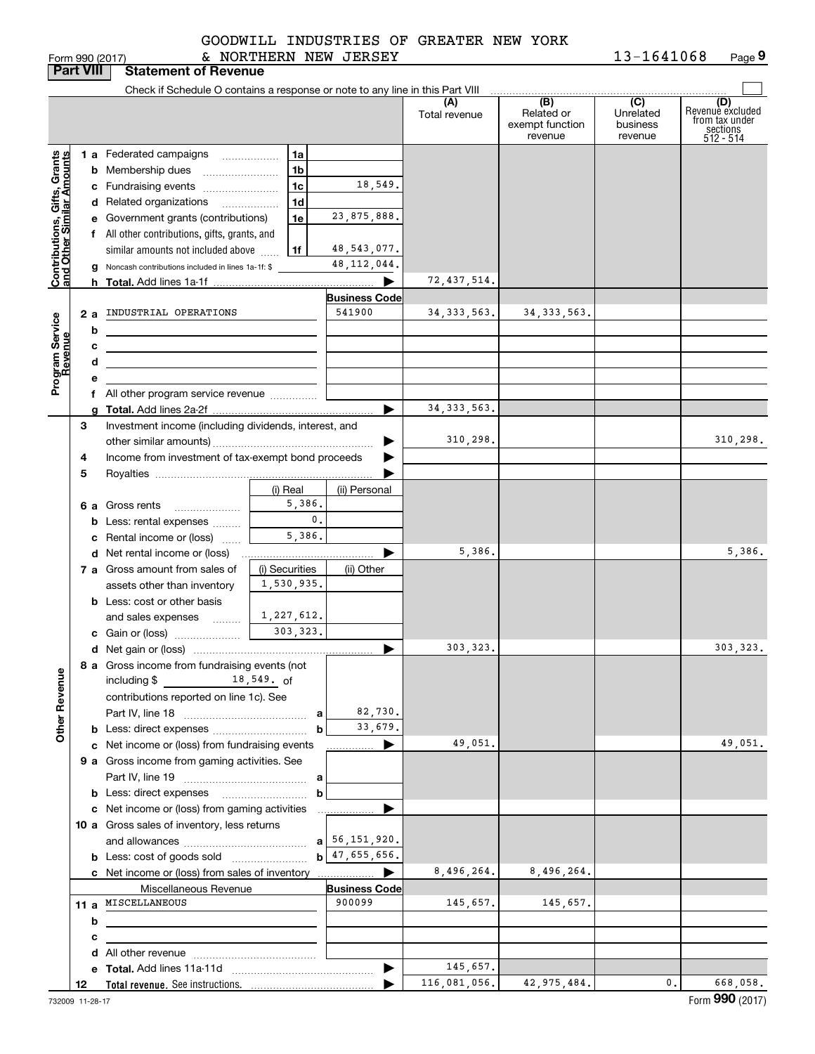Form 990 (2017) GOODWILL INDUSTRIES OF GREATER NEW YORK & NORTHERN NEW JERSEY 13-1641068

## Part VIII Statement of Revenue

Check if Schedule O contains a response or note to any line in this Part VIII

| | | | | (A) Total revenue | (B) Related or exempt function revenue | (C) Unrelated business revenue | (D) Revenue excluded from tax under sections 512 - 514 |
|---|---|---|---|---|---|---|---|
| **Contributions, Gifts, Grants and Other Similar Amounts** | 1 a Federated campaigns | 1a | | | | | |
| | b Membership dues | 1b | | | | | |
| | c Fundraising events | 1c | 18,549. | | | | |
| | d Related organizations | 1d | | | | | |
| | e Government grants (contributions) | 1e | 23,875,888. | | | | |
| | f All other contributions, gifts, grants, and similar amounts not included above | 1f | 48,543,077. | | | | |
| | g Noncash contributions included in lines 1a-1f: $ | | 48,112,044. | | | | |
| | h **Total.** Add lines 1a-1f | | | 72,437,514. | | | |
| **Program Service Revenue** | | | **Business Code** | | | | |
| | 2 a INDUSTRIAL OPERATIONS | | 541900 | 34,333,563. | 34,333,563. | | |
| | b | | | | | | |
| | c | | | | | | |
| | d | | | | | | |
| | e | | | | | | |
| | f All other program service revenue | | | | | | |
| | g **Total.** Add lines 2a-2f | | | 34,333,563. | | | |
| **Other Revenue** | 3 Investment income (including dividends, interest, and other similar amounts) | | | 310,298. | | | 310,298. |
| | 4 Income from investment of tax-exempt bond proceeds | | | | | | |
| | 5 Royalties | | | | | | |
| | | (i) Real | (ii) Personal | | | | |
| | 6 a Gross rents | 5,386. | | | | | |
| | b Less: rental expenses | 0. | | | | | |
| | c Rental income or (loss) | 5,386. | | | | | |
| | d Net rental income or (loss) | | | 5,386. | | | 5,386. |
| | | (i) Securities | (ii) Other | | | | |
| | 7 a Gross amount from sales of assets other than inventory | 1,530,935. | | | | | |
| | b Less: cost or other basis and sales expenses | 1,227,612. | | | | | |
| | c Gain or (loss) | 303,323. | | | | | |
| | d Net gain or (loss) | | | 303,323. | | | 303,323. |
| | 8 a Gross income from fundraising events (not including $ 18,549. of contributions reported on line 1c). See Part IV, line 18 | a | 82,730. | | | | |
| | b Less: direct expenses | b | 33,679. | | | | |
| | c Net income or (loss) from fundraising events | | | 49,051. | | | 49,051. |
| | 9 a Gross income from gaming activities. See Part IV, line 19 | a | | | | | |
| | b Less: direct expenses | b | | | | | |
| | c Net income or (loss) from gaming activities | | | | | | |
| | 10 a Gross sales of inventory, less returns and allowances | a | 56,151,920. | | | | |
| | b Less: cost of goods sold | b | 47,655,656. | | | | |
| | c Net income or (loss) from sales of inventory | | | 8,496,264. | 8,496,264. | | |
| | Miscellaneous Revenue | | **Business Code** | | | | |
| | 11 a MISCELLANEOUS | | 900099 | 145,657. | 145,657. | | |
| | b | | | | | | |
| | c | | | | | | |
| | d All other revenue | | | | | | |
| | e **Total.** Add lines 11a-11d | | | 145,657. | | | |
| | 12 **Total revenue.** See instructions. | | | 116,081,056. | 42,975,484. | 0. | 668,058. |

732009 11-28-17 Form **990** (2017)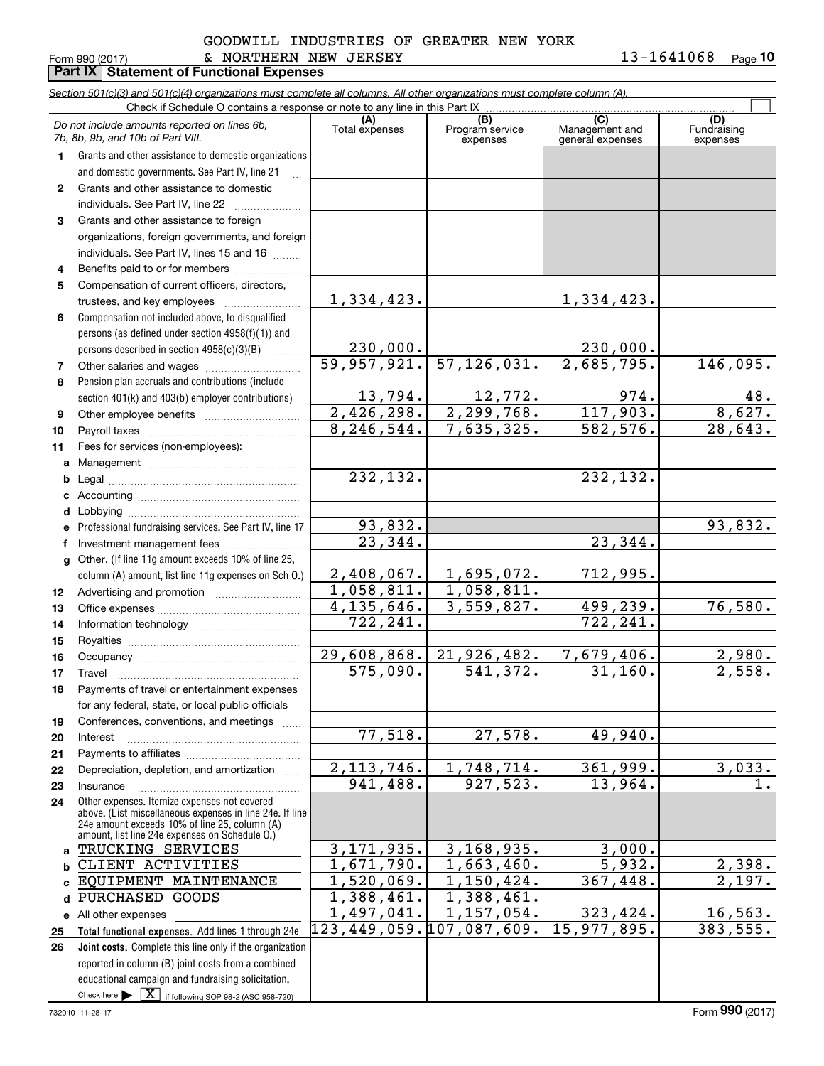GOODWILL INDUSTRIES OF GREATER NEW YORK & NORTHERN NEW JERSEY 13-1641068

Form 990 (2017)

**Part IX | Statement of Functional Expenses**

*Section 501(c)(3) and 501(c)(4) organizations must complete all columns. All other organizations must complete column (A).*

Check if Schedule O contains a response or note to any line in this Part IX ☐

| | *Do not include amounts reported on lines 6b, 7b, 8b, 9b, and 10b of Part VIII.* | (A) Total expenses | (B) Program service expenses | (C) Management and general expenses | (D) Fundraising expenses |
|---|---|---|---|---|---|
| 1 | Grants and other assistance to domestic organizations and domestic governments. See Part IV, line 21 | | | | |
| 2 | Grants and other assistance to domestic individuals. See Part IV, line 22 | | | | |
| 3 | Grants and other assistance to foreign organizations, foreign governments, and foreign individuals. See Part IV, lines 15 and 16 | | | | |
| 4 | Benefits paid to or for members | | | | |
| 5 | Compensation of current officers, directors, trustees, and key employees | 1,334,423. | | 1,334,423. | |
| 6 | Compensation not included above, to disqualified persons (as defined under section 4958(f)(1)) and persons described in section 4958(c)(3)(B) | 230,000. | | 230,000. | |
| 7 | Other salaries and wages | 59,957,921. | 57,126,031. | 2,685,795. | 146,095. |
| 8 | Pension plan accruals and contributions (include section 401(k) and 403(b) employer contributions) | 13,794. | 12,772. | 974. | 48. |
| 9 | Other employee benefits | 2,426,298. | 2,299,768. | 117,903. | 8,627. |
| 10 | Payroll taxes | 8,246,544. | 7,635,325. | 582,576. | 28,643. |
| 11 | Fees for services (non-employees): | | | | |
| a | Management | | | | |
| b | Legal | 232,132. | | 232,132. | |
| c | Accounting | | | | |
| d | Lobbying | | | | |
| e | Professional fundraising services. See Part IV, line 17 | 93,832. | | | 93,832. |
| f | Investment management fees | 23,344. | | 23,344. | |
| g | Other. (If line 11g amount exceeds 10% of line 25, column (A) amount, list line 11g expenses on Sch O.) | 2,408,067. | 1,695,072. | 712,995. | |
| 12 | Advertising and promotion | 1,058,811. | 1,058,811. | | |
| 13 | Office expenses | 4,135,646. | 3,559,827. | 499,239. | 76,580. |
| 14 | Information technology | 722,241. | | 722,241. | |
| 15 | Royalties | | | | |
| 16 | Occupancy | 29,608,868. | 21,926,482. | 7,679,406. | 2,980. |
| 17 | Travel | 575,090. | 541,372. | 31,160. | 2,558. |
| 18 | Payments of travel or entertainment expenses for any federal, state, or local public officials | | | | |
| 19 | Conferences, conventions, and meetings | | | | |
| 20 | Interest | 77,518. | 27,578. | 49,940. | |
| 21 | Payments to affiliates | | | | |
| 22 | Depreciation, depletion, and amortization | 2,113,746. | 1,748,714. | 361,999. | 3,033. |
| 23 | Insurance | 941,488. | 927,523. | 13,964. | 1. |
| 24 | Other expenses. Itemize expenses not covered above. (List miscellaneous expenses in line 24e. If line 24e amount exceeds 10% of line 25, column (A) amount, list line 24e expenses on Schedule O.) | | | | |
| a | TRUCKING SERVICES | 3,171,935. | 3,168,935. | 3,000. | |
| b | CLIENT ACTIVITIES | 1,671,790. | 1,663,460. | 5,932. | 2,398. |
| c | EQUIPMENT MAINTENANCE | 1,520,069. | 1,150,424. | 367,448. | 2,197. |
| d | PURCHASED GOODS | 1,388,461. | 1,388,461. | | |
| e | All other expenses | 1,497,041. | 1,157,054. | 323,424. | 16,563. |
| 25 | **Total functional expenses.** Add lines 1 through 24e | 123,449,059. | 107,087,609. | 15,977,895. | 383,555. |
| 26 | **Joint costs.** Complete this line only if the organization reported in column (B) joint costs from a combined educational campaign and fundraising solicitation. Check here ▶ ☒ if following SOP 98-2 (ASC 958-720) | | | | |

732010 11-28-17

Form **990** (2017)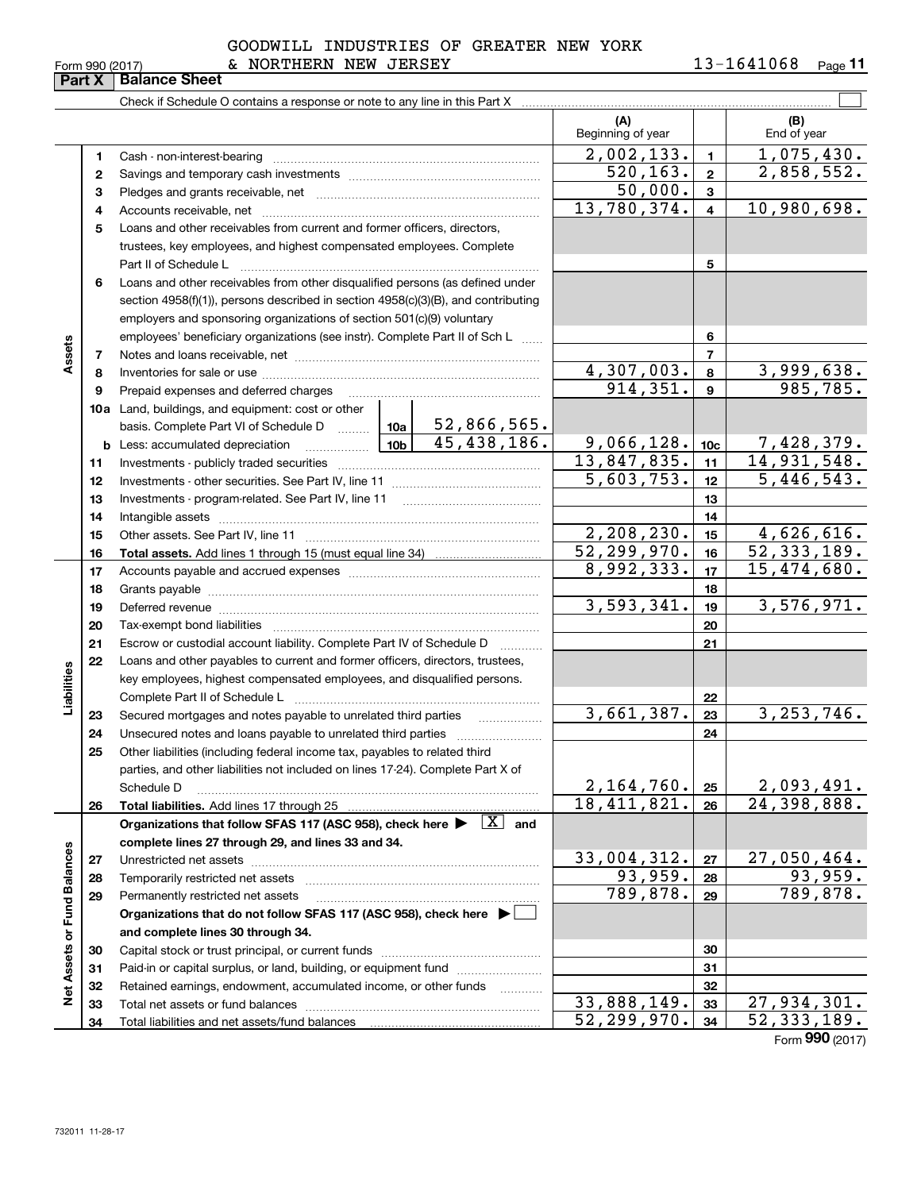GOODWILL INDUSTRIES OF GREATER NEW YORK & NORTHERN NEW JERSEY

13-1641068

Form 990 (2017)

## Part X Balance Sheet

Check if Schedule O contains a response or note to any line in this Part X ☐

| | | | | (A) Beginning of year | | (B) End of year |
|---|---|---|---|---|---|---|
| **Assets** | 1 | Cash - non-interest-bearing | | 2,002,133. | 1 | 1,075,430. |
| | 2 | Savings and temporary cash investments | | 520,163. | 2 | 2,858,552. |
| | 3 | Pledges and grants receivable, net | | 50,000. | 3 | |
| | 4 | Accounts receivable, net | | 13,780,374. | 4 | 10,980,698. |
| | 5 | Loans and other receivables from current and former officers, directors, trustees, key employees, and highest compensated employees. Complete Part II of Schedule L | | | 5 | |
| | 6 | Loans and other receivables from other disqualified persons (as defined under section 4958(f)(1)), persons described in section 4958(c)(3)(B), and contributing employers and sponsoring organizations of section 501(c)(9) voluntary employees' beneficiary organizations (see instr). Complete Part II of Sch L | | | 6 | |
| | 7 | Notes and loans receivable, net | | | 7 | |
| | 8 | Inventories for sale or use | | 4,307,003. | 8 | 3,999,638. |
| | 9 | Prepaid expenses and deferred charges | | 914,351. | 9 | 985,785. |
| | 10a | Land, buildings, and equipment: cost or other basis. Complete Part VI of Schedule D | 10a 52,866,565. | | | |
| | b | Less: accumulated depreciation | 10b 45,438,186. | 9,066,128. | 10c | 7,428,379. |
| | 11 | Investments - publicly traded securities | | 13,847,835. | 11 | 14,931,548. |
| | 12 | Investments - other securities. See Part IV, line 11 | | 5,603,753. | 12 | 5,446,543. |
| | 13 | Investments - program-related. See Part IV, line 11 | | | 13 | |
| | 14 | Intangible assets | | | 14 | |
| | 15 | Other assets. See Part IV, line 11 | | 2,208,230. | 15 | 4,626,616. |
| | 16 | **Total assets.** Add lines 1 through 15 (must equal line 34) | | 52,299,970. | 16 | 52,333,189. |
| **Liabilities** | 17 | Accounts payable and accrued expenses | | 8,992,333. | 17 | 15,474,680. |
| | 18 | Grants payable | | | 18 | |
| | 19 | Deferred revenue | | 3,593,341. | 19 | 3,576,971. |
| | 20 | Tax-exempt bond liabilities | | | 20 | |
| | 21 | Escrow or custodial account liability. Complete Part IV of Schedule D | | | 21 | |
| | 22 | Loans and other payables to current and former officers, directors, trustees, key employees, highest compensated employees, and disqualified persons. Complete Part II of Schedule L | | | 22 | |
| | 23 | Secured mortgages and notes payable to unrelated third parties | | 3,661,387. | 23 | 3,253,746. |
| | 24 | Unsecured notes and loans payable to unrelated third parties | | | 24 | |
| | 25 | Other liabilities (including federal income tax, payables to related third parties, and other liabilities not included on lines 17-24). Complete Part X of Schedule D | | 2,164,760. | 25 | 2,093,491. |
| | 26 | **Total liabilities.** Add lines 17 through 25 | | 18,411,821. | 26 | 24,398,888. |
| **Net Assets or Fund Balances** | | **Organizations that follow SFAS 117 (ASC 958), check here ▶ [X] and complete lines 27 through 29, and lines 33 and 34.** | | | | |
| | 27 | Unrestricted net assets | | 33,004,312. | 27 | 27,050,464. |
| | 28 | Temporarily restricted net assets | | 93,959. | 28 | 93,959. |
| | 29 | Permanently restricted net assets | | 789,878. | 29 | 789,878. |
| | | **Organizations that do not follow SFAS 117 (ASC 958), check here ▶ ☐ and complete lines 30 through 34.** | | | | |
| | 30 | Capital stock or trust principal, or current funds | | | 30 | |
| | 31 | Paid-in or capital surplus, or land, building, or equipment fund | | | 31 | |
| | 32 | Retained earnings, endowment, accumulated income, or other funds | | | 32 | |
| | 33 | Total net assets or fund balances | | 33,888,149. | 33 | 27,934,301. |
| | 34 | Total liabilities and net assets/fund balances | | 52,299,970. | 34 | 52,333,189. |

Form **990** (2017)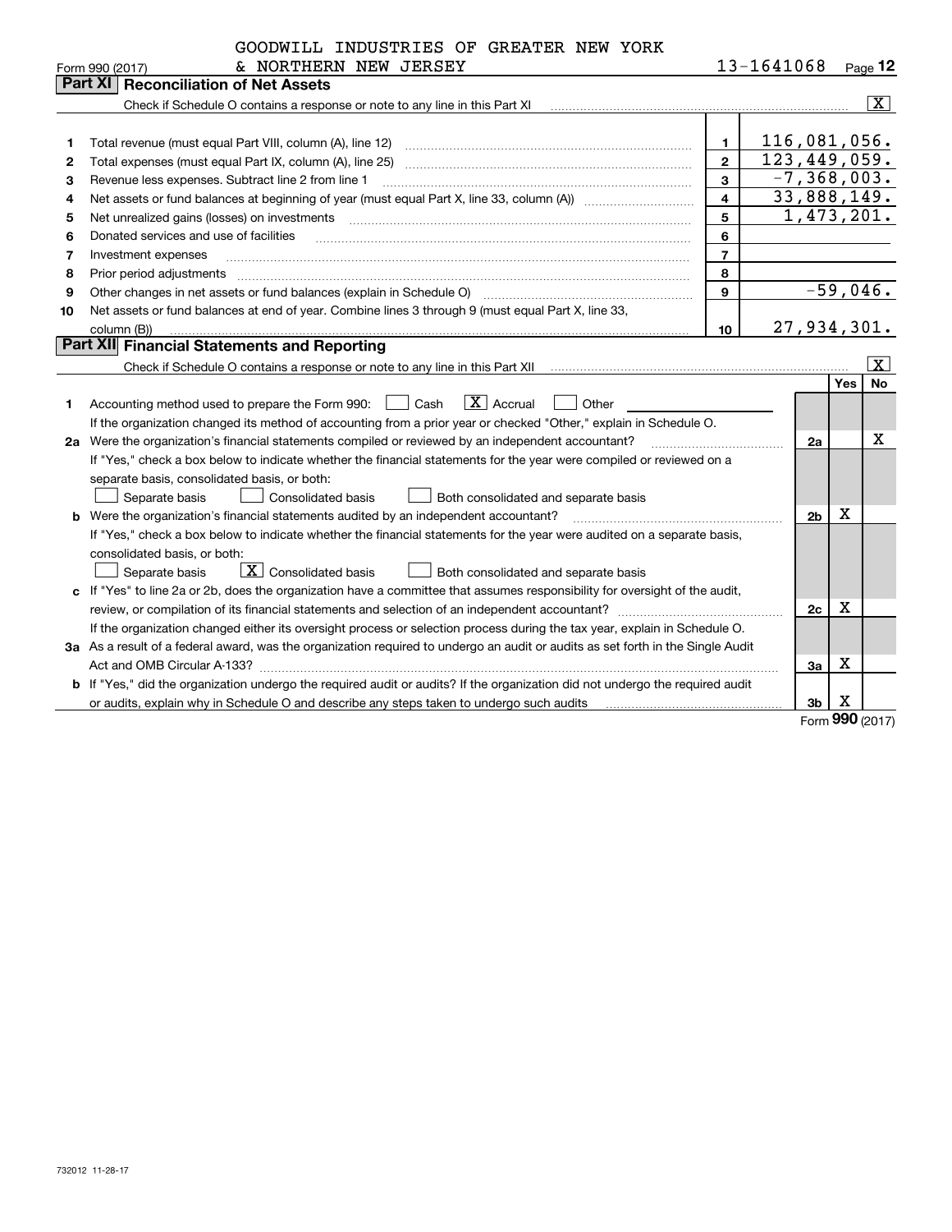GOODWILL INDUSTRIES OF GREATER NEW YORK & NORTHERN NEW JERSEY 13-1641068

Form 990 (2017) Page 12

## Part XI Reconciliation of Net Assets

Check if Schedule O contains a response or note to any line in this Part XI [X]

| | | | |
|---|---|---|---|
| 1 | Total revenue (must equal Part VIII, column (A), line 12) | 1 | 116,081,056. |
| 2 | Total expenses (must equal Part IX, column (A), line 25) | 2 | 123,449,059. |
| 3 | Revenue less expenses. Subtract line 2 from line 1 | 3 | -7,368,003. |
| 4 | Net assets or fund balances at beginning of year (must equal Part X, line 33, column (A)) | 4 | 33,888,149. |
| 5 | Net unrealized gains (losses) on investments | 5 | 1,473,201. |
| 6 | Donated services and use of facilities | 6 | |
| 7 | Investment expenses | 7 | |
| 8 | Prior period adjustments | 8 | |
| 9 | Other changes in net assets or fund balances (explain in Schedule O) | 9 | -59,046. |
| 10 | Net assets or fund balances at end of year. Combine lines 3 through 9 (must equal Part X, line 33, column (B)) | 10 | 27,934,301. |

## Part XII Financial Statements and Reporting

Check if Schedule O contains a response or note to any line in this Part XII [X]

| | | | Yes | No |
|---|---|---|---|---|
| 1 | Accounting method used to prepare the Form 990: [ ] Cash [X] Accrual [ ] Other<br>If the organization changed its method of accounting from a prior year or checked "Other," explain in Schedule O. | | | |
| 2a | Were the organization's financial statements compiled or reviewed by an independent accountant?<br>If "Yes," check a box below to indicate whether the financial statements for the year were compiled or reviewed on a separate basis, consolidated basis, or both:<br>[ ] Separate basis [ ] Consolidated basis [ ] Both consolidated and separate basis | 2a | | X |
| b | Were the organization's financial statements audited by an independent accountant?<br>If "Yes," check a box below to indicate whether the financial statements for the year were audited on a separate basis, consolidated basis, or both:<br>[ ] Separate basis [X] Consolidated basis [ ] Both consolidated and separate basis | 2b | X | |
| c | If "Yes" to line 2a or 2b, does the organization have a committee that assumes responsibility for oversight of the audit, review, or compilation of its financial statements and selection of an independent accountant?<br>If the organization changed either its oversight process or selection process during the tax year, explain in Schedule O. | 2c | X | |
| 3a | As a result of a federal award, was the organization required to undergo an audit or audits as set forth in the Single Audit Act and OMB Circular A-133? | 3a | X | |
| b | If "Yes," did the organization undergo the required audit or audits? If the organization did not undergo the required audit or audits, explain why in Schedule O and describe any steps taken to undergo such audits | 3b | X | |

Form 990 (2017)

732012 11-28-17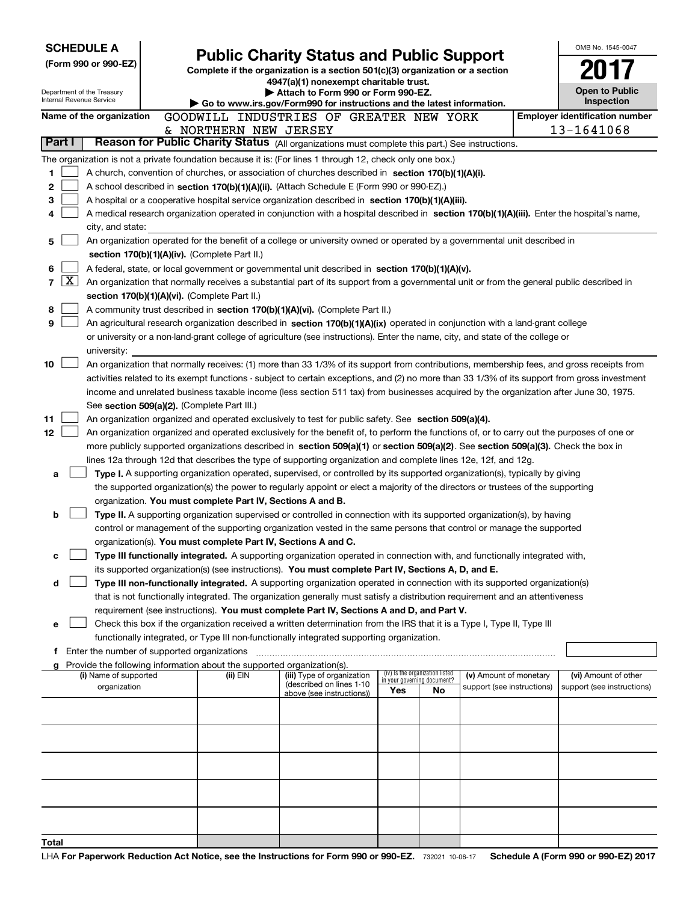**SCHEDULE A**
**(Form 990 or 990-EZ)**

Department of the Treasury
Internal Revenue Service

# Public Charity Status and Public Support

**Complete if the organization is a section 501(c)(3) organization or a section 4947(a)(1) nonexempt charitable trust.**
**▶ Attach to Form 990 or Form 990-EZ.**
**▶ Go to www.irs.gov/Form990 for instructions and the latest information.**

OMB No. 1545-0047
**2017**
**Open to Public Inspection**

**Name of the organization** GOODWILL INDUSTRIES OF GREATER NEW YORK & NORTHERN NEW JERSEY

**Employer identification number** 13-1641068

## Part I Reason for Public Charity Status (All organizations must complete this part.) See instructions.

The organization is not a private foundation because it is: (For lines 1 through 12, check only one box.)

1. [ ] A church, convention of churches, or association of churches described in **section 170(b)(1)(A)(i).**
2. [ ] A school described in **section 170(b)(1)(A)(ii).** (Attach Schedule E (Form 990 or 990-EZ).)
3. [ ] A hospital or a cooperative hospital service organization described in **section 170(b)(1)(A)(iii).**
4. [ ] A medical research organization operated in conjunction with a hospital described in **section 170(b)(1)(A)(iii).** Enter the hospital's name, city, and state:
5. [ ] An organization operated for the benefit of a college or university owned or operated by a governmental unit described in **section 170(b)(1)(A)(iv).** (Complete Part II.)
6. [ ] A federal, state, or local government or governmental unit described in **section 170(b)(1)(A)(v).**
7. [X] An organization that normally receives a substantial part of its support from a governmental unit or from the general public described in **section 170(b)(1)(A)(vi).** (Complete Part II.)
8. [ ] A community trust described in **section 170(b)(1)(A)(vi).** (Complete Part II.)
9. [ ] An agricultural research organization described in **section 170(b)(1)(A)(ix)** operated in conjunction with a land-grant college or university or a non-land-grant college of agriculture (see instructions). Enter the name, city, and state of the college or university:
10. [ ] An organization that normally receives: (1) more than 33 1/3% of its support from contributions, membership fees, and gross receipts from activities related to its exempt functions - subject to certain exceptions, and (2) no more than 33 1/3% of its support from gross investment income and unrelated business taxable income (less section 511 tax) from businesses acquired by the organization after June 30, 1975. See **section 509(a)(2).** (Complete Part III.)
11. [ ] An organization organized and operated exclusively to test for public safety. See **section 509(a)(4).**
12. [ ] An organization organized and operated exclusively for the benefit of, to perform the functions of, or to carry out the purposes of one or more publicly supported organizations described in **section 509(a)(1)** or **section 509(a)(2).** See **section 509(a)(3).** Check the box in lines 12a through 12d that describes the type of supporting organization and complete lines 12e, 12f, and 12g.
   - **a** [ ] **Type I.** A supporting organization operated, supervised, or controlled by its supported organization(s), typically by giving the supported organization(s) the power to regularly appoint or elect a majority of the directors or trustees of the supporting organization. **You must complete Part IV, Sections A and B.**
   - **b** [ ] **Type II.** A supporting organization supervised or controlled in connection with its supported organization(s), by having control or management of the supporting organization vested in the same persons that control or manage the supported organization(s). **You must complete Part IV, Sections A and C.**
   - **c** [ ] **Type III functionally integrated.** A supporting organization operated in connection with, and functionally integrated with, its supported organization(s) (see instructions). **You must complete Part IV, Sections A, D, and E.**
   - **d** [ ] **Type III non-functionally integrated.** A supporting organization operated in connection with its supported organization(s) that is not functionally integrated. The organization generally must satisfy a distribution requirement and an attentiveness requirement (see instructions). **You must complete Part IV, Sections A and D, and Part V.**
   - **e** [ ] Check this box if the organization received a written determination from the IRS that it is a Type I, Type II, Type III functionally integrated, or Type III non-functionally integrated supporting organization.
   - **f** Enter the number of supported organizations
   - **g** Provide the following information about the supported organization(s).

| (i) Name of supported organization | (ii) EIN | (iii) Type of organization (described on lines 1-10 above (see instructions)) | (iv) Is the organization listed in your governing document? Yes | No | (v) Amount of monetary support (see instructions) | (vi) Amount of other support (see instructions) |
|---|---|---|---|---|---|---|
| | | | | | | |
| | | | | | | |
| | | | | | | |
| | | | | | | |
| | | | | | | |
| **Total** | | | | | | |

LHA **For Paperwork Reduction Act Notice, see the Instructions for Form 990 or 990-EZ.** 732021 10-06-17 **Schedule A (Form 990 or 990-EZ) 2017**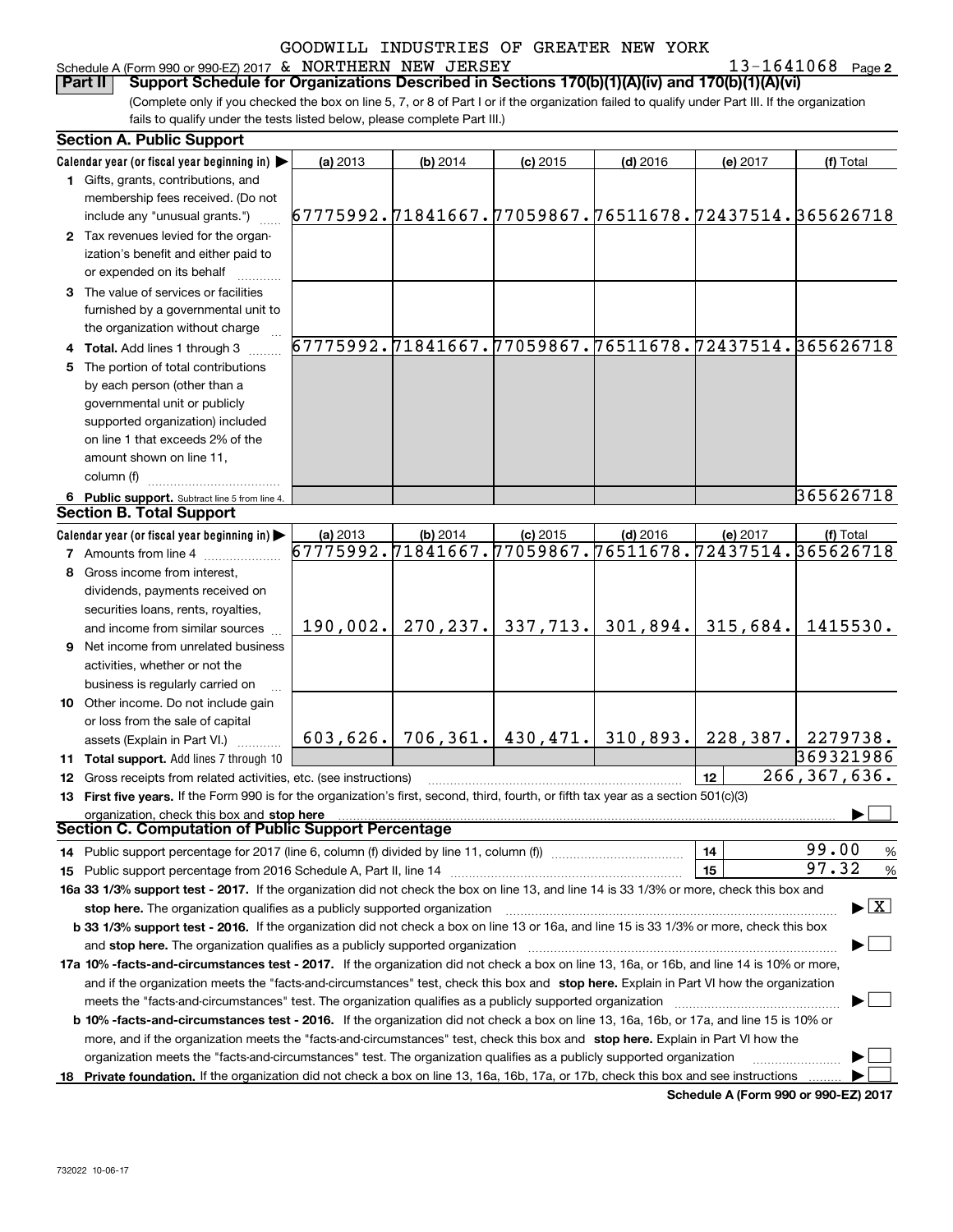GOODWILL INDUSTRIES OF GREATER NEW YORK

Schedule A (Form 990 or 990-EZ) 2017 & NORTHERN NEW JERSEY 13-1641068 Page **2**

**Part II Support Schedule for Organizations Described in Sections 170(b)(1)(A)(iv) and 170(b)(1)(A)(vi)**

(Complete only if you checked the box on line 5, 7, or 8 of Part I or if the organization failed to qualify under Part III. If the organization fails to qualify under the tests listed below, please complete Part III.)

**Section A. Public Support**

| Calendar year (or fiscal year beginning in) ▶ | (a) 2013 | (b) 2014 | (c) 2015 | (d) 2016 | (e) 2017 | (f) Total |
|---|---|---|---|---|---|---|
| 1 Gifts, grants, contributions, and membership fees received. (Do not include any "unusual grants.") | 67775992. | 71841667. | 77059867. | 76511678. | 72437514. | 365626718 |
| 2 Tax revenues levied for the organization's benefit and either paid to or expended on its behalf | | | | | | |
| 3 The value of services or facilities furnished by a governmental unit to the organization without charge | | | | | | |
| 4 **Total.** Add lines 1 through 3 | 67775992. | 71841667. | 77059867. | 76511678. | 72437514. | 365626718 |
| 5 The portion of total contributions by each person (other than a governmental unit or publicly supported organization) included on line 1 that exceeds 2% of the amount shown on line 11, column (f) | | | | | | |
| 6 **Public support.** Subtract line 5 from line 4. | | | | | | 365626718 |

**Section B. Total Support**

| Calendar year (or fiscal year beginning in) ▶ | (a) 2013 | (b) 2014 | (c) 2015 | (d) 2016 | (e) 2017 | (f) Total |
|---|---|---|---|---|---|---|
| 7 Amounts from line 4 | 67775992. | 71841667. | 77059867. | 76511678. | 72437514. | 365626718 |
| 8 Gross income from interest, dividends, payments received on securities loans, rents, royalties, and income from similar sources | 190,002. | 270,237. | 337,713. | 301,894. | 315,684. | 1415530. |
| 9 Net income from unrelated business activities, whether or not the business is regularly carried on | | | | | | |
| 10 Other income. Do not include gain or loss from the sale of capital assets (Explain in Part VI.) | 603,626. | 706,361. | 430,471. | 310,893. | 228,387. | 2279738. |
| 11 **Total support.** Add lines 7 through 10 | | | | | | 369321986 |

12 Gross receipts from related activities, etc. (see instructions) | 12 | 266,367,636.

13 **First five years.** If the Form 990 is for the organization's first, second, third, fourth, or fifth tax year as a section 501(c)(3) organization, check this box and **stop here** ▶ ☐

**Section C. Computation of Public Support Percentage**

14 Public support percentage for 2017 (line 6, column (f) divided by line 11, column (f)) | 14 | 99.00 %

15 Public support percentage from 2016 Schedule A, Part II, line 14 | 15 | 97.32 %

**16a 33 1/3% support test - 2017.** If the organization did not check the box on line 13, and line 14 is 33 1/3% or more, check this box and **stop here.** The organization qualifies as a publicly supported organization ▶ ☒

**b 33 1/3% support test - 2016.** If the organization did not check a box on line 13 or 16a, and line 15 is 33 1/3% or more, check this box and **stop here.** The organization qualifies as a publicly supported organization ▶ ☐

**17a 10% -facts-and-circumstances test - 2017.** If the organization did not check a box on line 13, 16a, or 16b, and line 14 is 10% or more, and if the organization meets the "facts-and-circumstances" test, check this box and **stop here.** Explain in Part VI how the organization meets the "facts-and-circumstances" test. The organization qualifies as a publicly supported organization ▶ ☐

**b 10% -facts-and-circumstances test - 2016.** If the organization did not check a box on line 13, 16a, 16b, or 17a, and line 15 is 10% or more, and if the organization meets the "facts-and-circumstances" test, check this box and **stop here.** Explain in Part VI how the organization meets the "facts-and-circumstances" test. The organization qualifies as a publicly supported organization ▶ ☐

**18 Private foundation.** If the organization did not check a box on line 13, 16a, 16b, 17a, or 17b, check this box and see instructions ▶ ☐

**Schedule A (Form 990 or 990-EZ) 2017**

732022 10-06-17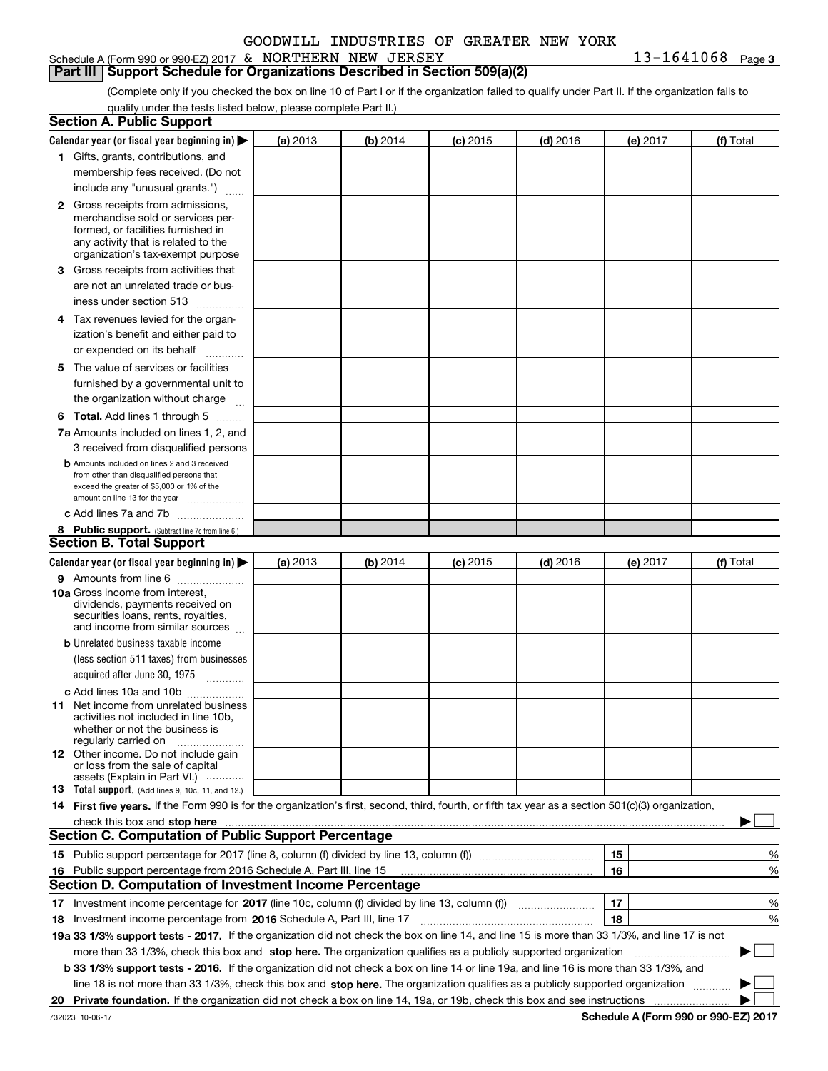GOODWILL INDUSTRIES OF GREATER NEW YORK

Schedule A (Form 990 or 990-EZ) 2017 & NORTHERN NEW JERSEY 13-1641068 Page **3**

## Part III | Support Schedule for Organizations Described in Section 509(a)(2)

(Complete only if you checked the box on line 10 of Part I or if the organization failed to qualify under Part II. If the organization fails to qualify under the tests listed below, please complete Part II.)

### Section A. Public Support

| Calendar year (or fiscal year beginning in) ▶ | (a) 2013 | (b) 2014 | (c) 2015 | (d) 2016 | (e) 2017 | (f) Total |
|---|---|---|---|---|---|---|
| **1** Gifts, grants, contributions, and membership fees received. (Do not include any "unusual grants.") | | | | | | |
| **2** Gross receipts from admissions, merchandise sold or services performed, or facilities furnished in any activity that is related to the organization's tax-exempt purpose | | | | | | |
| **3** Gross receipts from activities that are not an unrelated trade or business under section 513 | | | | | | |
| **4** Tax revenues levied for the organization's benefit and either paid to or expended on its behalf | | | | | | |
| **5** The value of services or facilities furnished by a governmental unit to the organization without charge | | | | | | |
| **6 Total.** Add lines 1 through 5 | | | | | | |
| **7a** Amounts included on lines 1, 2, and 3 received from disqualified persons | | | | | | |
| **b** Amounts included on lines 2 and 3 received from other than disqualified persons that exceed the greater of $5,000 or 1% of the amount on line 13 for the year | | | | | | |
| **c** Add lines 7a and 7b | | | | | | |
| **8 Public support.** (Subtract line 7c from line 6.) | | | | | | |

### Section B. Total Support

| Calendar year (or fiscal year beginning in) ▶ | (a) 2013 | (b) 2014 | (c) 2015 | (d) 2016 | (e) 2017 | (f) Total |
|---|---|---|---|---|---|---|
| **9** Amounts from line 6 | | | | | | |
| **10a** Gross income from interest, dividends, payments received on securities loans, rents, royalties, and income from similar sources | | | | | | |
| **b** Unrelated business taxable income (less section 511 taxes) from businesses acquired after June 30, 1975 | | | | | | |
| **c** Add lines 10a and 10b | | | | | | |
| **11** Net income from unrelated business activities not included in line 10b, whether or not the business is regularly carried on | | | | | | |
| **12** Other income. Do not include gain or loss from the sale of capital assets (Explain in Part VI.) | | | | | | |
| **13 Total support.** (Add lines 9, 10c, 11, and 12.) | | | | | | |

**14 First five years.** If the Form 990 is for the organization's first, second, third, fourth, or fifth tax year as a section 501(c)(3) organization, check this box and **stop here** ▶ ☐

### Section C. Computation of Public Support Percentage

| | | | |
|---|---|---|---|
| **15** Public support percentage for 2017 (line 8, column (f) divided by line 13, column (f)) | 15 | | % |
| **16** Public support percentage from 2016 Schedule A, Part III, line 15 | 16 | | % |

### Section D. Computation of Investment Income Percentage

| | | | |
|---|---|---|---|
| **17** Investment income percentage for **2017** (line 10c, column (f) divided by line 13, column (f)) | 17 | | % |
| **18** Investment income percentage from **2016** Schedule A, Part III, line 17 | 18 | | % |

**19a 33 1/3% support tests - 2017.** If the organization did not check the box on line 14, and line 15 is more than 33 1/3%, and line 17 is not more than 33 1/3%, check this box and **stop here.** The organization qualifies as a publicly supported organization ▶ ☐

**b 33 1/3% support tests - 2016.** If the organization did not check a box on line 14 or line 19a, and line 16 is more than 33 1/3%, and line 18 is not more than 33 1/3%, check this box and **stop here.** The organization qualifies as a publicly supported organization ▶ ☐

**20 Private foundation.** If the organization did not check a box on line 14, 19a, or 19b, check this box and see instructions ▶ ☐

732023 10-06-17 **Schedule A (Form 990 or 990-EZ) 2017**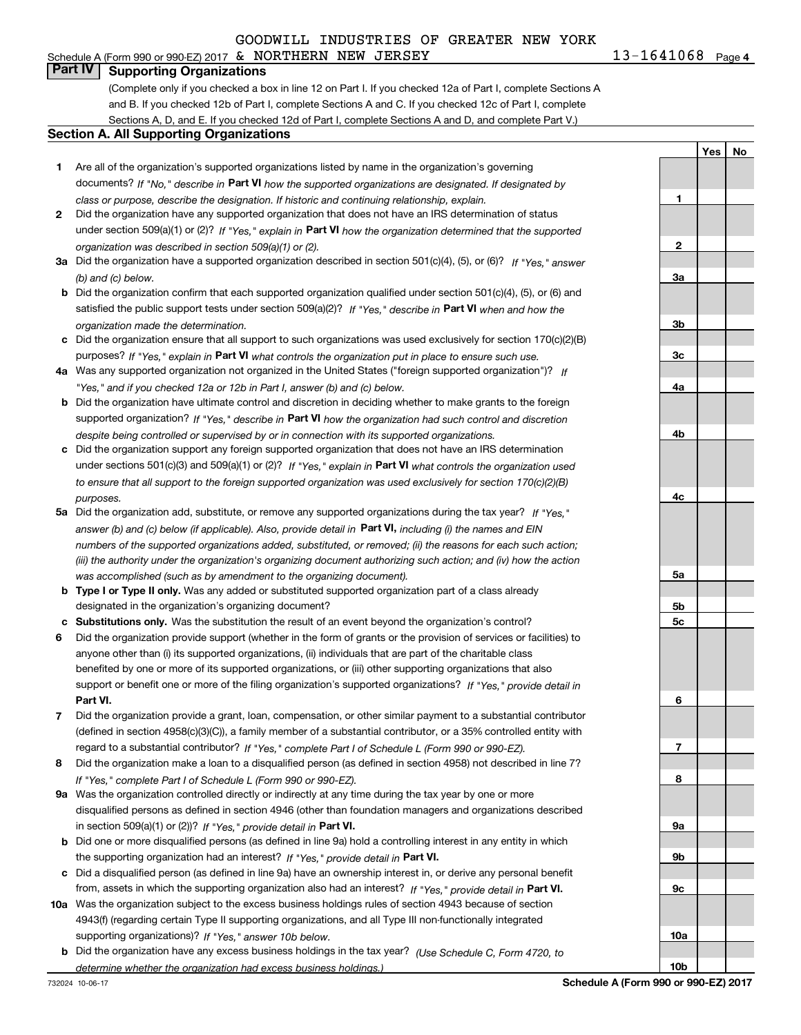GOODWILL INDUSTRIES OF GREATER NEW YORK

Schedule A (Form 990 or 990-EZ) 2017 & NORTHERN NEW JERSEY 13-1641068 Page 4

## Part IV Supporting Organizations

(Complete only if you checked a box in line 12 on Part I. If you checked 12a of Part I, complete Sections A and B. If you checked 12b of Part I, complete Sections A and C. If you checked 12c of Part I, complete Sections A, D, and E. If you checked 12d of Part I, complete Sections A and D, and complete Part V.)

### Section A. All Supporting Organizations

| | | | Yes | No |
|---|---|---|---|---|
| 1 | Are all of the organization's supported organizations listed by name in the organization's governing documents? *If "No," describe in* **Part VI** *how the supported organizations are designated. If designated by class or purpose, describe the designation. If historic and continuing relationship, explain.* | 1 | | |
| 2 | Did the organization have any supported organization that does not have an IRS determination of status under section 509(a)(1) or (2)? *If "Yes," explain in* **Part VI** *how the organization determined that the supported organization was described in section 509(a)(1) or (2).* | 2 | | |
| 3a | Did the organization have a supported organization described in section 501(c)(4), (5), or (6)? *If "Yes," answer (b) and (c) below.* | 3a | | |
| b | Did the organization confirm that each supported organization qualified under section 501(c)(4), (5), or (6) and satisfied the public support tests under section 509(a)(2)? *If "Yes," describe in* **Part VI** *when and how the organization made the determination.* | 3b | | |
| c | Did the organization ensure that all support to such organizations was used exclusively for section 170(c)(2)(B) purposes? *If "Yes," explain in* **Part VI** *what controls the organization put in place to ensure such use.* | 3c | | |
| 4a | Was any supported organization not organized in the United States ("foreign supported organization")? *If "Yes," and if you checked 12a or 12b in Part I, answer (b) and (c) below.* | 4a | | |
| b | Did the organization have ultimate control and discretion in deciding whether to make grants to the foreign supported organization? *If "Yes," describe in* **Part VI** *how the organization had such control and discretion despite being controlled or supervised by or in connection with its supported organizations.* | 4b | | |
| c | Did the organization support any foreign supported organization that does not have an IRS determination under sections 501(c)(3) and 509(a)(1) or (2)? *If "Yes," explain in* **Part VI** *what controls the organization used to ensure that all support to the foreign supported organization was used exclusively for section 170(c)(2)(B) purposes.* | 4c | | |
| 5a | Did the organization add, substitute, or remove any supported organizations during the tax year? *If "Yes," answer (b) and (c) below (if applicable). Also, provide detail in* **Part VI,** *including (i) the names and EIN numbers of the supported organizations added, substituted, or removed; (ii) the reasons for each such action; (iii) the authority under the organization's organizing document authorizing such action; and (iv) how the action was accomplished (such as by amendment to the organizing document).* | 5a | | |
| b | **Type I or Type II only.** Was any added or substituted supported organization part of a class already designated in the organization's organizing document? | 5b | | |
| c | **Substitutions only.** Was the substitution the result of an event beyond the organization's control? | 5c | | |
| 6 | Did the organization provide support (whether in the form of grants or the provision of services or facilities) to anyone other than (i) its supported organizations, (ii) individuals that are part of the charitable class benefited by one or more of its supported organizations, or (iii) other supporting organizations that also support or benefit one or more of the filing organization's supported organizations? *If "Yes," provide detail in* **Part VI.** | 6 | | |
| 7 | Did the organization provide a grant, loan, compensation, or other similar payment to a substantial contributor (defined in section 4958(c)(3)(C)), a family member of a substantial contributor, or a 35% controlled entity with regard to a substantial contributor? *If "Yes," complete Part I of Schedule L (Form 990 or 990-EZ).* | 7 | | |
| 8 | Did the organization make a loan to a disqualified person (as defined in section 4958) not described in line 7? *If "Yes," complete Part I of Schedule L (Form 990 or 990-EZ).* | 8 | | |
| 9a | Was the organization controlled directly or indirectly at any time during the tax year by one or more disqualified persons as defined in section 4946 (other than foundation managers and organizations described in section 509(a)(1) or (2))? *If "Yes," provide detail in* **Part VI.** | 9a | | |
| b | Did one or more disqualified persons (as defined in line 9a) hold a controlling interest in any entity in which the supporting organization had an interest? *If "Yes," provide detail in* **Part VI.** | 9b | | |
| c | Did a disqualified person (as defined in line 9a) have an ownership interest in, or derive any personal benefit from, assets in which the supporting organization also had an interest? *If "Yes," provide detail in* **Part VI.** | 9c | | |
| 10a | Was the organization subject to the excess business holdings rules of section 4943 because of section 4943(f) (regarding certain Type II supporting organizations, and all Type III non-functionally integrated supporting organizations)? *If "Yes," answer 10b below.* | 10a | | |
| b | Did the organization have any excess business holdings in the tax year? *(Use Schedule C, Form 4720, to determine whether the organization had excess business holdings.)* | 10b | | |

732024 10-06-17 **Schedule A (Form 990 or 990-EZ) 2017**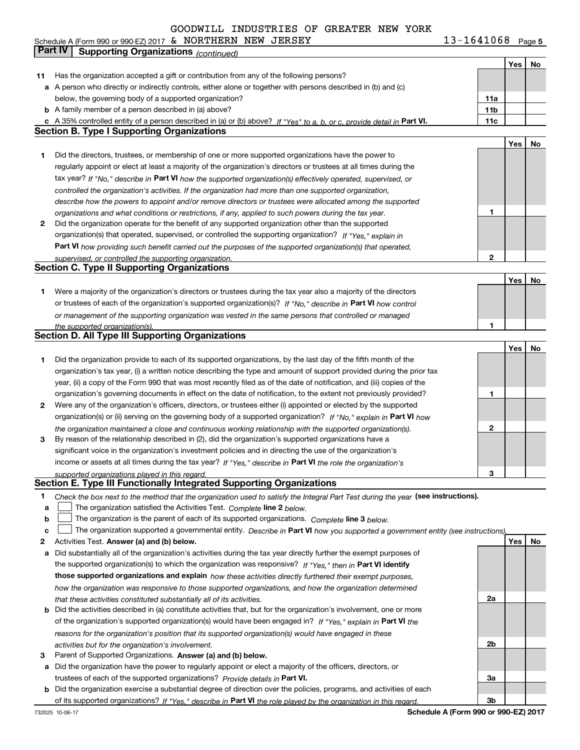GOODWILL INDUSTRIES OF GREATER NEW YORK

Schedule A (Form 990 or 990-EZ) 2017 & NORTHERN NEW JERSEY 13-1641068 Page 5

**Part IV Supporting Organizations** *(continued)*

| | | | Yes | No |
|---|---|---|---|---|
| **11** | Has the organization accepted a gift or contribution from any of the following persons? | | | |
| **a** | A person who directly or indirectly controls, either alone or together with persons described in (b) and (c) below, the governing body of a supported organization? | **11a** | | |
| **b** | A family member of a person described in (a) above? | **11b** | | |
| **c** | A 35% controlled entity of a person described in (a) or (b) above? *If "Yes" to a, b, or c, provide detail in* **Part VI.** | **11c** | | |

## Section B. Type I Supporting Organizations

| | | | Yes | No |
|---|---|---|---|---|
| **1** | Did the directors, trustees, or membership of one or more supported organizations have the power to regularly appoint or elect at least a majority of the organization's directors or trustees at all times during the tax year? *If "No," describe in* **Part VI** *how the supported organization(s) effectively operated, supervised, or controlled the organization's activities. If the organization had more than one supported organization, describe how the powers to appoint and/or remove directors or trustees were allocated among the supported organizations and what conditions or restrictions, if any, applied to such powers during the tax year.* | **1** | | |
| **2** | Did the organization operate for the benefit of any supported organization other than the supported organization(s) that operated, supervised, or controlled the supporting organization? *If "Yes," explain in* **Part VI** *how providing such benefit carried out the purposes of the supported organization(s) that operated, supervised, or controlled the supporting organization.* | **2** | | |

## Section C. Type II Supporting Organizations

| | | | Yes | No |
|---|---|---|---|---|
| **1** | Were a majority of the organization's directors or trustees during the tax year also a majority of the directors or trustees of each of the organization's supported organization(s)? *If "No," describe in* **Part VI** *how control or management of the supporting organization was vested in the same persons that controlled or managed the supported organization(s).* | **1** | | |

## Section D. All Type III Supporting Organizations

| | | | Yes | No |
|---|---|---|---|---|
| **1** | Did the organization provide to each of its supported organizations, by the last day of the fifth month of the organization's tax year, (i) a written notice describing the type and amount of support provided during the prior tax year, (ii) a copy of the Form 990 that was most recently filed as of the date of notification, and (iii) copies of the organization's governing documents in effect on the date of notification, to the extent not previously provided? | **1** | | |
| **2** | Were any of the organization's officers, directors, or trustees either (i) appointed or elected by the supported organization(s) or (ii) serving on the governing body of a supported organization? *If "No," explain in* **Part VI** *how the organization maintained a close and continuous working relationship with the supported organization(s).* | **2** | | |
| **3** | By reason of the relationship described in (2), did the organization's supported organizations have a significant voice in the organization's investment policies and in directing the use of the organization's income or assets at all times during the tax year? *If "Yes," describe in* **Part VI** *the role the organization's supported organizations played in this regard.* | **3** | | |

## Section E. Type III Functionally Integrated Supporting Organizations

**1** *Check the box next to the method that the organization used to satisfy the Integral Part Test during the year* **(see instructions).**

- **a** ☐ The organization satisfied the Activities Test. *Complete* **line 2** *below.*
- **b** ☐ The organization is the parent of each of its supported organizations. *Complete* **line 3** *below.*
- **c** ☐ The organization supported a governmental entity. *Describe in* **Part VI** *how you supported a government entity (see instructions).*

| | | | Yes | No |
|---|---|---|---|---|
| **2** | Activities Test. **Answer (a) and (b) below.** | | | |
| **a** | Did substantially all of the organization's activities during the tax year directly further the exempt purposes of the supported organization(s) to which the organization was responsive? *If "Yes," then in* **Part VI identify those supported organizations and explain** *how these activities directly furthered their exempt purposes, how the organization was responsive to those supported organizations, and how the organization determined that these activities constituted substantially all of its activities.* | **2a** | | |
| **b** | Did the activities described in (a) constitute activities that, but for the organization's involvement, one or more of the organization's supported organization(s) would have been engaged in? *If "Yes," explain in* **Part VI** *the reasons for the organization's position that its supported organization(s) would have engaged in these activities but for the organization's involvement.* | **2b** | | |
| **3** | Parent of Supported Organizations. **Answer (a) and (b) below.** | | | |
| **a** | Did the organization have the power to regularly appoint or elect a majority of the officers, directors, or trustees of each of the supported organizations? *Provide details in* **Part VI.** | **3a** | | |
| **b** | Did the organization exercise a substantial degree of direction over the policies, programs, and activities of each of its supported organizations? *If "Yes," describe in* **Part VI** *the role played by the organization in this regard.* | **3b** | | |

732025 10-06-17 **Schedule A (Form 990 or 990-EZ) 2017**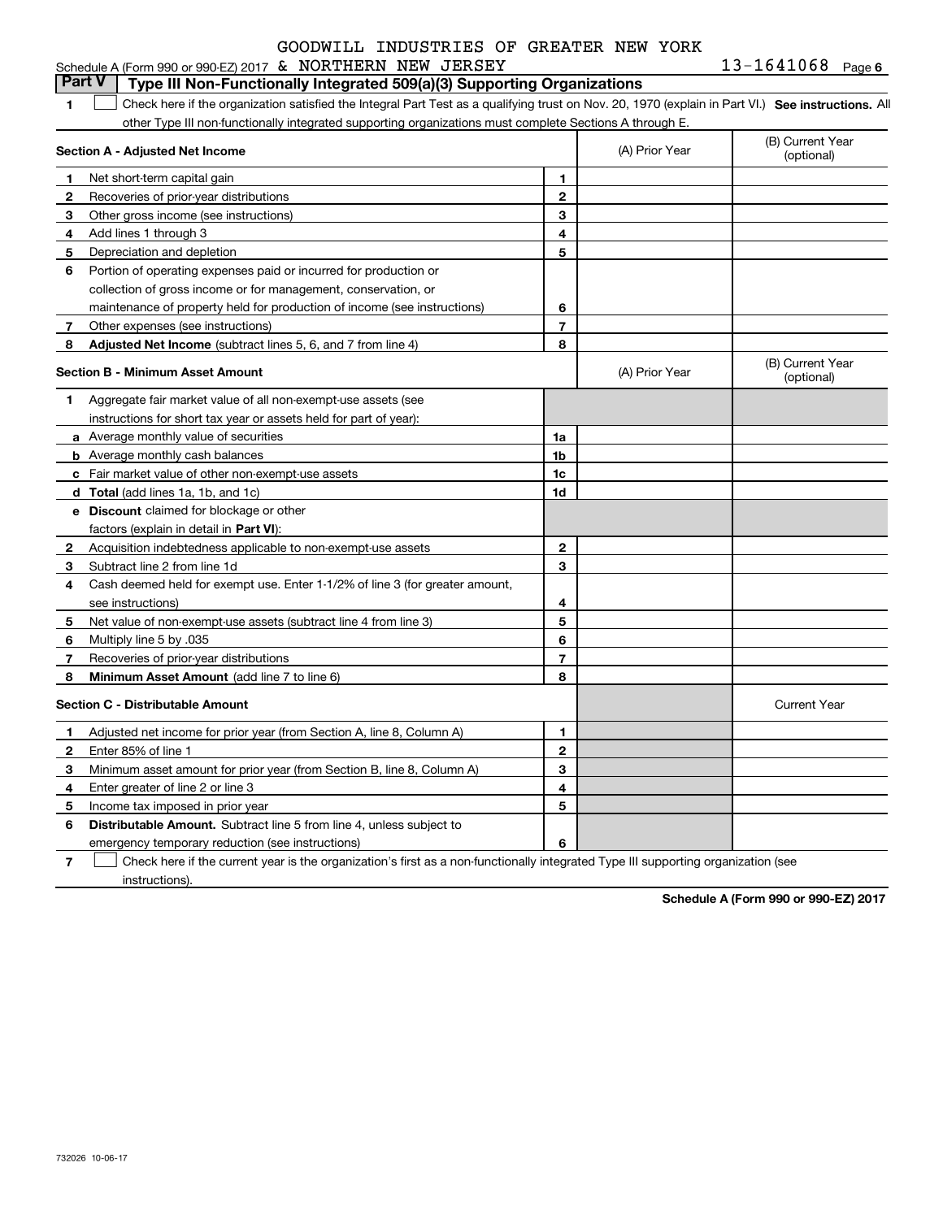GOODWILL INDUSTRIES OF GREATER NEW YORK

Schedule A (Form 990 or 990-EZ) 2017 & NORTHERN NEW JERSEY 13-1641068 Page 6

## Part V Type III Non-Functionally Integrated 509(a)(3) Supporting Organizations

1 ☐ Check here if the organization satisfied the Integral Part Test as a qualifying trust on Nov. 20, 1970 (explain in Part VI.) **See instructions.** All other Type III non-functionally integrated supporting organizations must complete Sections A through E.

| **Section A - Adjusted Net Income** | | | (A) Prior Year | (B) Current Year (optional) |
|---|---|---|---|---|
| 1 | Net short-term capital gain | 1 | | |
| 2 | Recoveries of prior-year distributions | 2 | | |
| 3 | Other gross income (see instructions) | 3 | | |
| 4 | Add lines 1 through 3 | 4 | | |
| 5 | Depreciation and depletion | 5 | | |
| 6 | Portion of operating expenses paid or incurred for production or collection of gross income or for management, conservation, or maintenance of property held for production of income (see instructions) | 6 | | |
| 7 | Other expenses (see instructions) | 7 | | |
| 8 | **Adjusted Net Income** (subtract lines 5, 6, and 7 from line 4) | 8 | | |

| **Section B - Minimum Asset Amount** | | | (A) Prior Year | (B) Current Year (optional) |
|---|---|---|---|---|
| 1 | Aggregate fair market value of all non-exempt-use assets (see instructions for short tax year or assets held for part of year): | | | |
| a | Average monthly value of securities | 1a | | |
| b | Average monthly cash balances | 1b | | |
| c | Fair market value of other non-exempt-use assets | 1c | | |
| d | **Total** (add lines 1a, 1b, and 1c) | 1d | | |
| e | **Discount** claimed for blockage or other factors (explain in detail in **Part VI**): | | | |
| 2 | Acquisition indebtedness applicable to non-exempt-use assets | 2 | | |
| 3 | Subtract line 2 from line 1d | 3 | | |
| 4 | Cash deemed held for exempt use. Enter 1-1/2% of line 3 (for greater amount, see instructions) | 4 | | |
| 5 | Net value of non-exempt-use assets (subtract line 4 from line 3) | 5 | | |
| 6 | Multiply line 5 by .035 | 6 | | |
| 7 | Recoveries of prior-year distributions | 7 | | |
| 8 | **Minimum Asset Amount** (add line 7 to line 6) | 8 | | |

| **Section C - Distributable Amount** | | | | Current Year |
|---|---|---|---|---|
| 1 | Adjusted net income for prior year (from Section A, line 8, Column A) | 1 | | |
| 2 | Enter 85% of line 1 | 2 | | |
| 3 | Minimum asset amount for prior year (from Section B, line 8, Column A) | 3 | | |
| 4 | Enter greater of line 2 or line 3 | 4 | | |
| 5 | Income tax imposed in prior year | 5 | | |
| 6 | **Distributable Amount.** Subtract line 5 from line 4, unless subject to emergency temporary reduction (see instructions) | 6 | | |

7 ☐ Check here if the current year is the organization's first as a non-functionally integrated Type III supporting organization (see instructions).

**Schedule A (Form 990 or 990-EZ) 2017**

732026 10-06-17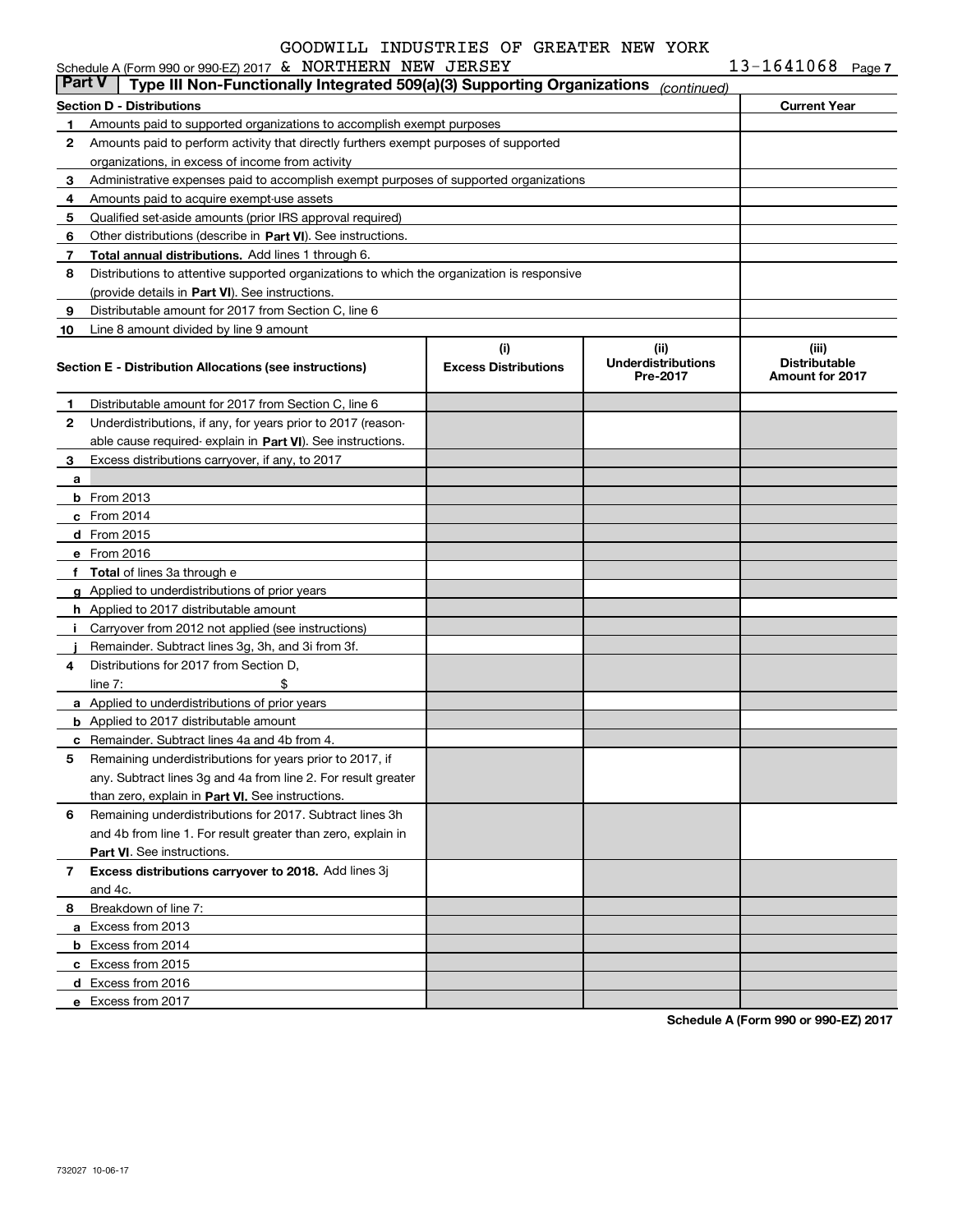GOODWILL INDUSTRIES OF GREATER NEW YORK

Schedule A (Form 990 or 990-EZ) 2017 & NORTHERN NEW JERSEY 13-1641068 Page 7

**Part V** **Type III Non-Functionally Integrated 509(a)(3) Supporting Organizations** *(continued)*

| **Section D - Distributions** | | **Current Year** |
|---|---|---|
| 1 | Amounts paid to supported organizations to accomplish exempt purposes | |
| 2 | Amounts paid to perform activity that directly furthers exempt purposes of supported organizations, in excess of income from activity | |
| 3 | Administrative expenses paid to accomplish exempt purposes of supported organizations | |
| 4 | Amounts paid to acquire exempt-use assets | |
| 5 | Qualified set-aside amounts (prior IRS approval required) | |
| 6 | Other distributions (describe in **Part VI**). See instructions. | |
| 7 | **Total annual distributions.** Add lines 1 through 6. | |
| 8 | Distributions to attentive supported organizations to which the organization is responsive (provide details in **Part VI**). See instructions. | |
| 9 | Distributable amount for 2017 from Section C, line 6 | |
| 10 | Line 8 amount divided by line 9 amount | |

| **Section E - Distribution Allocations (see instructions)** | | **(i) Excess Distributions** | **(ii) Underdistributions Pre-2017** | **(iii) Distributable Amount for 2017** |
|---|---|---|---|---|
| 1 | Distributable amount for 2017 from Section C, line 6 | | | |
| 2 | Underdistributions, if any, for years prior to 2017 (reasonable cause required- explain in **Part VI**). See instructions. | | | |
| 3 | Excess distributions carryover, if any, to 2017 | | | |
| a | | | | |
| b | From 2013 | | | |
| c | From 2014 | | | |
| d | From 2015 | | | |
| e | From 2016 | | | |
| f | **Total** of lines 3a through e | | | |
| g | Applied to underdistributions of prior years | | | |
| h | Applied to 2017 distributable amount | | | |
| i | Carryover from 2012 not applied (see instructions) | | | |
| j | Remainder. Subtract lines 3g, 3h, and 3i from 3f. | | | |
| 4 | Distributions for 2017 from Section D, line 7: $ | | | |
| a | Applied to underdistributions of prior years | | | |
| b | Applied to 2017 distributable amount | | | |
| c | Remainder. Subtract lines 4a and 4b from 4. | | | |
| 5 | Remaining underdistributions for years prior to 2017, if any. Subtract lines 3g and 4a from line 2. For result greater than zero, explain in **Part VI.** See instructions. | | | |
| 6 | Remaining underdistributions for 2017. Subtract lines 3h and 4b from line 1. For result greater than zero, explain in **Part VI**. See instructions. | | | |
| 7 | **Excess distributions carryover to 2018.** Add lines 3j and 4c. | | | |
| 8 | Breakdown of line 7: | | | |
| a | Excess from 2013 | | | |
| b | Excess from 2014 | | | |
| c | Excess from 2015 | | | |
| d | Excess from 2016 | | | |
| e | Excess from 2017 | | | |

**Schedule A (Form 990 or 990-EZ) 2017**

732027 10-06-17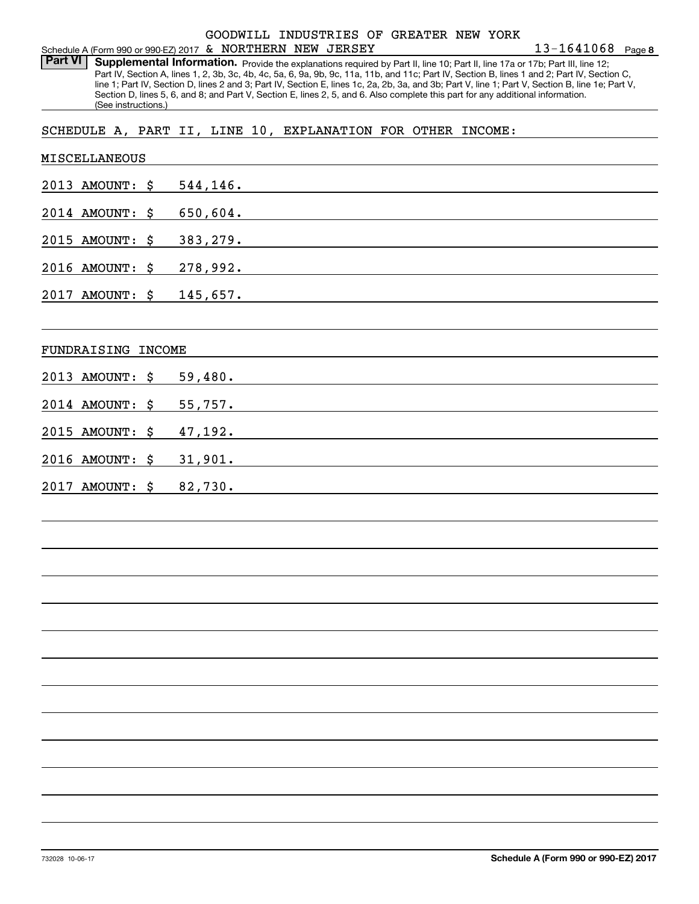GOODWILL INDUSTRIES OF GREATER NEW YORK

Schedule A (Form 990 or 990-EZ) 2017 & NORTHERN NEW JERSEY 13-1641068 Page 8

**Part VI** **Supplemental Information.** Provide the explanations required by Part II, line 10; Part II, line 17a or 17b; Part III, line 12; Part IV, Section A, lines 1, 2, 3b, 3c, 4b, 4c, 5a, 6, 9a, 9b, 9c, 11a, 11b, and 11c; Part IV, Section B, lines 1 and 2; Part IV, Section C, line 1; Part IV, Section D, lines 2 and 3; Part IV, Section E, lines 1c, 2a, 2b, 3a, and 3b; Part V, line 1; Part V, Section B, line 1e; Part V, Section D, lines 5, 6, and 8; and Part V, Section E, lines 2, 5, and 6. Also complete this part for any additional information. (See instructions.)

SCHEDULE A, PART II, LINE 10, EXPLANATION FOR OTHER INCOME:

MISCELLANEOUS

2013 AMOUNT: $ 544,146.

2014 AMOUNT: $ 650,604.

2015 AMOUNT: $ 383,279.

2016 AMOUNT: $ 278,992.

2017 AMOUNT: $ 145,657.

FUNDRAISING INCOME

2013 AMOUNT: $ 59,480.

2014 AMOUNT: $ 55,757.

2015 AMOUNT: $ 47,192.

2016 AMOUNT: $ 31,901.

2017 AMOUNT: $ 82,730.

732028 10-06-17 **Schedule A (Form 990 or 990-EZ) 2017**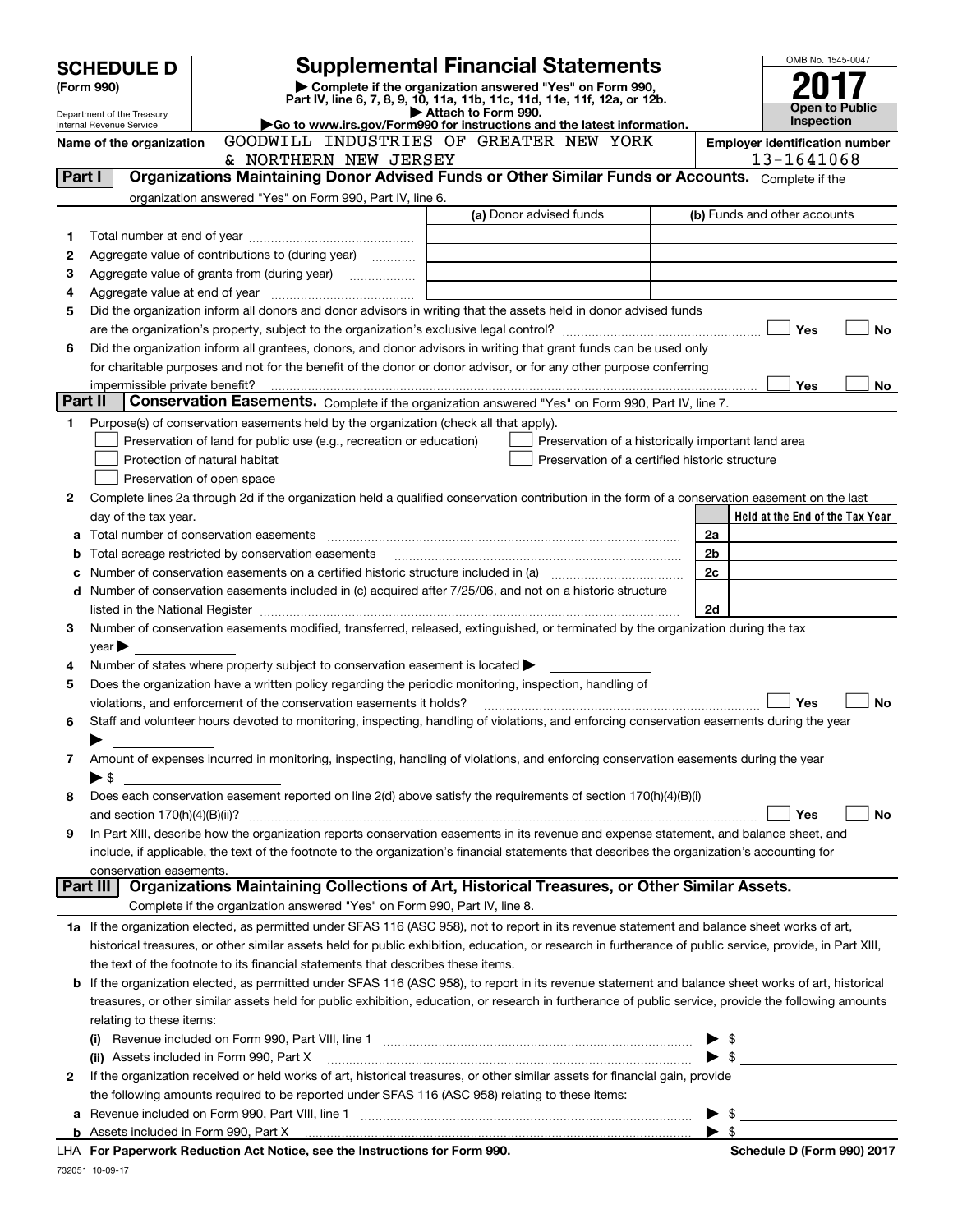# SCHEDULE D (Form 990)

Department of the Treasury
Internal Revenue Service

## Supplemental Financial Statements

▶ Complete if the organization answered "Yes" on Form 990, Part IV, line 6, 7, 8, 9, 10, 11a, 11b, 11c, 11d, 11e, 11f, 12a, or 12b.
▶ Attach to Form 990.
▶Go to www.irs.gov/Form990 for instructions and the latest information.

OMB No. 1545-0047

**2017**

**Open to Public Inspection**

Name of the organization: GOODWILL INDUSTRIES OF GREATER NEW YORK & NORTHERN NEW JERSEY

Employer identification number: 13-1641068

**Part I — Organizations Maintaining Donor Advised Funds or Other Similar Funds or Accounts.** Complete if the organization answered "Yes" on Form 990, Part IV, line 6.

| | | (a) Donor advised funds | (b) Funds and other accounts |
|---|---|---|---|
| 1 | Total number at end of year | | |
| 2 | Aggregate value of contributions to (during year) | | |
| 3 | Aggregate value of grants from (during year) | | |
| 4 | Aggregate value at end of year | | |

5 Did the organization inform all donors and donor advisors in writing that the assets held in donor advised funds are the organization's property, subject to the organization's exclusive legal control? ☐ Yes ☐ No

6 Did the organization inform all grantees, donors, and donor advisors in writing that grant funds can be used only for charitable purposes and not for the benefit of the donor or donor advisor, or for any other purpose conferring impermissible private benefit? ☐ Yes ☐ No

**Part II — Conservation Easements.** Complete if the organization answered "Yes" on Form 990, Part IV, line 7.

1 Purpose(s) of conservation easements held by the organization (check all that apply).

- ☐ Preservation of land for public use (e.g., recreation or education)
- ☐ Protection of natural habitat
- ☐ Preservation of open space
- ☐ Preservation of a historically important land area
- ☐ Preservation of a certified historic structure

2 Complete lines 2a through 2d if the organization held a qualified conservation contribution in the form of a conservation easement on the last day of the tax year.

| | | | Held at the End of the Tax Year |
|---|---|---|---|
| a | Total number of conservation easements | 2a | |
| b | Total acreage restricted by conservation easements | 2b | |
| c | Number of conservation easements on a certified historic structure included in (a) | 2c | |
| d | Number of conservation easements included in (c) acquired after 7/25/06, and not on a historic structure listed in the National Register | 2d | |

3 Number of conservation easements modified, transferred, released, extinguished, or terminated by the organization during the tax year ▶

4 Number of states where property subject to conservation easement is located ▶

5 Does the organization have a written policy regarding the periodic monitoring, inspection, handling of violations, and enforcement of the conservation easements it holds? ☐ Yes ☐ No

6 Staff and volunteer hours devoted to monitoring, inspecting, handling of violations, and enforcing conservation easements during the year ▶

7 Amount of expenses incurred in monitoring, inspecting, handling of violations, and enforcing conservation easements during the year ▶ $

8 Does each conservation easement reported on line 2(d) above satisfy the requirements of section 170(h)(4)(B)(i) and section 170(h)(4)(B)(ii)? ☐ Yes ☐ No

9 In Part XIII, describe how the organization reports conservation easements in its revenue and expense statement, and balance sheet, and include, if applicable, the text of the footnote to the organization's financial statements that describes the organization's accounting for conservation easements.

**Part III — Organizations Maintaining Collections of Art, Historical Treasures, or Other Similar Assets.** Complete if the organization answered "Yes" on Form 990, Part IV, line 8.

1a If the organization elected, as permitted under SFAS 116 (ASC 958), not to report in its revenue statement and balance sheet works of art, historical treasures, or other similar assets held for public exhibition, education, or research in furtherance of public service, provide, in Part XIII, the text of the footnote to its financial statements that describes these items.

b If the organization elected, as permitted under SFAS 116 (ASC 958), to report in its revenue statement and balance sheet works of art, historical treasures, or other similar assets held for public exhibition, education, or research in furtherance of public service, provide the following amounts relating to these items:

(i) Revenue included on Form 990, Part VIII, line 1 ▶ $

(ii) Assets included in Form 990, Part X ▶ $

2 If the organization received or held works of art, historical treasures, or other similar assets for financial gain, provide the following amounts required to be reported under SFAS 116 (ASC 958) relating to these items:

a Revenue included on Form 990, Part VIII, line 1 ▶ $

b Assets included in Form 990, Part X ▶ $

LHA For Paperwork Reduction Act Notice, see the Instructions for Form 990. Schedule D (Form 990) 2017

732051 10-09-17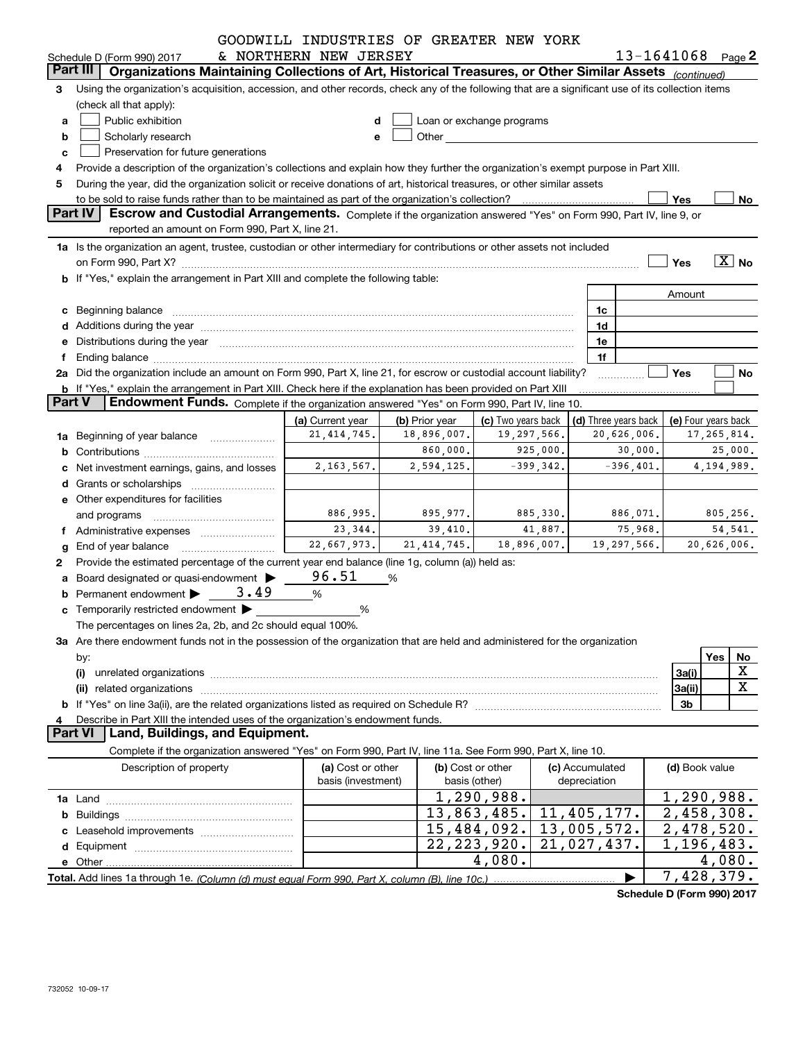GOODWILL INDUSTRIES OF GREATER NEW YORK & NORTHERN NEW JERSEY 13-1641068

Schedule D (Form 990) 2017 Page 2

## Part III Organizations Maintaining Collections of Art, Historical Treasures, or Other Similar Assets *(continued)*

3 Using the organization's acquisition, accession, and other records, check any of the following that are a significant use of its collection items (check all that apply):

- a ☐ Public exhibition
- b ☐ Scholarly research
- c ☐ Preservation for future generations
- d ☐ Loan or exchange programs
- e ☐ Other

4 Provide a description of the organization's collections and explain how they further the organization's exempt purpose in Part XIII.

5 During the year, did the organization solicit or receive donations of art, historical treasures, or other similar assets to be sold to raise funds rather than to be maintained as part of the organization's collection? ☐ Yes ☐ No

## Part IV Escrow and Custodial Arrangements.

Complete if the organization answered "Yes" on Form 990, Part IV, line 9, or reported an amount on Form 990, Part X, line 21.

1a Is the organization an agent, trustee, custodian or other intermediary for contributions or other assets not included on Form 990, Part X? ☐ Yes ☒ No

b If "Yes," explain the arrangement in Part XIII and complete the following table:

| | | Amount |
|---|---|---|
| c Beginning balance | 1c | |
| d Additions during the year | 1d | |
| e Distributions during the year | 1e | |
| f Ending balance | 1f | |

2a Did the organization include an amount on Form 990, Part X, line 21, for escrow or custodial account liability? ☐ Yes ☐ No

b If "Yes," explain the arrangement in Part XIII. Check here if the explanation has been provided on Part XIII ☐

## Part V Endowment Funds.

Complete if the organization answered "Yes" on Form 990, Part IV, line 10.

| | (a) Current year | (b) Prior year | (c) Two years back | (d) Three years back | (e) Four years back |
|---|---|---|---|---|---|
| 1a Beginning of year balance | 21,414,745. | 18,896,007. | 19,297,566. | 20,626,006. | 17,265,814. |
| b Contributions | | 860,000. | 925,000. | 30,000. | 25,000. |
| c Net investment earnings, gains, and losses | 2,163,567. | 2,594,125. | -399,342. | -396,401. | 4,194,989. |
| d Grants or scholarships | | | | | |
| e Other expenditures for facilities and programs | 886,995. | 895,977. | 885,330. | 886,071. | 805,256. |
| f Administrative expenses | 23,344. | 39,410. | 41,887. | 75,968. | 54,541. |
| g End of year balance | 22,667,973. | 21,414,745. | 18,896,007. | 19,297,566. | 20,626,006. |

2 Provide the estimated percentage of the current year end balance (line 1g, column (a)) held as:

- a Board designated or quasi-endowment ▶ 96.51 %
- b Permanent endowment ▶ 3.49 %
- c Temporarily restricted endowment ▶ %

The percentages on lines 2a, 2b, and 2c should equal 100%.

3a Are there endowment funds not in the possession of the organization that are held and administered for the organization by:

| | | Yes | No |
|---|---|---|---|
| (i) unrelated organizations | 3a(i) | | X |
| (ii) related organizations | 3a(ii) | | X |
| b If "Yes" on line 3a(ii), are the related organizations listed as required on Schedule R? | 3b | | |

4 Describe in Part XIII the intended uses of the organization's endowment funds.

## Part VI Land, Buildings, and Equipment.

Complete if the organization answered "Yes" on Form 990, Part IV, line 11a. See Form 990, Part X, line 10.

| Description of property | (a) Cost or other basis (investment) | (b) Cost or other basis (other) | (c) Accumulated depreciation | (d) Book value |
|---|---|---|---|---|
| 1a Land | | 1,290,988. | | 1,290,988. |
| b Buildings | | 13,863,485. | 11,405,177. | 2,458,308. |
| c Leasehold improvements | | 15,484,092. | 13,005,572. | 2,478,520. |
| d Equipment | | 22,223,920. | 21,027,437. | 1,196,483. |
| e Other | | 4,080. | | 4,080. |
| **Total.** Add lines 1a through 1e. *(Column (d) must equal Form 990, Part X, column (B), line 10c.)* | | | ▶ | 7,428,379. |

**Schedule D (Form 990) 2017**

732052 10-09-17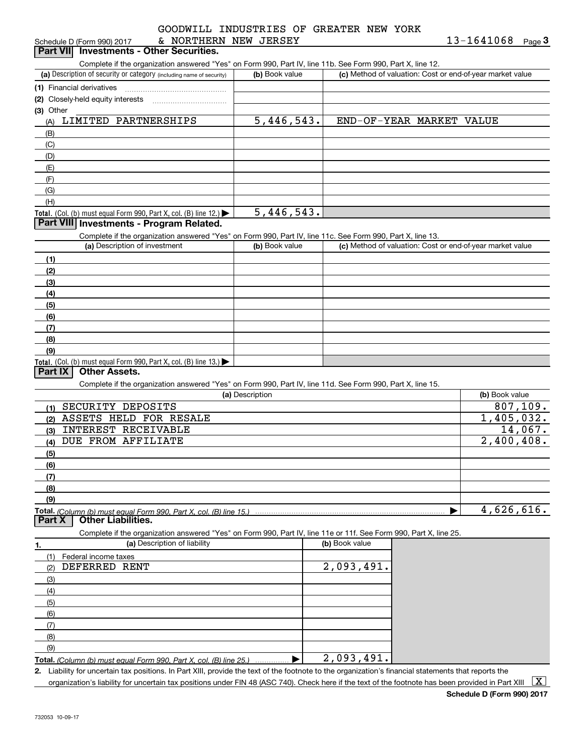GOODWILL INDUSTRIES OF GREATER NEW YORK & NORTHERN NEW JERSEY 13-1641068

Schedule D (Form 990) 2017

## Part VII Investments - Other Securities.

Complete if the organization answered "Yes" on Form 990, Part IV, line 11b. See Form 990, Part X, line 12.

| (a) Description of security or category (including name of security) | (b) Book value | (c) Method of valuation: Cost or end-of-year market value |
|---|---|---|
| (1) Financial derivatives | | |
| (2) Closely-held equity interests | | |
| (3) Other | | |
| (A) LIMITED PARTNERSHIPS | 5,446,543. | END-OF-YEAR MARKET VALUE |
| (B) | | |
| (C) | | |
| (D) | | |
| (E) | | |
| (F) | | |
| (G) | | |
| (H) | | |
| **Total.** (Col. (b) must equal Form 990, Part X, col. (B) line 12.) ▶ | 5,446,543. | |

## Part VIII Investments - Program Related.

Complete if the organization answered "Yes" on Form 990, Part IV, line 11c. See Form 990, Part X, line 13.

| (a) Description of investment | (b) Book value | (c) Method of valuation: Cost or end-of-year market value |
|---|---|---|
| (1) | | |
| (2) | | |
| (3) | | |
| (4) | | |
| (5) | | |
| (6) | | |
| (7) | | |
| (8) | | |
| (9) | | |
| **Total.** (Col. (b) must equal Form 990, Part X, col. (B) line 13.) ▶ | | |

## Part IX Other Assets.

Complete if the organization answered "Yes" on Form 990, Part IV, line 11d. See Form 990, Part X, line 15.

| (a) Description | (b) Book value |
|---|---|
| (1) SECURITY DEPOSITS | 807,109. |
| (2) ASSETS HELD FOR RESALE | 1,405,032. |
| (3) INTEREST RECEIVABLE | 14,067. |
| (4) DUE FROM AFFILIATE | 2,400,408. |
| (5) | |
| (6) | |
| (7) | |
| (8) | |
| (9) | |
| **Total.** *(Column (b) must equal Form 990, Part X, col. (B) line 15.)* ▶ | 4,626,616. |

## Part X Other Liabilities.

Complete if the organization answered "Yes" on Form 990, Part IV, line 11e or 11f. See Form 990, Part X, line 25.

| 1. (a) Description of liability | (b) Book value |
|---|---|
| (1) Federal income taxes | |
| (2) DEFERRED RENT | 2,093,491. |
| (3) | |
| (4) | |
| (5) | |
| (6) | |
| (7) | |
| (8) | |
| (9) | |
| **Total.** *(Column (b) must equal Form 990, Part X, col. (B) line 25.)* ▶ | 2,093,491. |

**2.** Liability for uncertain tax positions. In Part XIII, provide the text of the footnote to the organization's financial statements that reports the organization's liability for uncertain tax positions under FIN 48 (ASC 740). Check here if the text of the footnote has been provided in Part XIII [X]

**Schedule D (Form 990) 2017**

732053 10-09-17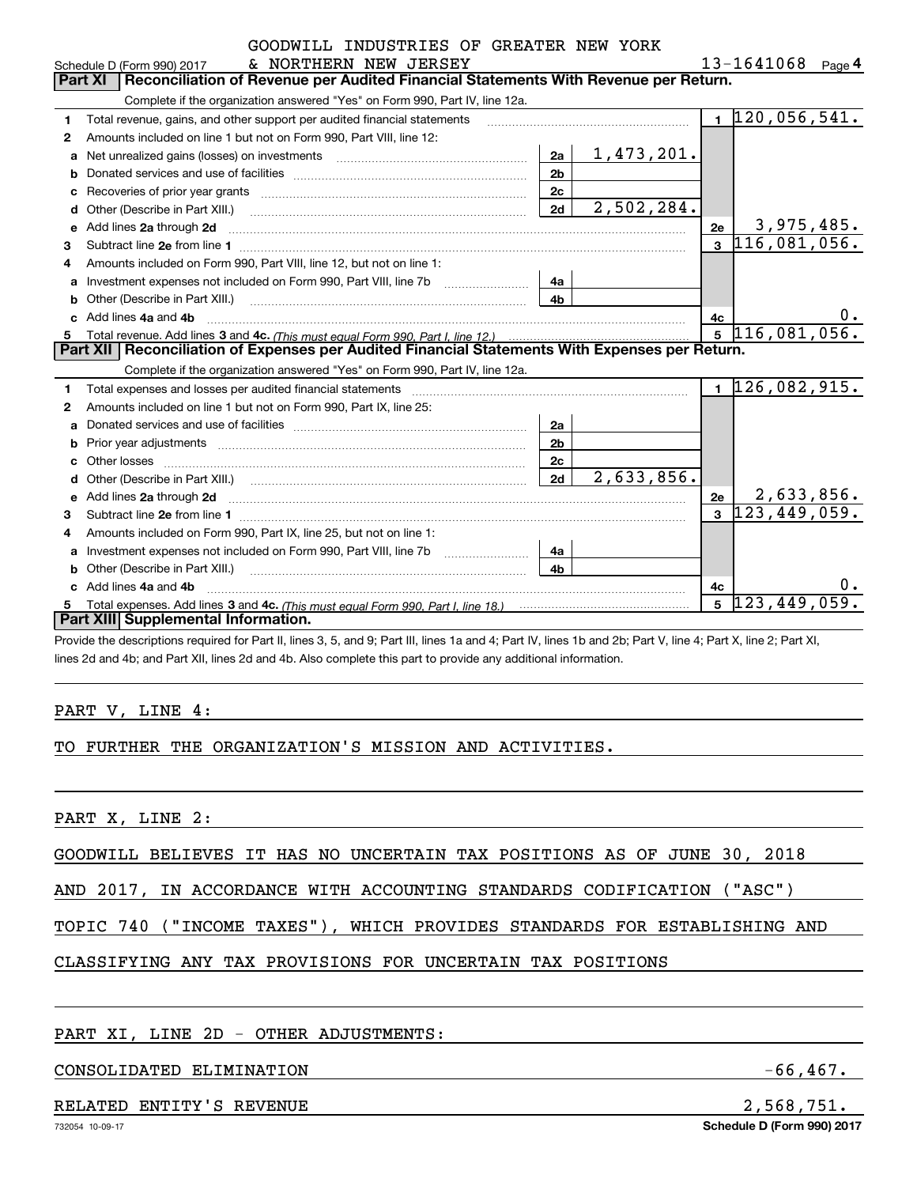GOODWILL INDUSTRIES OF GREATER NEW YORK & NORTHERN NEW JERSEY

Schedule D (Form 990) 2017 — 13-1641068 — Page 4

## Part XI — Reconciliation of Revenue per Audited Financial Statements With Revenue per Return.

Complete if the organization answered "Yes" on Form 990, Part IV, line 12a.

| | | | | | |
|---|---|---|---|---|---|
| 1 | Total revenue, gains, and other support per audited financial statements | | | 1 | 120,056,541. |
| 2 | Amounts included on line 1 but not on Form 990, Part VIII, line 12: | | | | |
| a | Net unrealized gains (losses) on investments | 2a | 1,473,201. | | |
| b | Donated services and use of facilities | 2b | | | |
| c | Recoveries of prior year grants | 2c | | | |
| d | Other (Describe in Part XIII.) | 2d | 2,502,284. | | |
| e | Add lines 2a through 2d | | | 2e | 3,975,485. |
| 3 | Subtract line 2e from line 1 | | | 3 | 116,081,056. |
| 4 | Amounts included on Form 990, Part VIII, line 12, but not on line 1: | | | | |
| a | Investment expenses not included on Form 990, Part VIII, line 7b | 4a | | | |
| b | Other (Describe in Part XIII.) | 4b | | | |
| c | Add lines 4a and 4b | | | 4c | 0. |
| 5 | Total revenue. Add lines 3 and 4c. *(This must equal Form 990, Part I, line 12.)* | | | 5 | 116,081,056. |

## Part XII — Reconciliation of Expenses per Audited Financial Statements With Expenses per Return.

Complete if the organization answered "Yes" on Form 990, Part IV, line 12a.

| | | | | | |
|---|---|---|---|---|---|
| 1 | Total expenses and losses per audited financial statements | | | 1 | 126,082,915. |
| 2 | Amounts included on line 1 but not on Form 990, Part IX, line 25: | | | | |
| a | Donated services and use of facilities | 2a | | | |
| b | Prior year adjustments | 2b | | | |
| c | Other losses | 2c | | | |
| d | Other (Describe in Part XIII.) | 2d | 2,633,856. | | |
| e | Add lines 2a through 2d | | | 2e | 2,633,856. |
| 3 | Subtract line 2e from line 1 | | | 3 | 123,449,059. |
| 4 | Amounts included on Form 990, Part IX, line 25, but not on line 1: | | | | |
| a | Investment expenses not included on Form 990, Part VIII, line 7b | 4a | | | |
| b | Other (Describe in Part XIII.) | 4b | | | |
| c | Add lines 4a and 4b | | | 4c | 0. |
| 5 | Total expenses. Add lines 3 and 4c. *(This must equal Form 990, Part I, line 18.)* | | | 5 | 123,449,059. |

## Part XIII — Supplemental Information.

Provide the descriptions required for Part II, lines 3, 5, and 9; Part III, lines 1a and 4; Part IV, lines 1b and 2b; Part V, line 4; Part X, line 2; Part XI, lines 2d and 4b; and Part XII, lines 2d and 4b. Also complete this part to provide any additional information.

PART V, LINE 4:

TO FURTHER THE ORGANIZATION'S MISSION AND ACTIVITIES.

PART X, LINE 2:

GOODWILL BELIEVES IT HAS NO UNCERTAIN TAX POSITIONS AS OF JUNE 30, 2018 AND 2017, IN ACCORDANCE WITH ACCOUNTING STANDARDS CODIFICATION ("ASC") TOPIC 740 ("INCOME TAXES"), WHICH PROVIDES STANDARDS FOR ESTABLISHING AND CLASSIFYING ANY TAX PROVISIONS FOR UNCERTAIN TAX POSITIONS

PART XI, LINE 2D - OTHER ADJUSTMENTS:

| | |
|---|---|
| CONSOLIDATED ELIMINATION | -66,467. |
| RELATED ENTITY'S REVENUE | 2,568,751. |

732054 10-09-17 — Schedule D (Form 990) 2017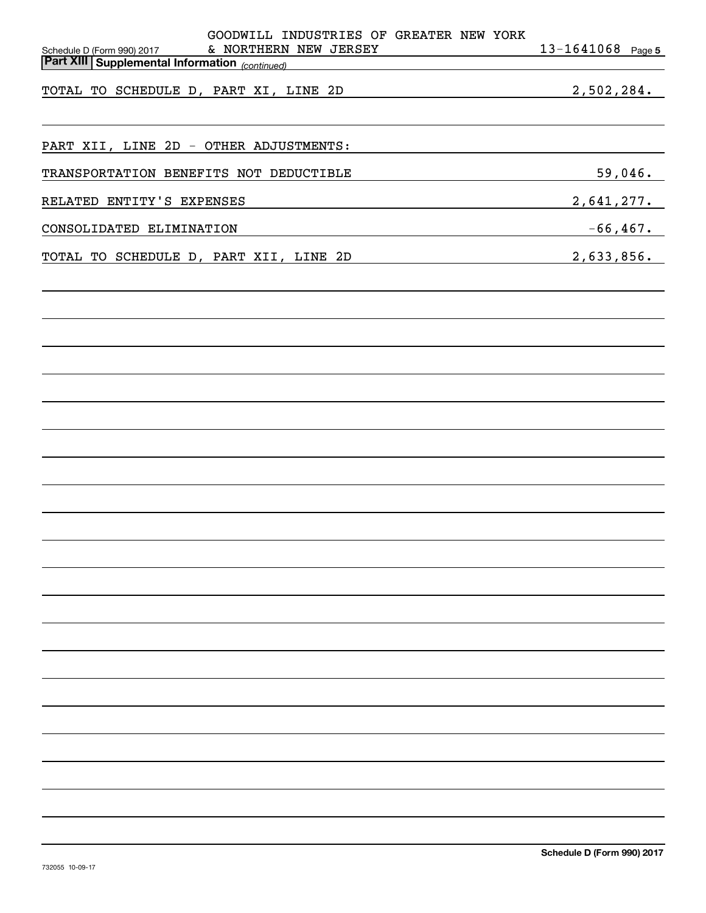GOODWILL INDUSTRIES OF GREATER NEW YORK & NORTHERN NEW JERSEY 13-1641068

## Part XIII Supplemental Information *(continued)*

| | |
|---|---|
| TOTAL TO SCHEDULE D, PART XI, LINE 2D | 2,502,284. |
| | |
| PART XII, LINE 2D - OTHER ADJUSTMENTS: | |
| TRANSPORTATION BENEFITS NOT DEDUCTIBLE | 59,046. |
| RELATED ENTITY'S EXPENSES | 2,641,277. |
| CONSOLIDATED ELIMINATION | -66,467. |
| TOTAL TO SCHEDULE D, PART XII, LINE 2D | 2,633,856. |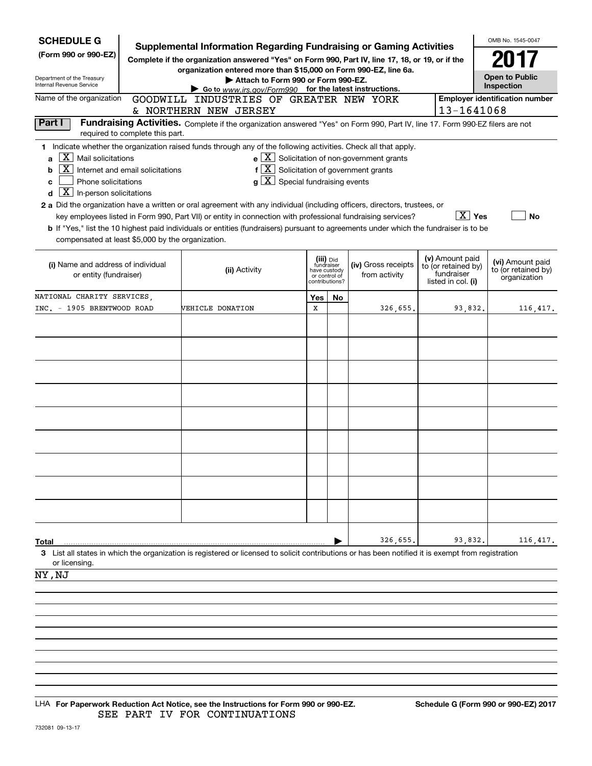**SCHEDULE G (Form 990 or 990-EZ)**

Department of the Treasury
Internal Revenue Service

# Supplemental Information Regarding Fundraising or Gaming Activities

**Complete if the organization answered "Yes" on Form 990, Part IV, line 17, 18, or 19, or if the organization entered more than $15,000 on Form 990-EZ, line 6a.**

**▶ Attach to Form 990 or Form 990-EZ.**

**▶ Go to www.irs.gov/Form990 for the latest instructions.**

OMB No. 1545-0047

**2017**

**Open to Public Inspection**

Name of the organization: GOODWILL INDUSTRIES OF GREATER NEW YORK & NORTHERN NEW JERSEY

Employer identification number: 13-1641068

**Part I** **Fundraising Activities.** Complete if the organization answered "Yes" on Form 990, Part IV, line 17. Form 990-EZ filers are not required to complete this part.

1 Indicate whether the organization raised funds through any of the following activities. Check all that apply.

- a [X] Mail solicitations
- b [X] Internet and email solicitations
- c [ ] Phone solicitations
- d [X] In-person solicitations
- e [X] Solicitation of non-government grants
- f [X] Solicitation of government grants
- g [X] Special fundraising events

2 a Did the organization have a written or oral agreement with any individual (including officers, directors, trustees, or key employees listed in Form 990, Part VII) or entity in connection with professional fundraising services? [X] Yes [ ] No

b If "Yes," list the 10 highest paid individuals or entities (fundraisers) pursuant to agreements under which the fundraiser is to be compensated at least $5,000 by the organization.

| (i) Name and address of individual or entity (fundraiser) | (ii) Activity | (iii) Did fundraiser have custody or control of contributions? Yes | No | (iv) Gross receipts from activity | (v) Amount paid to (or retained by) fundraiser listed in col. (i) | (vi) Amount paid to (or retained by) organization |
|---|---|---|---|---|---|---|
| NATIONAL CHARITY SERVICES, INC. - 1905 BRENTWOOD ROAD | VEHICLE DONATION | X | | 326,655. | 93,832. | 116,417. |
| | | | | | | |
| | | | | | | |
| | | | | | | |
| | | | | | | |
| | | | | | | |
| | | | | | | |
| | | | | | | |
| | | | | | | |
| | | | | | | |
| **Total** | | | | 326,655. | 93,832. | 116,417. |

3 List all states in which the organization is registered or licensed to solicit contributions or has been notified it is exempt from registration or licensing.

NY,NJ

LHA **For Paperwork Reduction Act Notice, see the Instructions for Form 990 or 990-EZ.** **Schedule G (Form 990 or 990-EZ) 2017**

SEE PART IV FOR CONTINUATIONS

732081 09-13-17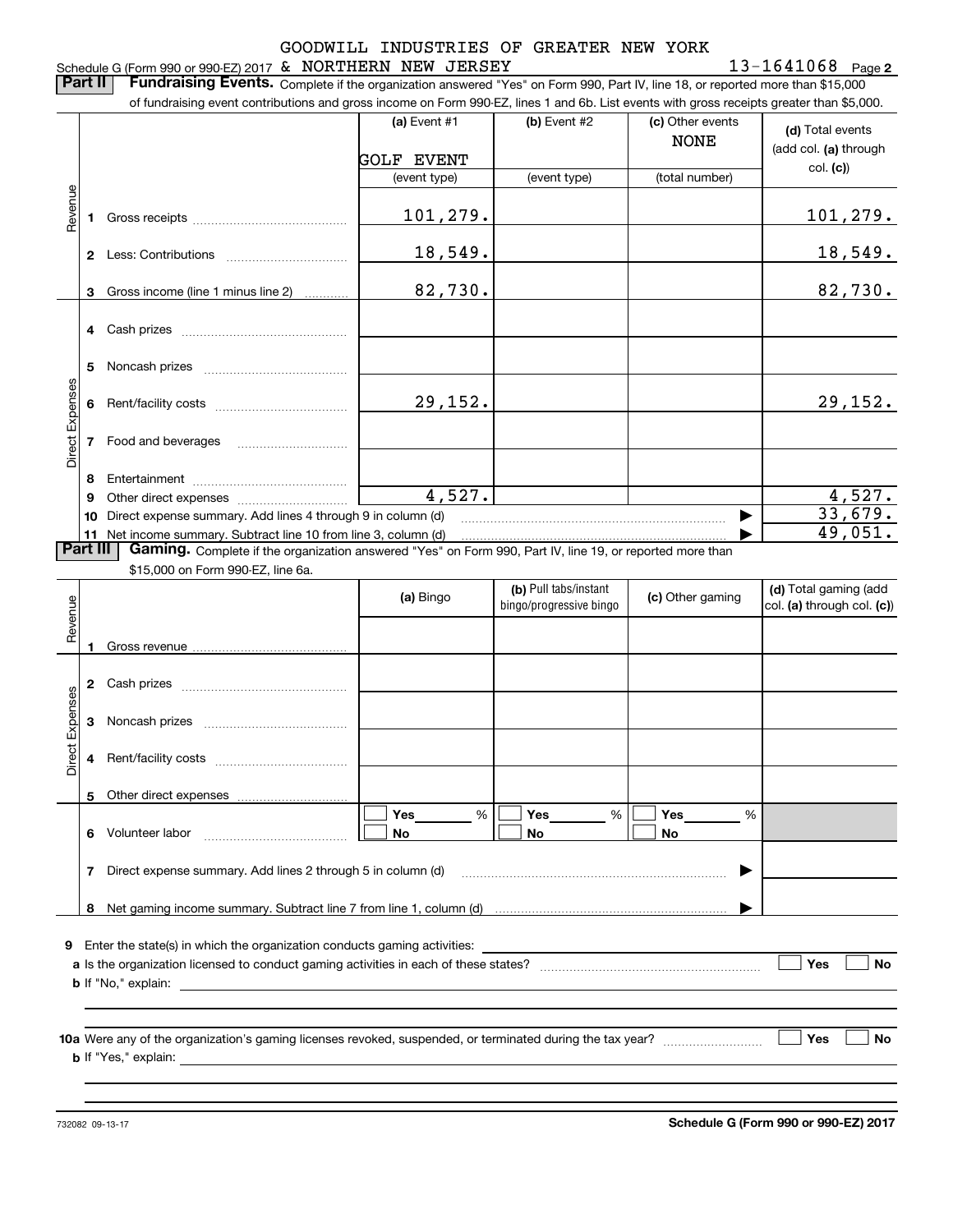GOODWILL INDUSTRIES OF GREATER NEW YORK

Schedule G (Form 990 or 990-EZ) 2017 & NORTHERN NEW JERSEY 13-1641068 Page 2

**Part II** **Fundraising Events.** Complete if the organization answered "Yes" on Form 990, Part IV, line 18, or reported more than $15,000 of fundraising event contributions and gross income on Form 990-EZ, lines 1 and 6b. List events with gross receipts greater than $5,000.

| | | (a) Event #1 GOLF EVENT (event type) | (b) Event #2 (event type) | (c) Other events NONE (total number) | (d) Total events (add col. (a) through col. (c)) |
|---|---|---|---|---|---|
| Revenue | 1 Gross receipts | 101,279. | | | 101,279. |
| | 2 Less: Contributions | 18,549. | | | 18,549. |
| | 3 Gross income (line 1 minus line 2) | 82,730. | | | 82,730. |
| Direct Expenses | 4 Cash prizes | | | | |
| | 5 Noncash prizes | | | | |
| | 6 Rent/facility costs | 29,152. | | | 29,152. |
| | 7 Food and beverages | | | | |
| | 8 Entertainment | | | | |
| | 9 Other direct expenses | 4,527. | | | 4,527. |
| | 10 Direct expense summary. Add lines 4 through 9 in column (d) | | | | 33,679. |
| | 11 Net income summary. Subtract line 10 from line 3, column (d) | | | | 49,051. |

**Part III** **Gaming.** Complete if the organization answered "Yes" on Form 990, Part IV, line 19, or reported more than $15,000 on Form 990-EZ, line 6a.

| | | (a) Bingo | (b) Pull tabs/instant bingo/progressive bingo | (c) Other gaming | (d) Total gaming (add col. (a) through col. (c)) |
|---|---|---|---|---|---|
| Revenue | 1 Gross revenue | | | | |
| Direct Expenses | 2 Cash prizes | | | | |
| | 3 Noncash prizes | | | | |
| | 4 Rent/facility costs | | | | |
| | 5 Other direct expenses | | | | |
| | 6 Volunteer labor | ☐ Yes ____ % ☐ No | ☐ Yes ____ % ☐ No | ☐ Yes ____ % ☐ No | |
| | 7 Direct expense summary. Add lines 2 through 5 in column (d) | | | | |
| | 8 Net gaming income summary. Subtract line 7 from line 1, column (d) | | | | |

**9** Enter the state(s) in which the organization conducts gaming activities: ____________

**a** Is the organization licensed to conduct gaming activities in each of these states? ☐ Yes ☐ No

**b** If "No," explain: ____________

**10a** Were any of the organization's gaming licenses revoked, suspended, or terminated during the tax year? ☐ Yes ☐ No

**b** If "Yes," explain: ____________

732082 09-13-17 **Schedule G (Form 990 or 990-EZ) 2017**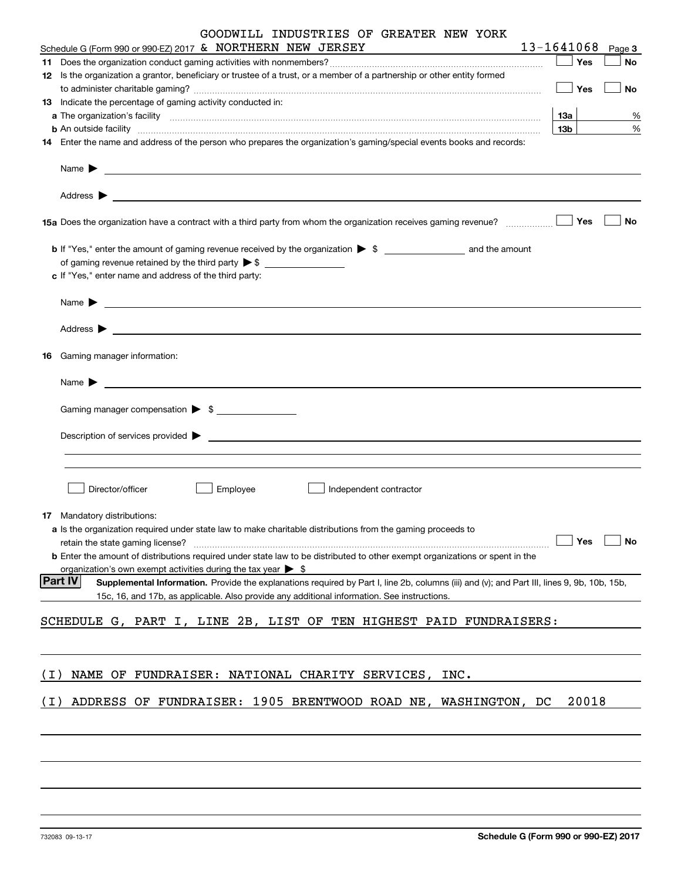GOODWILL INDUSTRIES OF GREATER NEW YORK

Schedule G (Form 990 or 990-EZ) 2017 & NORTHERN NEW JERSEY 13-1641068 Page 3

**11** Does the organization conduct gaming activities with nonmembers? ☐ Yes ☐ No

**12** Is the organization a grantor, beneficiary or trustee of a trust, or a member of a partnership or other entity formed to administer charitable gaming? ☐ Yes ☐ No

**13** Indicate the percentage of gaming activity conducted in:

**a** The organization's facility **13a** %

**b** An outside facility **13b** %

**14** Enter the name and address of the person who prepares the organization's gaming/special events books and records:

Name ▶

Address ▶

**15a** Does the organization have a contract with a third party from whom the organization receives gaming revenue? ☐ Yes ☐ No

**b** If "Yes," enter the amount of gaming revenue received by the organization ▶ $ ________ and the amount of gaming revenue retained by the third party ▶ $ ________

**c** If "Yes," enter name and address of the third party:

Name ▶

Address ▶

**16** Gaming manager information:

Name ▶

Gaming manager compensation ▶ $

Description of services provided ▶

☐ Director/officer ☐ Employee ☐ Independent contractor

**17** Mandatory distributions:

**a** Is the organization required under state law to make charitable distributions from the gaming proceeds to retain the state gaming license? ☐ Yes ☐ No

**b** Enter the amount of distributions required under state law to be distributed to other exempt organizations or spent in the organization's own exempt activities during the tax year ▶ $

**Part IV** **Supplemental Information.** Provide the explanations required by Part I, line 2b, columns (iii) and (v); and Part III, lines 9, 9b, 10b, 15b, 15c, 16, and 17b, as applicable. Also provide any additional information. See instructions.

SCHEDULE G, PART I, LINE 2B, LIST OF TEN HIGHEST PAID FUNDRAISERS:

(I) NAME OF FUNDRAISER: NATIONAL CHARITY SERVICES, INC.

(I) ADDRESS OF FUNDRAISER: 1905 BRENTWOOD ROAD NE, WASHINGTON, DC 20018

732083 09-13-17 **Schedule G (Form 990 or 990-EZ) 2017**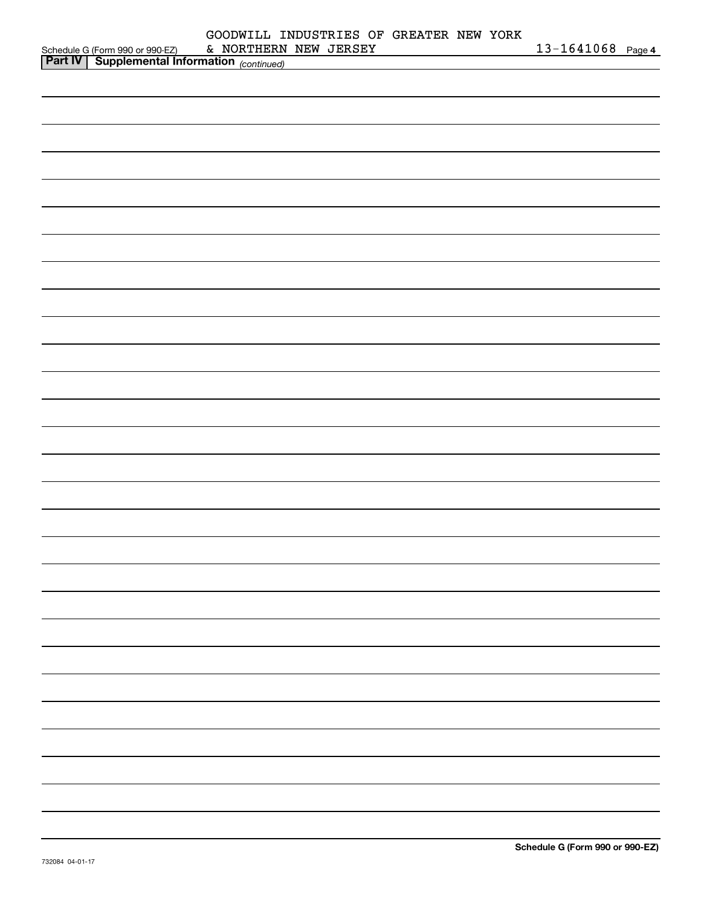Schedule G (Form 990 or 990-EZ) GOODWILL INDUSTRIES OF GREATER NEW YORK & NORTHERN NEW JERSEY 13-1641068 Page 4

**Part IV | Supplemental Information** *(continued)*

**Schedule G (Form 990 or 990-EZ)**

732084 04-01-17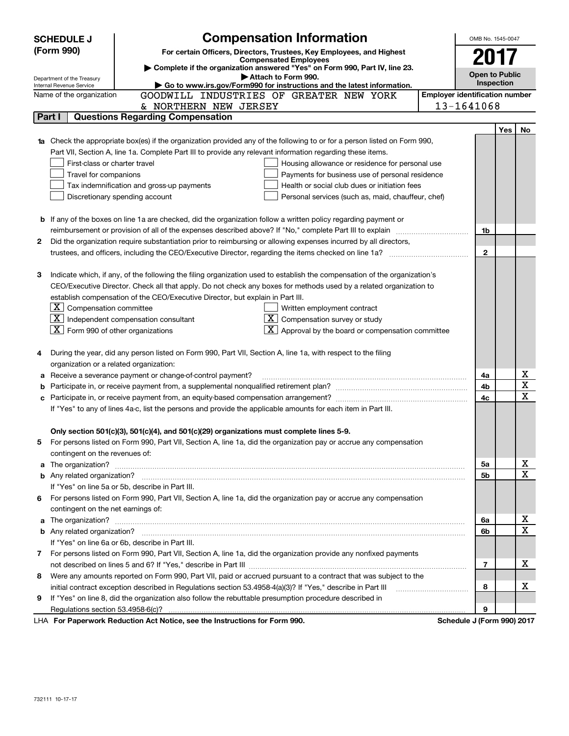# SCHEDULE J (Form 990)

## Compensation Information

**For certain Officers, Directors, Trustees, Key Employees, and Highest Compensated Employees**

▶ Complete if the organization answered "Yes" on Form 990, Part IV, line 23.
▶ Attach to Form 990.
▶ Go to www.irs.gov/Form990 for instructions and the latest information.

OMB No. 1545-0047

**2017**

**Open to Public Inspection**

Department of the Treasury
Internal Revenue Service

Name of the organization: GOODWILL INDUSTRIES OF GREATER NEW YORK & NORTHERN NEW JERSEY

Employer identification number: 13-1641068

### Part I — Questions Regarding Compensation

| | | Line | Yes | No |
|---|---|---|---|---|
| **1a** | Check the appropriate box(es) if the organization provided any of the following to or for a person listed on Form 990, Part VII, Section A, line 1a. Complete Part III to provide any relevant information regarding these items.<br>☐ First-class or charter travel ☐ Housing allowance or residence for personal use<br>☐ Travel for companions ☐ Payments for business use of personal residence<br>☐ Tax indemnification and gross-up payments ☐ Health or social club dues or initiation fees<br>☐ Discretionary spending account ☐ Personal services (such as, maid, chauffeur, chef) | | | |
| **b** | If any of the boxes on line 1a are checked, did the organization follow a written policy regarding payment or reimbursement or provision of all of the expenses described above? If "No," complete Part III to explain | 1b | | |
| **2** | Did the organization require substantiation prior to reimbursing or allowing expenses incurred by all directors, trustees, and officers, including the CEO/Executive Director, regarding the items checked on line 1a? | 2 | | |
| **3** | Indicate which, if any, of the following the filing organization used to establish the compensation of the organization's CEO/Executive Director. Check all that apply. Do not check any boxes for methods used by a related organization to establish compensation of the CEO/Executive Director, but explain in Part III.<br>☒ Compensation committee ☐ Written employment contract<br>☒ Independent compensation consultant ☒ Compensation survey or study<br>☒ Form 990 of other organizations ☒ Approval by the board or compensation committee | | | |
| **4** | During the year, did any person listed on Form 990, Part VII, Section A, line 1a, with respect to the filing organization or a related organization: | | | |
| **a** | Receive a severance payment or change-of-control payment? | 4a | | X |
| **b** | Participate in, or receive payment from, a supplemental nonqualified retirement plan? | 4b | | X |
| **c** | Participate in, or receive payment from, an equity-based compensation arrangement? | 4c | | X |
| | If "Yes" to any of lines 4a-c, list the persons and provide the applicable amounts for each item in Part III. | | | |
| | **Only section 501(c)(3), 501(c)(4), and 501(c)(29) organizations must complete lines 5-9.** | | | |
| **5** | For persons listed on Form 990, Part VII, Section A, line 1a, did the organization pay or accrue any compensation contingent on the revenues of: | | | |
| **a** | The organization? | 5a | | X |
| **b** | Any related organization? | 5b | | X |
| | If "Yes" on line 5a or 5b, describe in Part III. | | | |
| **6** | For persons listed on Form 990, Part VII, Section A, line 1a, did the organization pay or accrue any compensation contingent on the net earnings of: | | | |
| **a** | The organization? | 6a | | X |
| **b** | Any related organization? | 6b | | X |
| | If "Yes" on line 6a or 6b, describe in Part III. | | | |
| **7** | For persons listed on Form 990, Part VII, Section A, line 1a, did the organization provide any nonfixed payments not described on lines 5 and 6? If "Yes," describe in Part III | 7 | | X |
| **8** | Were any amounts reported on Form 990, Part VII, paid or accrued pursuant to a contract that was subject to the initial contract exception described in Regulations section 53.4958-4(a)(3)? If "Yes," describe in Part III | 8 | | X |
| **9** | If "Yes" on line 8, did the organization also follow the rebuttable presumption procedure described in Regulations section 53.4958-6(c)? | 9 | | |

LHA **For Paperwork Reduction Act Notice, see the Instructions for Form 990.** **Schedule J (Form 990) 2017**

732111 10-17-17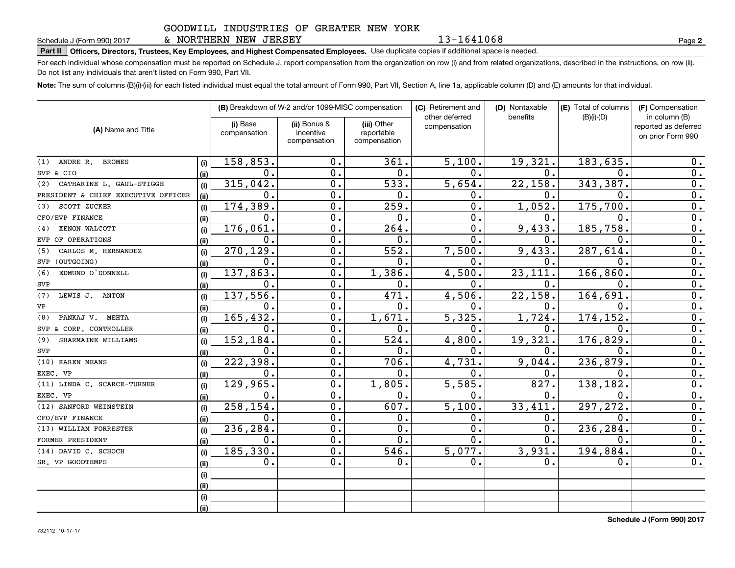GOODWILL INDUSTRIES OF GREATER NEW YORK & NORTHERN NEW JERSEY 13-1641068

Schedule J (Form 990) 2017

**Part II Officers, Directors, Trustees, Key Employees, and Highest Compensated Employees.** Use duplicate copies if additional space is needed.

For each individual whose compensation must be reported on Schedule J, report compensation from the organization on row (i) and from related organizations, described in the instructions, on row (ii). Do not list any individuals that aren't listed on Form 990, Part VII.

**Note:** The sum of columns (B)(i)-(iii) for each listed individual must equal the total amount of Form 990, Part VII, Section A, line 1a, applicable column (D) and (E) amounts for that individual.

| (A) Name and Title | | (B) Breakdown of W-2 and/or 1099-MISC compensation | | | (C) Retirement and other deferred compensation | (D) Nontaxable benefits | (E) Total of columns (B)(i)-(D) | (F) Compensation in column (B) reported as deferred on prior Form 990 |
|---|---|---|---|---|---|---|---|---|
| | | (i) Base compensation | (ii) Bonus & incentive compensation | (iii) Other reportable compensation | | | | |
| (1) ANDRE R. BROMES | (i) | 158,853. | 0. | 361. | 5,100. | 19,321. | 183,635. | 0. |
| SVP & CIO | (ii) | 0. | 0. | 0. | 0. | 0. | 0. | 0. |
| (2) CATHARINE L. GAUL-STIGGE | (i) | 315,042. | 0. | 533. | 5,654. | 22,158. | 343,387. | 0. |
| PRESIDENT & CHIEF EXECUTIVE OFFICER | (ii) | 0. | 0. | 0. | 0. | 0. | 0. | 0. |
| (3) SCOTT ZUCKER | (i) | 174,389. | 0. | 259. | 0. | 1,052. | 175,700. | 0. |
| CFO/EVP FINANCE | (ii) | 0. | 0. | 0. | 0. | 0. | 0. | 0. |
| (4) XENON WALCOTT | (i) | 176,061. | 0. | 264. | 0. | 9,433. | 185,758. | 0. |
| EVP OF OPERATIONS | (ii) | 0. | 0. | 0. | 0. | 0. | 0. | 0. |
| (5) CARLOS M. HERNANDEZ | (i) | 270,129. | 0. | 552. | 7,500. | 9,433. | 287,614. | 0. |
| SVP (OUTGOING) | (ii) | 0. | 0. | 0. | 0. | 0. | 0. | 0. |
| (6) EDMUND O'DONNELL | (i) | 137,863. | 0. | 1,386. | 4,500. | 23,111. | 166,860. | 0. |
| SVP | (ii) | 0. | 0. | 0. | 0. | 0. | 0. | 0. |
| (7) LEWIS J. ANTON | (i) | 137,556. | 0. | 471. | 4,506. | 22,158. | 164,691. | 0. |
| VP | (ii) | 0. | 0. | 0. | 0. | 0. | 0. | 0. |
| (8) PANKAJ V. MEHTA | (i) | 165,432. | 0. | 1,671. | 5,325. | 1,724. | 174,152. | 0. |
| SVP & CORP. CONTROLLER | (ii) | 0. | 0. | 0. | 0. | 0. | 0. | 0. |
| (9) SHARMAINE WILLIAMS | (i) | 152,184. | 0. | 524. | 4,800. | 19,321. | 176,829. | 0. |
| SVP | (ii) | 0. | 0. | 0. | 0. | 0. | 0. | 0. |
| (10) KAREN MEANS | (i) | 222,398. | 0. | 706. | 4,731. | 9,044. | 236,879. | 0. |
| EXEC. VP | (ii) | 0. | 0. | 0. | 0. | 0. | 0. | 0. |
| (11) LINDA C. SCARCE-TURNER | (i) | 129,965. | 0. | 1,805. | 5,585. | 827. | 138,182. | 0. |
| EXEC. VP | (ii) | 0. | 0. | 0. | 0. | 0. | 0. | 0. |
| (12) SANFORD WEINSTEIN | (i) | 258,154. | 0. | 607. | 5,100. | 33,411. | 297,272. | 0. |
| CFO/EVP FINANCE | (ii) | 0. | 0. | 0. | 0. | 0. | 0. | 0. |
| (13) WILLIAM FORRESTER | (i) | 236,284. | 0. | 0. | 0. | 0. | 236,284. | 0. |
| FORMER PRESIDENT | (ii) | 0. | 0. | 0. | 0. | 0. | 0. | 0. |
| (14) DAVID C. SCHOCH | (i) | 185,330. | 0. | 546. | 5,077. | 3,931. | 194,884. | 0. |
| SR. VP GOODTEMPS | (ii) | 0. | 0. | 0. | 0. | 0. | 0. | 0. |
| | (i) | | | | | | | |
| | (ii) | | | | | | | |
| | (i) | | | | | | | |
| | (ii) | | | | | | | |

Schedule J (Form 990) 2017

732112 10-17-17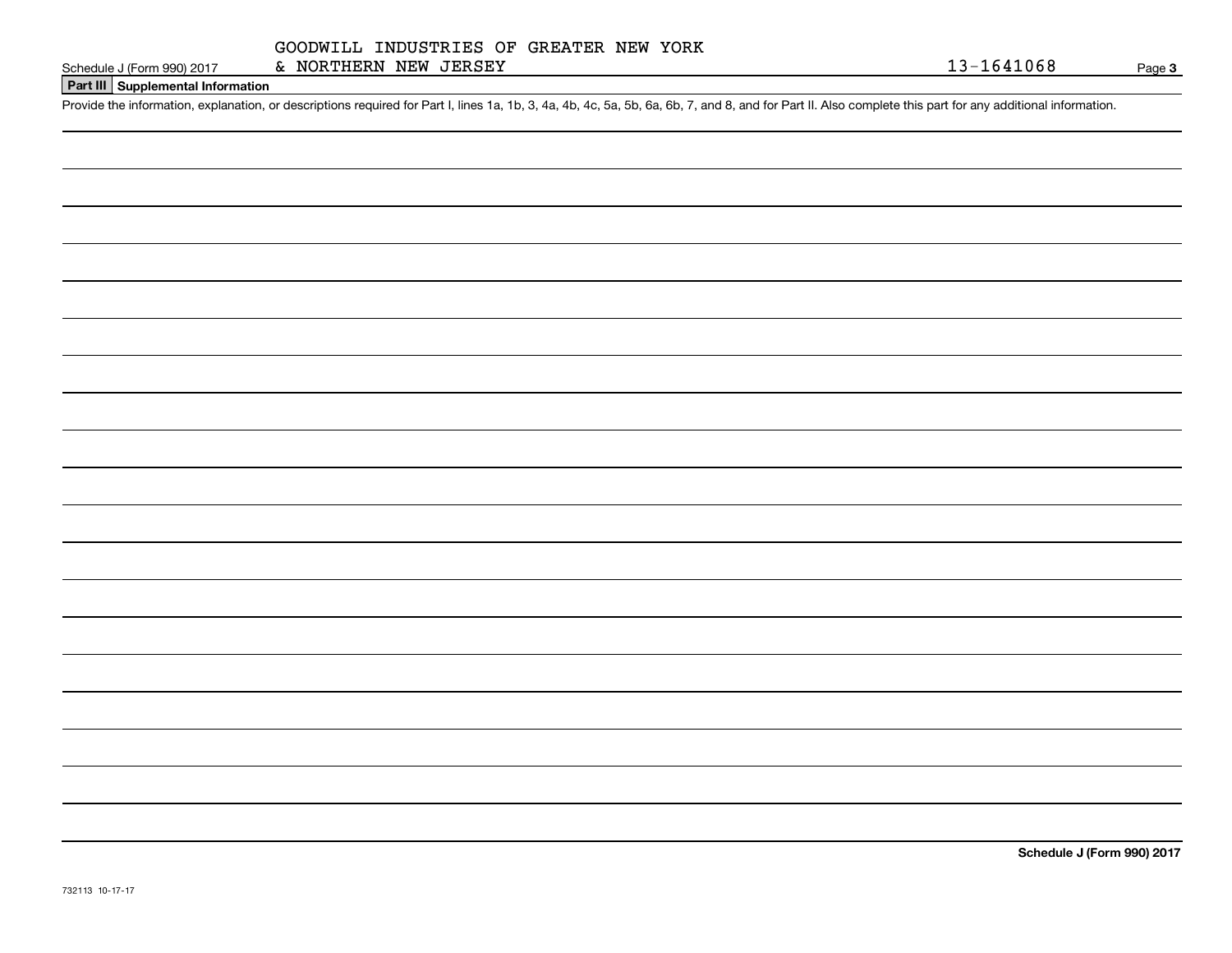GOODWILL INDUSTRIES OF GREATER NEW YORK & NORTHERN NEW JERSEY

13-1641068

Schedule J (Form 990) 2017

## Part III Supplemental Information

Provide the information, explanation, or descriptions required for Part I, lines 1a, 1b, 3, 4a, 4b, 4c, 5a, 5b, 6a, 6b, 7, and 8, and for Part II. Also complete this part for any additional information.

**Schedule J (Form 990) 2017**

732113 10-17-17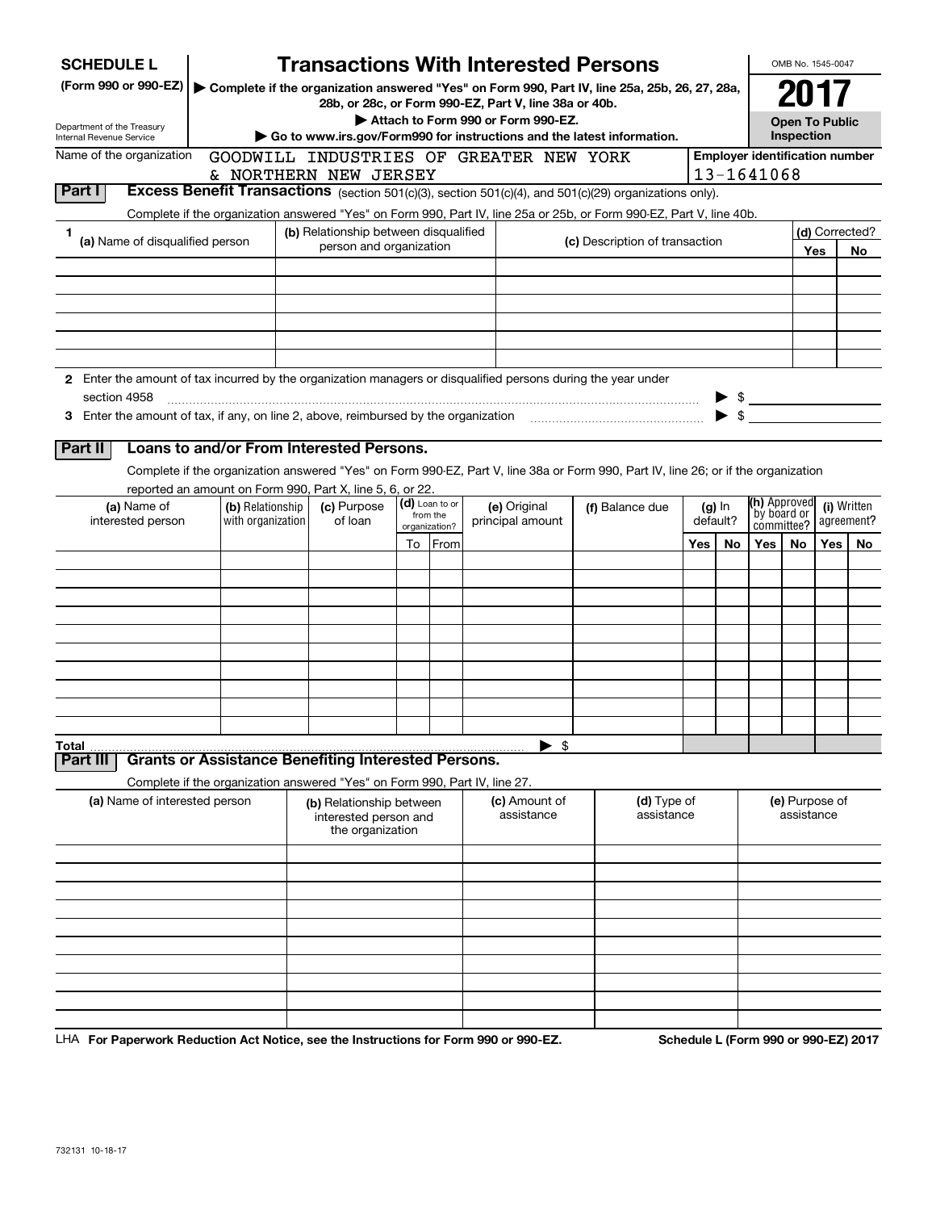**SCHEDULE L** (Form 990 or 990-EZ)

Department of the Treasury
Internal Revenue Service

# Transactions With Interested Persons

▶ Complete if the organization answered "Yes" on Form 990, Part IV, line 25a, 25b, 26, 27, 28a, 28b, or 28c, or Form 990-EZ, Part V, line 38a or 40b.

▶ Attach to Form 990 or Form 990-EZ.

▶ Go to www.irs.gov/Form990 for instructions and the latest information.

OMB No. 1545-0047

**2017**

**Open To Public Inspection**

Name of the organization: GOODWILL INDUSTRIES OF GREATER NEW YORK & NORTHERN NEW JERSEY

Employer identification number: 13-1641068

## Part I Excess Benefit Transactions (section 501(c)(3), section 501(c)(4), and 501(c)(29) organizations only).

Complete if the organization answered "Yes" on Form 990, Part IV, line 25a or 25b, or Form 990-EZ, Part V, line 40b.

| 1 (a) Name of disqualified person | (b) Relationship between disqualified person and organization | (c) Description of transaction | (d) Corrected? Yes | No |
|---|---|---|---|---|
| | | | | |
| | | | | |
| | | | | |
| | | | | |
| | | | | |
| | | | | |

2 Enter the amount of tax incurred by the organization managers or disqualified persons during the year under section 4958 ▶ $

3 Enter the amount of tax, if any, on line 2, above, reimbursed by the organization ▶ $

## Part II Loans to and/or From Interested Persons.

Complete if the organization answered "Yes" on Form 990-EZ, Part V, line 38a or Form 990, Part IV, line 26; or if the organization reported an amount on Form 990, Part X, line 5, 6, or 22.

| (a) Name of interested person | (b) Relationship with organization | (c) Purpose of loan | (d) Loan to or from the organization? To | From | (e) Original principal amount | (f) Balance due | (g) In default? Yes | No | (h) Approved by board or committee? Yes | No | (i) Written agreement? Yes | No |
|---|---|---|---|---|---|---|---|---|---|---|---|---|
| | | | | | | | | | | | | |
| | | | | | | | | | | | | |
| | | | | | | | | | | | | |
| | | | | | | | | | | | | |
| | | | | | | | | | | | | |
| | | | | | | | | | | | | |
| | | | | | | | | | | | | |
| | | | | | | | | | | | | |
| | | | | | | | | | | | | |
| | | | | | | | | | | | | |
| **Total** | | | | | ▶ $ | | | | | | | |

## Part III Grants or Assistance Benefiting Interested Persons.

Complete if the organization answered "Yes" on Form 990, Part IV, line 27.

| (a) Name of interested person | (b) Relationship between interested person and the organization | (c) Amount of assistance | (d) Type of assistance | (e) Purpose of assistance |
|---|---|---|---|---|
| | | | | |
| | | | | |
| | | | | |
| | | | | |
| | | | | |
| | | | | |
| | | | | |
| | | | | |
| | | | | |

LHA **For Paperwork Reduction Act Notice, see the Instructions for Form 990 or 990-EZ.** **Schedule L (Form 990 or 990-EZ) 2017**

732131 10-18-17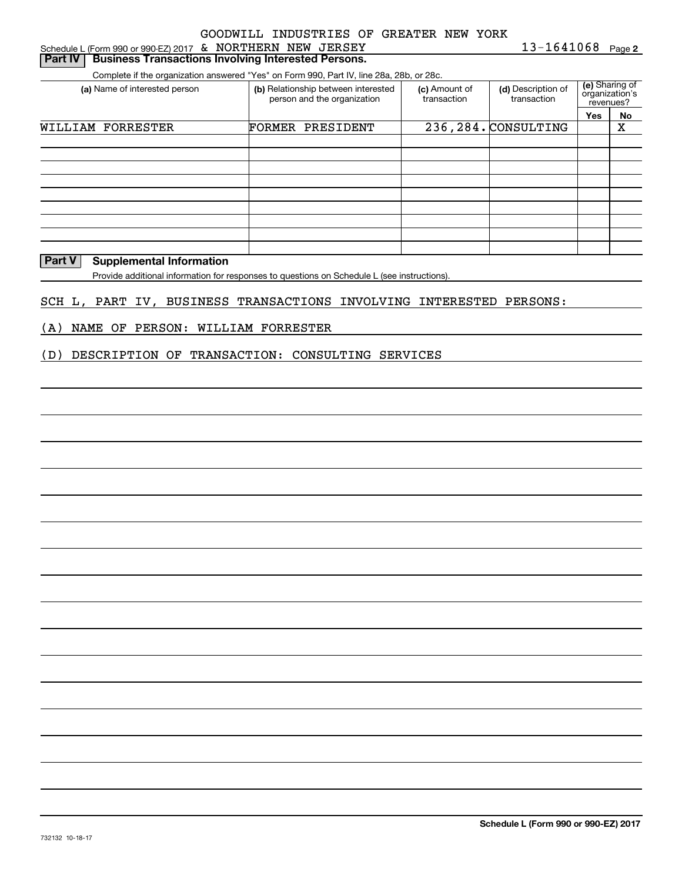GOODWILL INDUSTRIES OF GREATER NEW YORK

Schedule L (Form 990 or 990-EZ) 2017 & NORTHERN NEW JERSEY 13-1641068 Page **2**

**Part IV | Business Transactions Involving Interested Persons.**

Complete if the organization answered "Yes" on Form 990, Part IV, line 28a, 28b, or 28c.

| (a) Name of interested person | (b) Relationship between interested person and the organization | (c) Amount of transaction | (d) Description of transaction | (e) Sharing of organization's revenues? | |
|---|---|---|---|---|---|
| | | | | Yes | No |
| WILLIAM FORRESTER | FORMER PRESIDENT | 236,284. | CONSULTING | | X |
| | | | | | |
| | | | | | |
| | | | | | |
| | | | | | |
| | | | | | |
| | | | | | |
| | | | | | |
| | | | | | |

**Part V | Supplemental Information**

Provide additional information for responses to questions on Schedule L (see instructions).

SCH L, PART IV, BUSINESS TRANSACTIONS INVOLVING INTERESTED PERSONS:

(A) NAME OF PERSON: WILLIAM FORRESTER

(D) DESCRIPTION OF TRANSACTION: CONSULTING SERVICES

**Schedule L (Form 990 or 990-EZ) 2017**

732132 10-18-17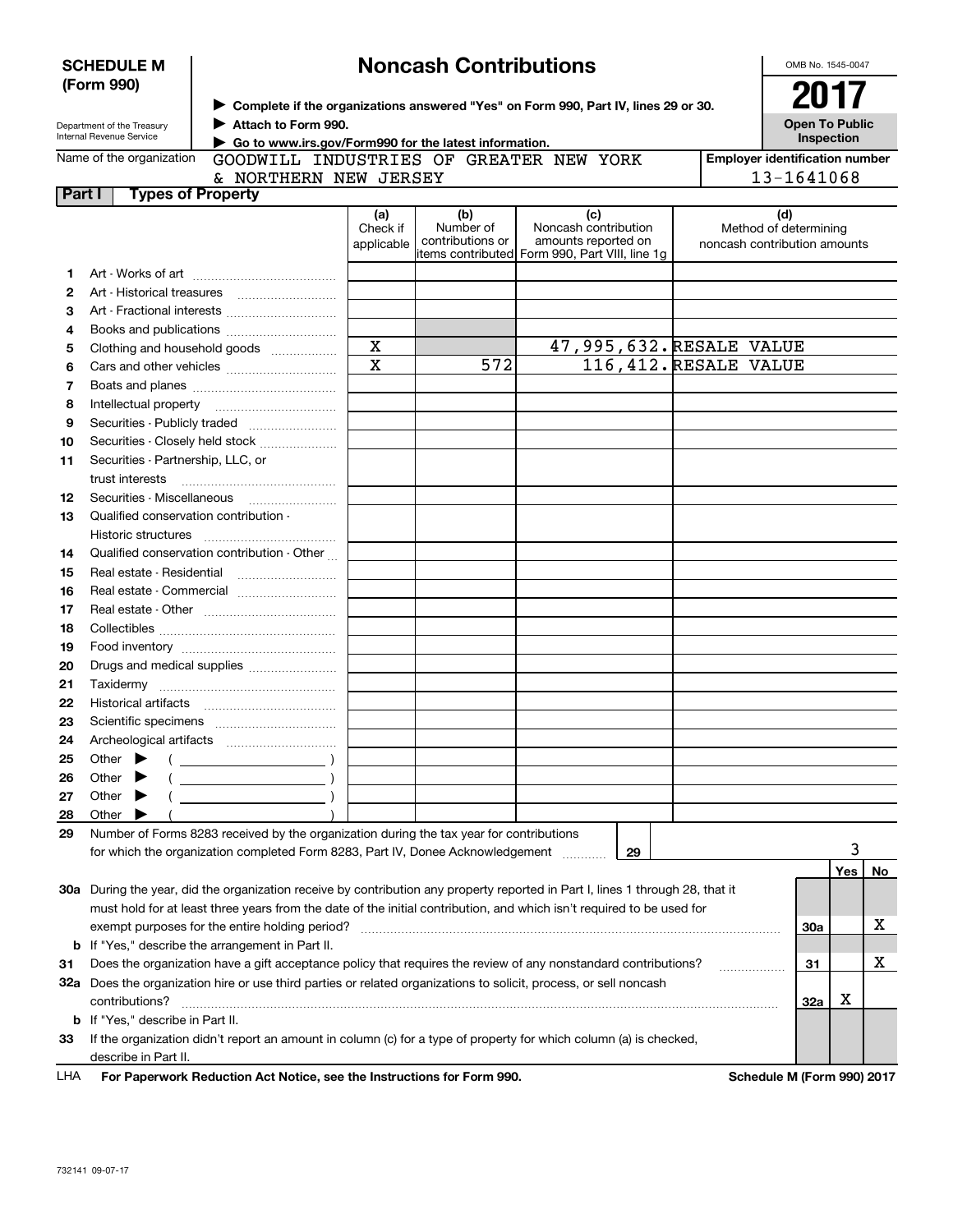**SCHEDULE M (Form 990)**

Department of the Treasury
Internal Revenue Service

# Noncash Contributions

▶ Complete if the organizations answered "Yes" on Form 990, Part IV, lines 29 or 30.
▶ Attach to Form 990.
▶ Go to www.irs.gov/Form990 for the latest information.

OMB No. 1545-0047

**2017**

**Open To Public Inspection**

Name of the organization: GOODWILL INDUSTRIES OF GREATER NEW YORK & NORTHERN NEW JERSEY

Employer identification number: 13-1641068

## Part I Types of Property

| | | (a) Check if applicable | (b) Number of contributions or items contributed | (c) Noncash contribution amounts reported on Form 990, Part VIII, line 1g | (d) Method of determining noncash contribution amounts |
|---|---|---|---|---|---|
| 1 | Art - Works of art | | | | |
| 2 | Art - Historical treasures | | | | |
| 3 | Art - Fractional interests | | | | |
| 4 | Books and publications | | | | |
| 5 | Clothing and household goods | X | | 47,995,632. | RESALE VALUE |
| 6 | Cars and other vehicles | X | 572 | 116,412. | RESALE VALUE |
| 7 | Boats and planes | | | | |
| 8 | Intellectual property | | | | |
| 9 | Securities - Publicly traded | | | | |
| 10 | Securities - Closely held stock | | | | |
| 11 | Securities - Partnership, LLC, or trust interests | | | | |
| 12 | Securities - Miscellaneous | | | | |
| 13 | Qualified conservation contribution - Historic structures | | | | |
| 14 | Qualified conservation contribution - Other | | | | |
| 15 | Real estate - Residential | | | | |
| 16 | Real estate - Commercial | | | | |
| 17 | Real estate - Other | | | | |
| 18 | Collectibles | | | | |
| 19 | Food inventory | | | | |
| 20 | Drugs and medical supplies | | | | |
| 21 | Taxidermy | | | | |
| 22 | Historical artifacts | | | | |
| 23 | Scientific specimens | | | | |
| 24 | Archeological artifacts | | | | |
| 25 | Other ▶ ( ) | | | | |
| 26 | Other ▶ ( ) | | | | |
| 27 | Other ▶ ( ) | | | | |
| 28 | Other ▶ ( ) | | | | |

**29** Number of Forms 8283 received by the organization during the tax year for contributions for which the organization completed Form 8283, Part IV, Donee Acknowledgement ..... **29** 3

| | | | Yes | No |
|---|---|---|---|---|
| **30a** | During the year, did the organization receive by contribution any property reported in Part I, lines 1 through 28, that it must hold for at least three years from the date of the initial contribution, and which isn't required to be used for exempt purposes for the entire holding period? | 30a | | X |
| **b** | If "Yes," describe the arrangement in Part II. | | | |
| **31** | Does the organization have a gift acceptance policy that requires the review of any nonstandard contributions? | 31 | | X |
| **32a** | Does the organization hire or use third parties or related organizations to solicit, process, or sell noncash contributions? | 32a | X | |
| **b** | If "Yes," describe in Part II. | | | |
| **33** | If the organization didn't report an amount in column (c) for a type of property for which column (a) is checked, describe in Part II. | | | |

LHA **For Paperwork Reduction Act Notice, see the Instructions for Form 990.** **Schedule M (Form 990) 2017**

732141 09-07-17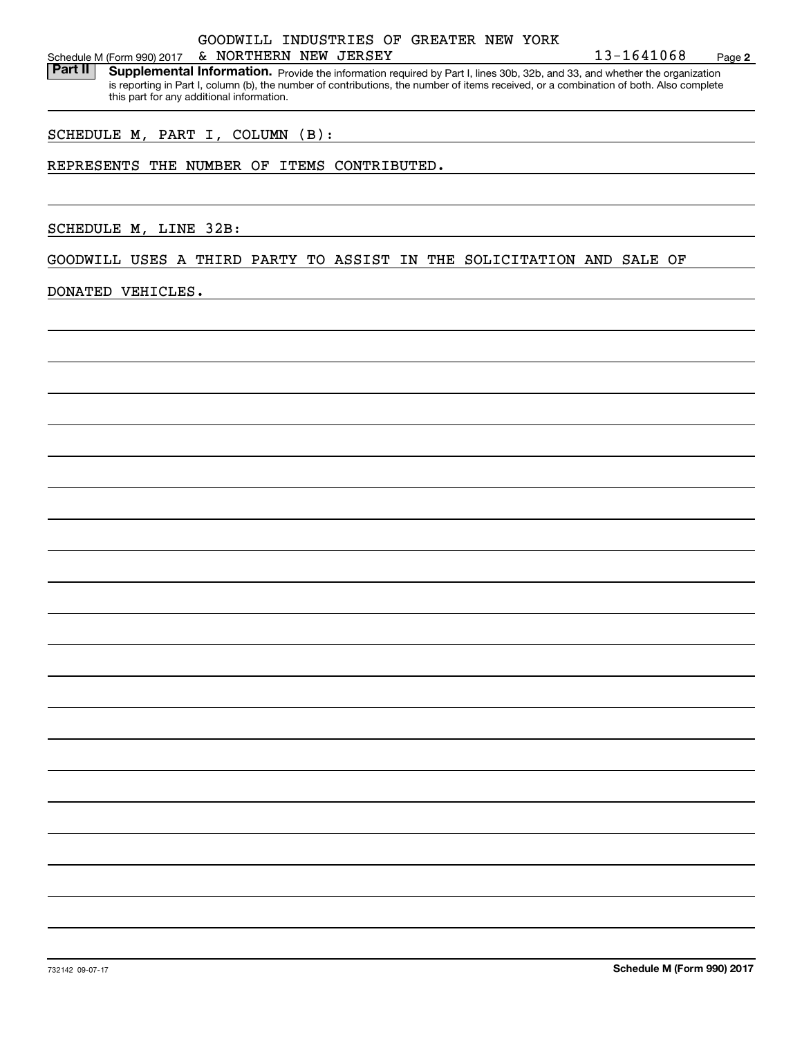GOODWILL INDUSTRIES OF GREATER NEW YORK & NORTHERN NEW JERSEY 13-1641068

Schedule M (Form 990) 2017 Page **2**

**Part II** **Supplemental Information.** Provide the information required by Part I, lines 30b, 32b, and 33, and whether the organization is reporting in Part I, column (b), the number of contributions, the number of items received, or a combination of both. Also complete this part for any additional information.

SCHEDULE M, PART I, COLUMN (B):

REPRESENTS THE NUMBER OF ITEMS CONTRIBUTED.

SCHEDULE M, LINE 32B:

GOODWILL USES A THIRD PARTY TO ASSIST IN THE SOLICITATION AND SALE OF DONATED VEHICLES.

732142 09-07-17 **Schedule M (Form 990) 2017**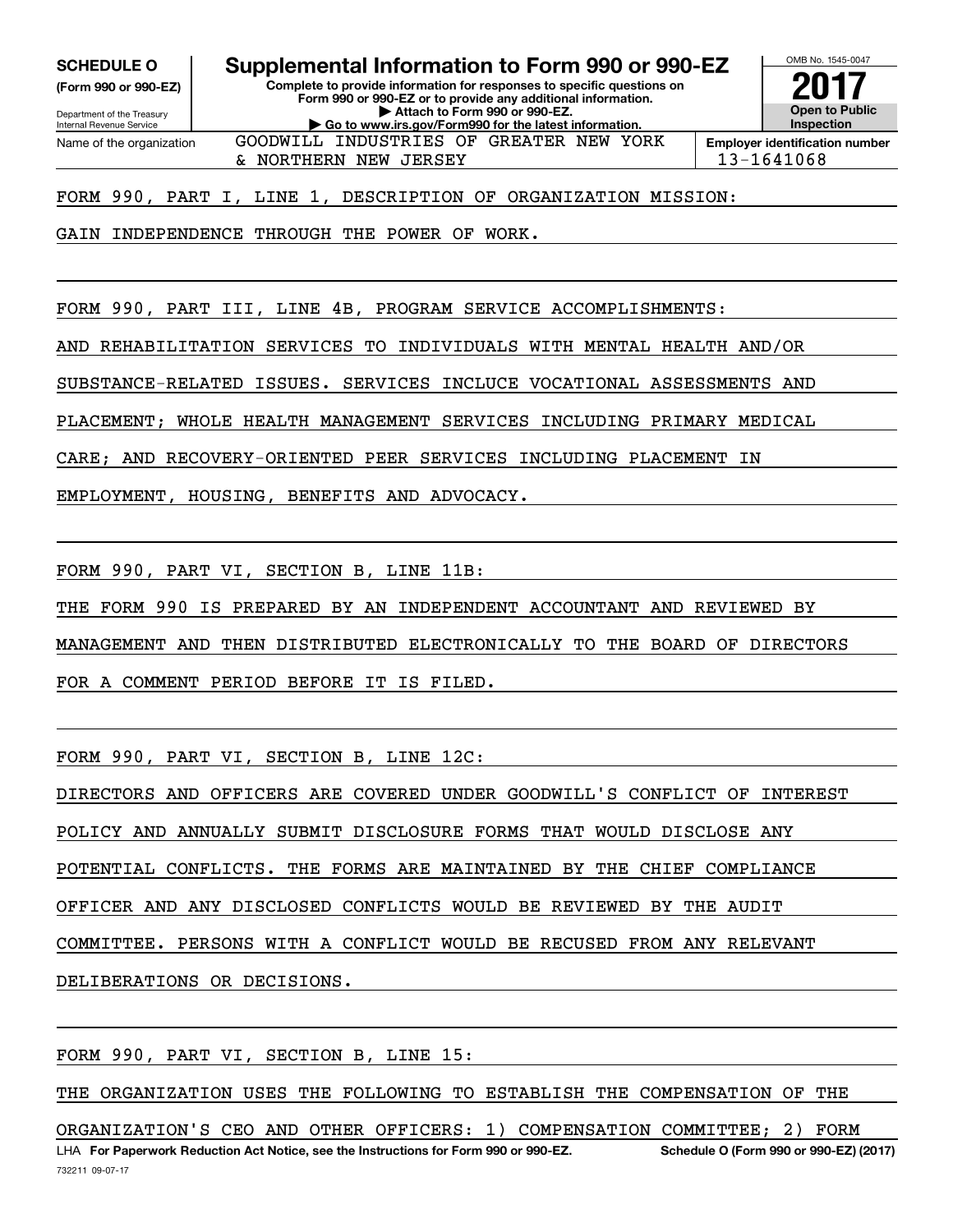**SCHEDULE O**
**(Form 990 or 990-EZ)**

Department of the Treasury
Internal Revenue Service

# Supplemental Information to Form 990 or 990-EZ

**Complete to provide information for responses to specific questions on Form 990 or 990-EZ or to provide any additional information.**
**▶ Attach to Form 990 or 990-EZ.**
**▶ Go to www.irs.gov/Form990 for the latest information.**

OMB No. 1545-0047
**2017**
**Open to Public Inspection**

Name of the organization: GOODWILL INDUSTRIES OF GREATER NEW YORK & NORTHERN NEW JERSEY

**Employer identification number** 13-1641068

FORM 990, PART I, LINE 1, DESCRIPTION OF ORGANIZATION MISSION:

GAIN INDEPENDENCE THROUGH THE POWER OF WORK.

FORM 990, PART III, LINE 4B, PROGRAM SERVICE ACCOMPLISHMENTS:

AND REHABILITATION SERVICES TO INDIVIDUALS WITH MENTAL HEALTH AND/OR SUBSTANCE-RELATED ISSUES. SERVICES INCLUCE VOCATIONAL ASSESSMENTS AND PLACEMENT; WHOLE HEALTH MANAGEMENT SERVICES INCLUDING PRIMARY MEDICAL CARE; AND RECOVERY-ORIENTED PEER SERVICES INCLUDING PLACEMENT IN EMPLOYMENT, HOUSING, BENEFITS AND ADVOCACY.

FORM 990, PART VI, SECTION B, LINE 11B:

THE FORM 990 IS PREPARED BY AN INDEPENDENT ACCOUNTANT AND REVIEWED BY MANAGEMENT AND THEN DISTRIBUTED ELECTRONICALLY TO THE BOARD OF DIRECTORS FOR A COMMENT PERIOD BEFORE IT IS FILED.

FORM 990, PART VI, SECTION B, LINE 12C:

DIRECTORS AND OFFICERS ARE COVERED UNDER GOODWILL'S CONFLICT OF INTEREST POLICY AND ANNUALLY SUBMIT DISCLOSURE FORMS THAT WOULD DISCLOSE ANY POTENTIAL CONFLICTS. THE FORMS ARE MAINTAINED BY THE CHIEF COMPLIANCE OFFICER AND ANY DISCLOSED CONFLICTS WOULD BE REVIEWED BY THE AUDIT COMMITTEE. PERSONS WITH A CONFLICT WOULD BE RECUSED FROM ANY RELEVANT DELIBERATIONS OR DECISIONS.

FORM 990, PART VI, SECTION B, LINE 15:

THE ORGANIZATION USES THE FOLLOWING TO ESTABLISH THE COMPENSATION OF THE ORGANIZATION'S CEO AND OTHER OFFICERS: 1) COMPENSATION COMMITTEE; 2) FORM

LHA **For Paperwork Reduction Act Notice, see the Instructions for Form 990 or 990-EZ.** **Schedule O (Form 990 or 990-EZ) (2017)**
732211 09-07-17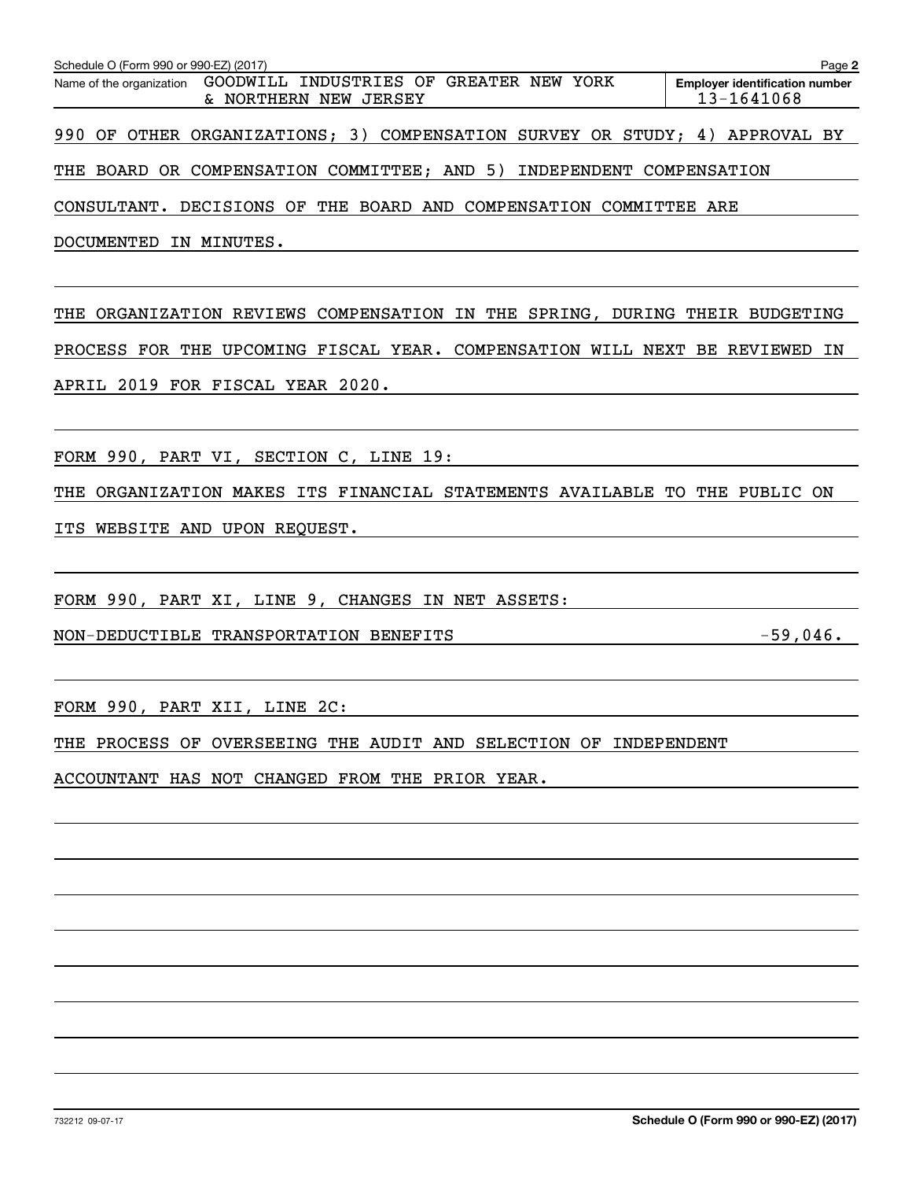Schedule O (Form 990 or 990-EZ) (2017)

Name of the organization GOODWILL INDUSTRIES OF GREATER NEW YORK & NORTHERN NEW JERSEY

Employer identification number 13-1641068

990 OF OTHER ORGANIZATIONS; 3) COMPENSATION SURVEY OR STUDY; 4) APPROVAL BY THE BOARD OR COMPENSATION COMMITTEE; AND 5) INDEPENDENT COMPENSATION CONSULTANT. DECISIONS OF THE BOARD AND COMPENSATION COMMITTEE ARE DOCUMENTED IN MINUTES.

THE ORGANIZATION REVIEWS COMPENSATION IN THE SPRING, DURING THEIR BUDGETING PROCESS FOR THE UPCOMING FISCAL YEAR. COMPENSATION WILL NEXT BE REVIEWED IN APRIL 2019 FOR FISCAL YEAR 2020.

FORM 990, PART VI, SECTION C, LINE 19:

THE ORGANIZATION MAKES ITS FINANCIAL STATEMENTS AVAILABLE TO THE PUBLIC ON ITS WEBSITE AND UPON REQUEST.

FORM 990, PART XI, LINE 9, CHANGES IN NET ASSETS:

| | |
|---|---|
| NON-DEDUCTIBLE TRANSPORTATION BENEFITS | -59,046. |

FORM 990, PART XII, LINE 2C:

THE PROCESS OF OVERSEEING THE AUDIT AND SELECTION OF INDEPENDENT ACCOUNTANT HAS NOT CHANGED FROM THE PRIOR YEAR.

732212 09-07-17

Schedule O (Form 990 or 990-EZ) (2017)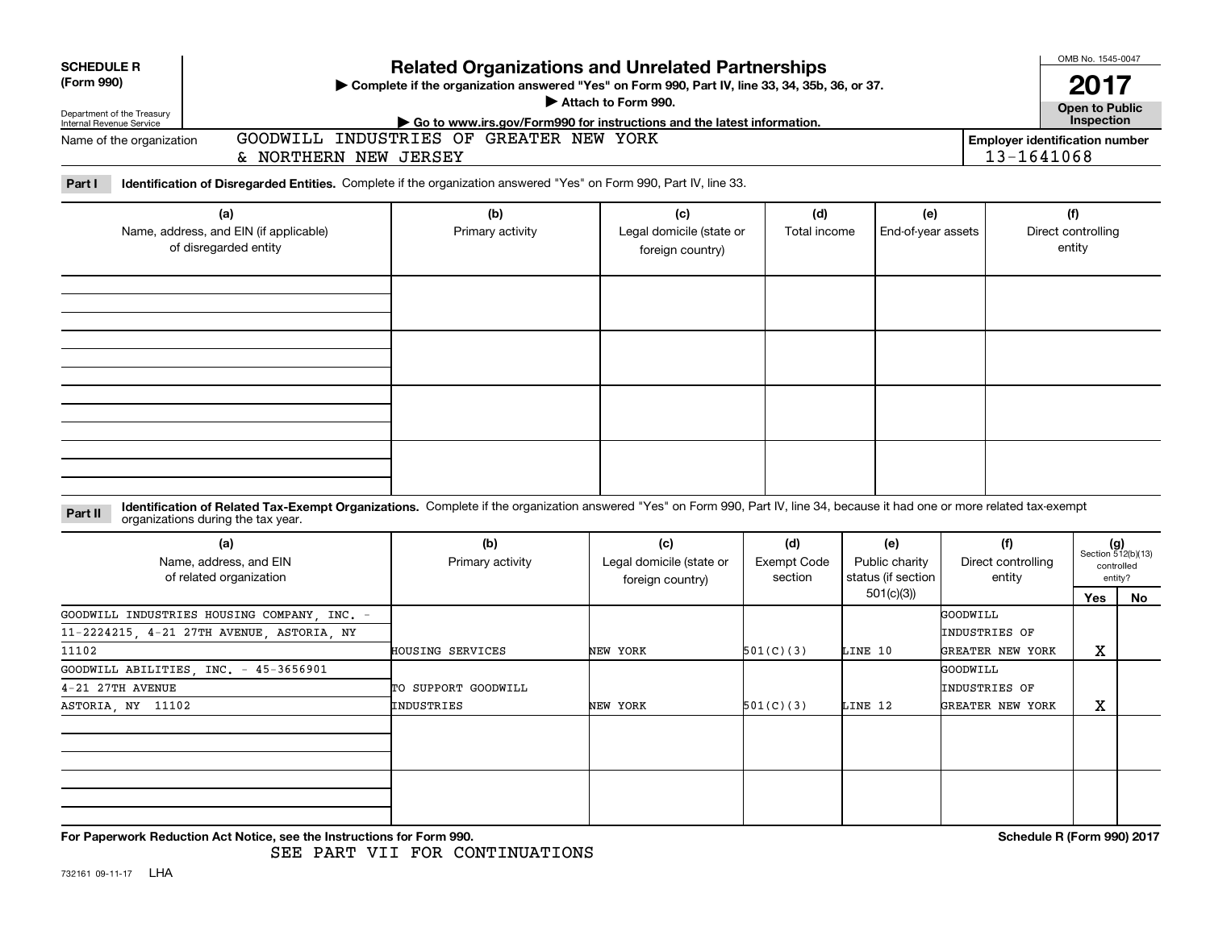**SCHEDULE R (Form 990)**

Department of the Treasury
Internal Revenue Service

# Related Organizations and Unrelated Partnerships

▶ Complete if the organization answered "Yes" on Form 990, Part IV, line 33, 34, 35b, 36, or 37.
▶ Attach to Form 990.
▶ Go to www.irs.gov/Form990 for instructions and the latest information.

OMB No. 1545-0047

**2017**

**Open to Public Inspection**

Name of the organization: GOODWILL INDUSTRIES OF GREATER NEW YORK & NORTHERN NEW JERSEY

**Employer identification number** 13-1641068

**Part I** **Identification of Disregarded Entities.** Complete if the organization answered "Yes" on Form 990, Part IV, line 33.

| (a) Name, address, and EIN (if applicable) of disregarded entity | (b) Primary activity | (c) Legal domicile (state or foreign country) | (d) Total income | (e) End-of-year assets | (f) Direct controlling entity |
|---|---|---|---|---|---|
| | | | | | |
| | | | | | |
| | | | | | |
| | | | | | |

**Part II** **Identification of Related Tax-Exempt Organizations.** Complete if the organization answered "Yes" on Form 990, Part IV, line 34, because it had one or more related tax-exempt organizations during the tax year.

| (a) Name, address, and EIN of related organization | (b) Primary activity | (c) Legal domicile (state or foreign country) | (d) Exempt Code section | (e) Public charity status (if section 501(c)(3)) | (f) Direct controlling entity | (g) Section 512(b)(13) controlled entity? Yes | No |
|---|---|---|---|---|---|---|---|
| GOODWILL INDUSTRIES HOUSING COMPANY, INC. - 11-2224215, 4-21 27TH AVENUE, ASTORIA, NY 11102 | HOUSING SERVICES | NEW YORK | 501(C)(3) | LINE 10 | GOODWILL INDUSTRIES OF GREATER NEW YORK | X | |
| GOODWILL ABILITIES, INC. - 45-3656901 4-21 27TH AVENUE ASTORIA, NY 11102 | TO SUPPORT GOODWILL INDUSTRIES | NEW YORK | 501(C)(3) | LINE 12 | GOODWILL INDUSTRIES OF GREATER NEW YORK | X | |
| | | | | | | | |
| | | | | | | | |

**For Paperwork Reduction Act Notice, see the Instructions for Form 990.**

SEE PART VII FOR CONTINUATIONS

**Schedule R (Form 990) 2017**

732161 09-11-17 LHA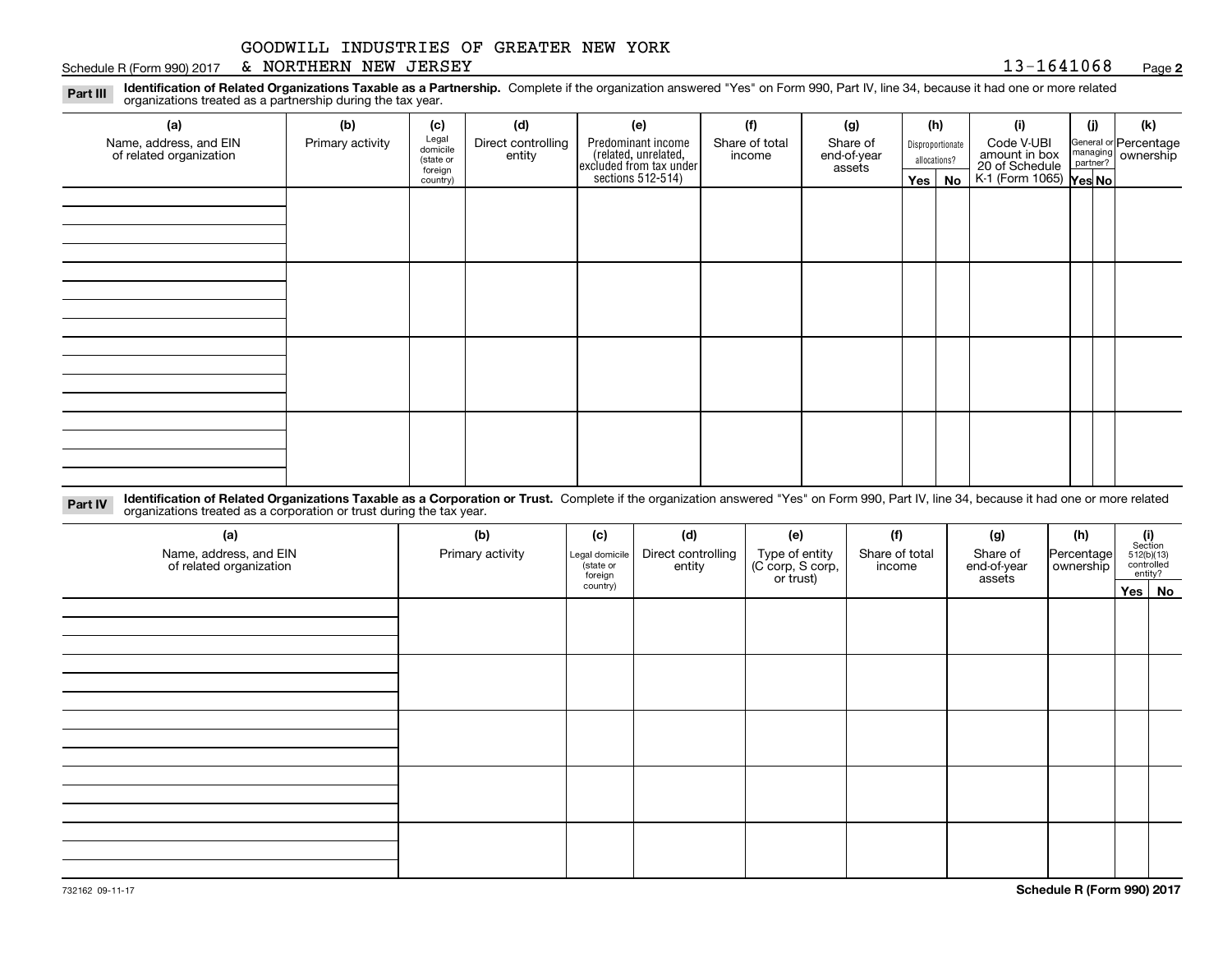GOODWILL INDUSTRIES OF GREATER NEW YORK & NORTHERN NEW JERSEY

Schedule R (Form 990) 2017 — 13-1641068 — Page 2

**Part III** **Identification of Related Organizations Taxable as a Partnership.** Complete if the organization answered "Yes" on Form 990, Part IV, line 34, because it had one or more related organizations treated as a partnership during the tax year.

| (a) Name, address, and EIN of related organization | (b) Primary activity | (c) Legal domicile (state or foreign country) | (d) Direct controlling entity | (e) Predominant income (related, unrelated, excluded from tax under sections 512-514) | (f) Share of total income | (g) Share of end-of-year assets | (h) Disproportionate allocations? Yes | (h) No | (i) Code V-UBI amount in box 20 of Schedule K-1 (Form 1065) | (j) General or managing partner? Yes | (j) No | (k) Percentage ownership |
|---|---|---|---|---|---|---|---|---|---|---|---|---|
| | | | | | | | | | | | | |
| | | | | | | | | | | | | |
| | | | | | | | | | | | | |
| | | | | | | | | | | | | |

**Part IV** **Identification of Related Organizations Taxable as a Corporation or Trust.** Complete if the organization answered "Yes" on Form 990, Part IV, line 34, because it had one or more related organizations treated as a corporation or trust during the tax year.

| (a) Name, address, and EIN of related organization | (b) Primary activity | (c) Legal domicile (state or foreign country) | (d) Direct controlling entity | (e) Type of entity (C corp, S corp, or trust) | (f) Share of total income | (g) Share of end-of-year assets | (h) Percentage ownership | (i) Section 512(b)(13) controlled entity? Yes | (i) No |
|---|---|---|---|---|---|---|---|---|---|
| | | | | | | | | | |
| | | | | | | | | | |
| | | | | | | | | | |
| | | | | | | | | | |
| | | | | | | | | | |

732162 09-11-17

Schedule R (Form 990) 2017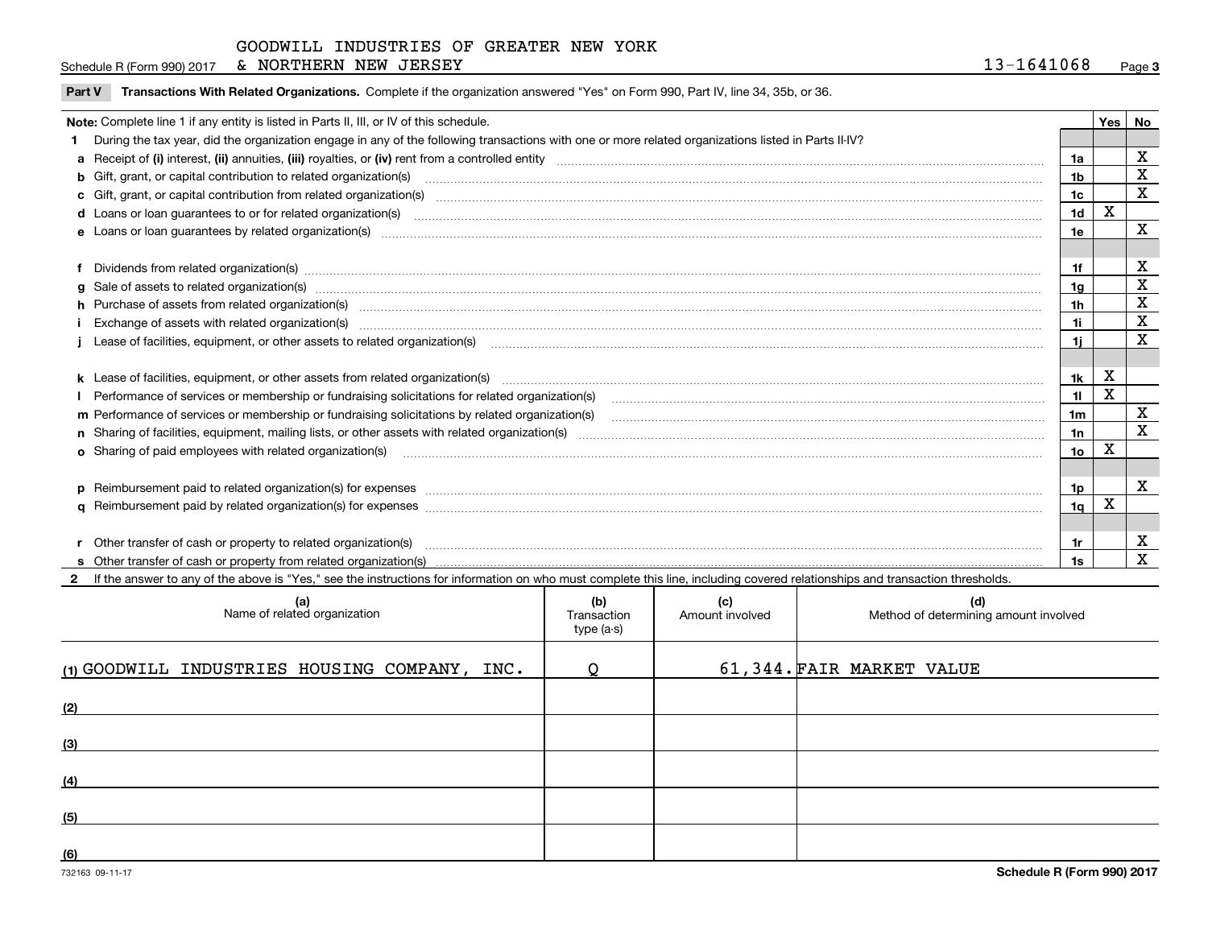GOODWILL INDUSTRIES OF GREATER NEW YORK & NORTHERN NEW JERSEY

Schedule R (Form 990) 2017 13-1641068 Page 3

**Part V Transactions With Related Organizations.** Complete if the organization answered "Yes" on Form 990, Part IV, line 34, 35b, or 36.

| **Note:** Complete line 1 if any entity is listed in Parts II, III, or IV of this schedule. | | Yes | No |
|---|---|---|---|
| **1** During the tax year, did the organization engage in any of the following transactions with one or more related organizations listed in Parts II-IV? | | | |
| **a** Receipt of **(i)** interest, **(ii)** annuities, **(iii)** royalties, or **(iv)** rent from a controlled entity | 1a | | X |
| **b** Gift, grant, or capital contribution to related organization(s) | 1b | | X |
| **c** Gift, grant, or capital contribution from related organization(s) | 1c | | X |
| **d** Loans or loan guarantees to or for related organization(s) | 1d | X | |
| **e** Loans or loan guarantees by related organization(s) | 1e | | X |
| **f** Dividends from related organization(s) | 1f | | X |
| **g** Sale of assets to related organization(s) | 1g | | X |
| **h** Purchase of assets from related organization(s) | 1h | | X |
| **i** Exchange of assets with related organization(s) | 1i | | X |
| **j** Lease of facilities, equipment, or other assets to related organization(s) | 1j | | X |
| **k** Lease of facilities, equipment, or other assets from related organization(s) | 1k | X | |
| **l** Performance of services or membership or fundraising solicitations for related organization(s) | 1l | X | |
| **m** Performance of services or membership or fundraising solicitations by related organization(s) | 1m | | X |
| **n** Sharing of facilities, equipment, mailing lists, or other assets with related organization(s) | 1n | | X |
| **o** Sharing of paid employees with related organization(s) | 1o | X | |
| **p** Reimbursement paid to related organization(s) for expenses | 1p | | X |
| **q** Reimbursement paid by related organization(s) for expenses | 1q | X | |
| **r** Other transfer of cash or property to related organization(s) | 1r | | X |
| **s** Other transfer of cash or property from related organization(s) | 1s | | X |

**2** If the answer to any of the above is "Yes," see the instructions for information on who must complete this line, including covered relationships and transaction thresholds.

| (a) Name of related organization | (b) Transaction type (a-s) | (c) Amount involved | (d) Method of determining amount involved |
|---|---|---|---|
| (1) GOODWILL INDUSTRIES HOUSING COMPANY, INC. | Q | 61,344. | FAIR MARKET VALUE |
| (2) | | | |
| (3) | | | |
| (4) | | | |
| (5) | | | |
| (6) | | | |

732163 09-11-17 **Schedule R (Form 990) 2017**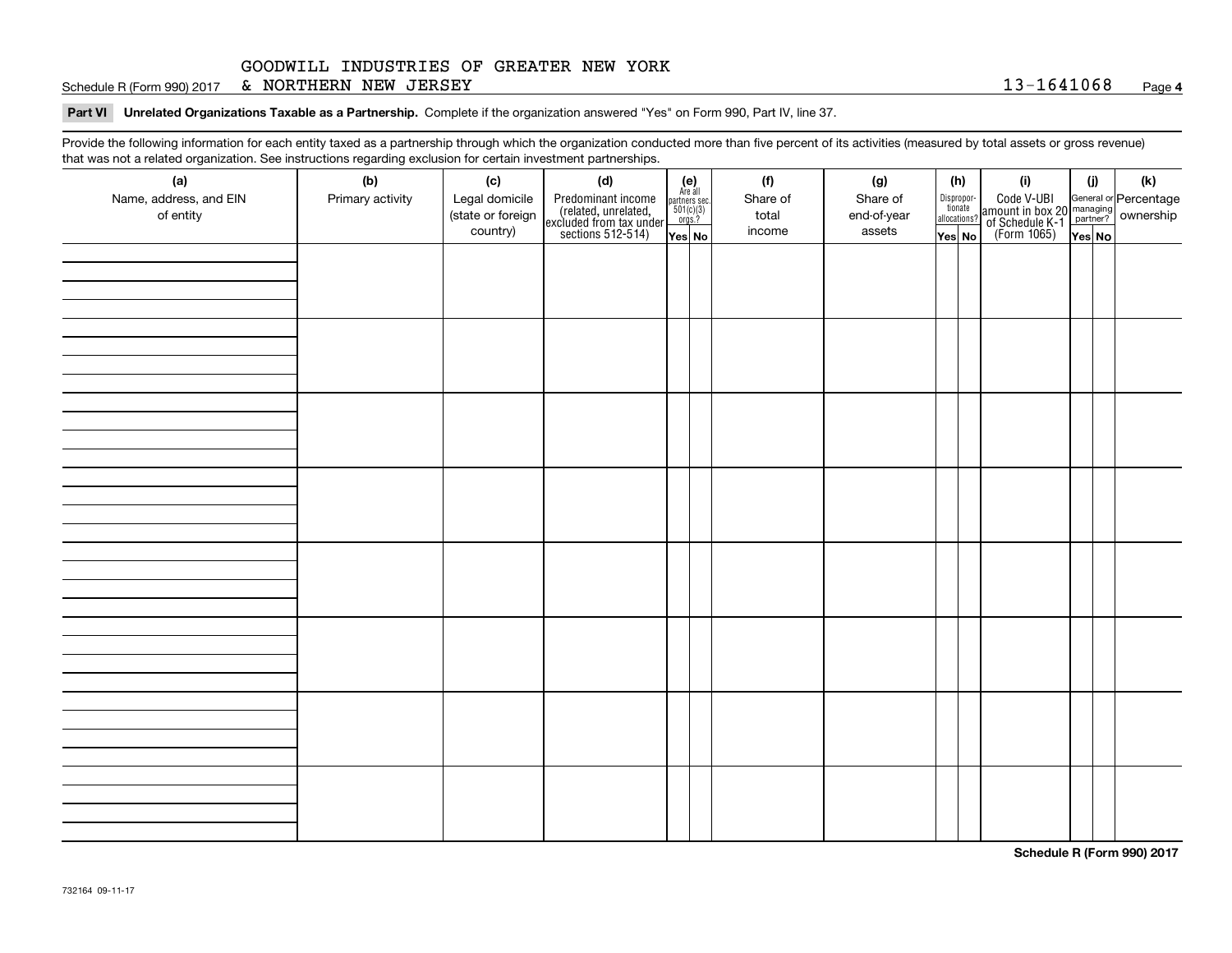GOODWILL INDUSTRIES OF GREATER NEW YORK
Schedule R (Form 990) 2017 & NORTHERN NEW JERSEY 13-1641068 Page **4**

**Part VI Unrelated Organizations Taxable as a Partnership.** Complete if the organization answered "Yes" on Form 990, Part IV, line 37.

Provide the following information for each entity taxed as a partnership through which the organization conducted more than five percent of its activities (measured by total assets or gross revenue) that was not a related organization. See instructions regarding exclusion for certain investment partnerships.

| (a) Name, address, and EIN of entity | (b) Primary activity | (c) Legal domicile (state or foreign country) | (d) Predominant income (related, unrelated, excluded from tax under sections 512-514) | (e) Are all partners sec. 501(c)(3) orgs.? | | (f) Share of total income | (g) Share of end-of-year assets | (h) Disproportionate allocations? | | (i) Code V-UBI amount in box 20 of Schedule K-1 (Form 1065) | (j) General or managing partner? | | (k) Percentage ownership |
|---|---|---|---|---|---|---|---|---|---|---|---|---|---|
| | | | | Yes | No | | | Yes | No | | Yes | No | |
| | | | | | | | | | | | | | |
| | | | | | | | | | | | | | |
| | | | | | | | | | | | | | |
| | | | | | | | | | | | | | |
| | | | | | | | | | | | | | |
| | | | | | | | | | | | | | |
| | | | | | | | | | | | | | |
| | | | | | | | | | | | | | |

**Schedule R (Form 990) 2017**

732164 09-11-17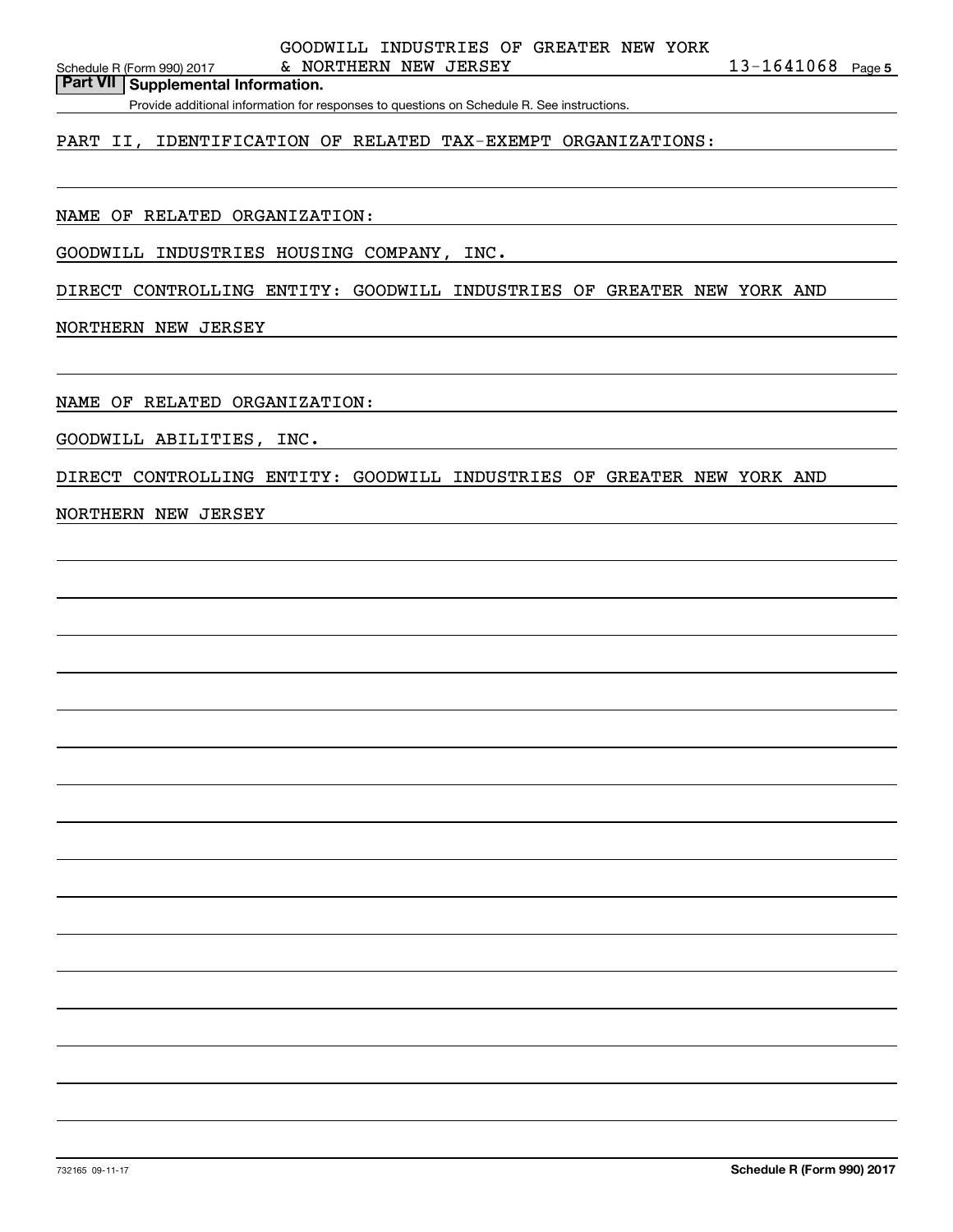GOODWILL INDUSTRIES OF GREATER NEW YORK & NORTHERN NEW JERSEY 13-1641068

## Part VII Supplemental Information.

Provide additional information for responses to questions on Schedule R. See instructions.

PART II, IDENTIFICATION OF RELATED TAX-EXEMPT ORGANIZATIONS:

NAME OF RELATED ORGANIZATION:

GOODWILL INDUSTRIES HOUSING COMPANY, INC.

DIRECT CONTROLLING ENTITY: GOODWILL INDUSTRIES OF GREATER NEW YORK AND NORTHERN NEW JERSEY

NAME OF RELATED ORGANIZATION:

GOODWILL ABILITIES, INC.

DIRECT CONTROLLING ENTITY: GOODWILL INDUSTRIES OF GREATER NEW YORK AND NORTHERN NEW JERSEY

732165 09-11-17

**Schedule R (Form 990) 2017**